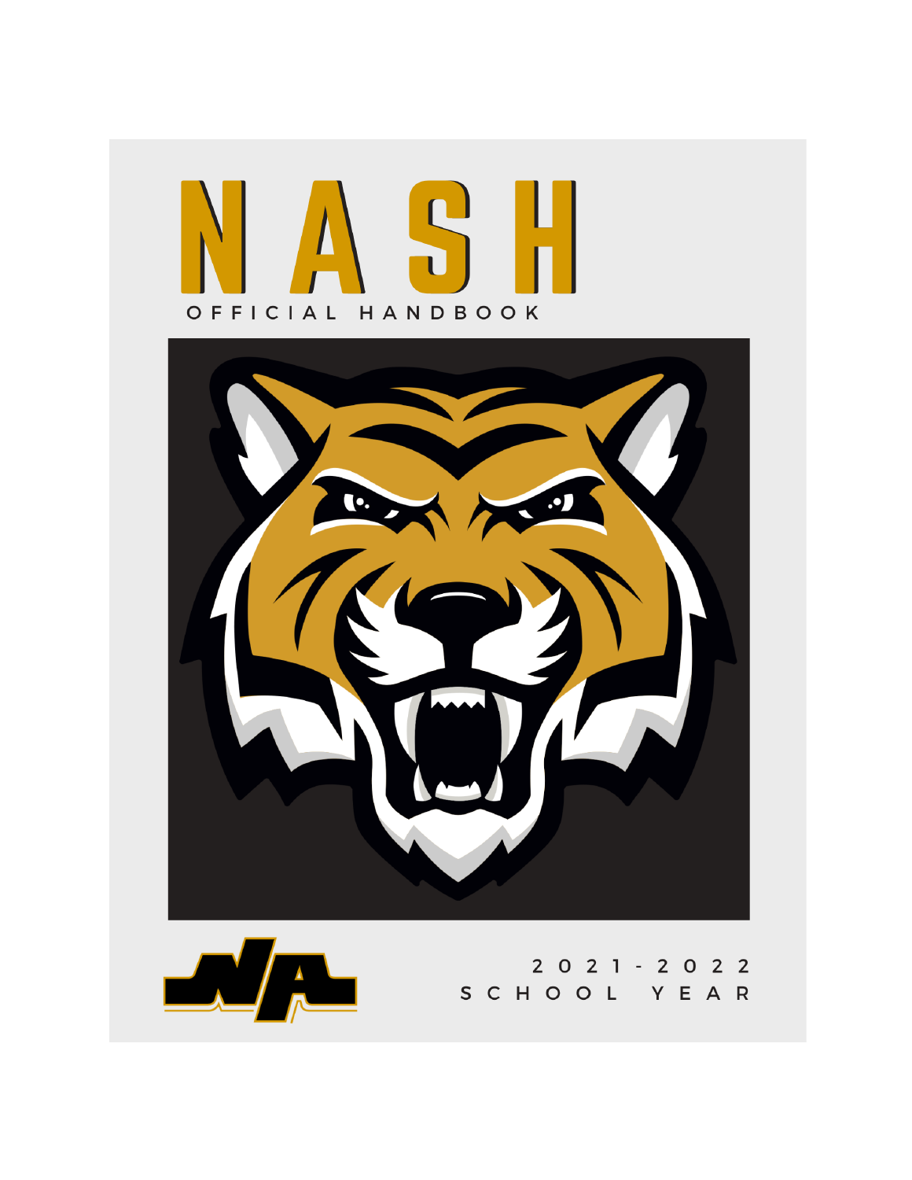# NASH

OFFICIAL HANDBOOK

2021-2022

SCHOOL YEAR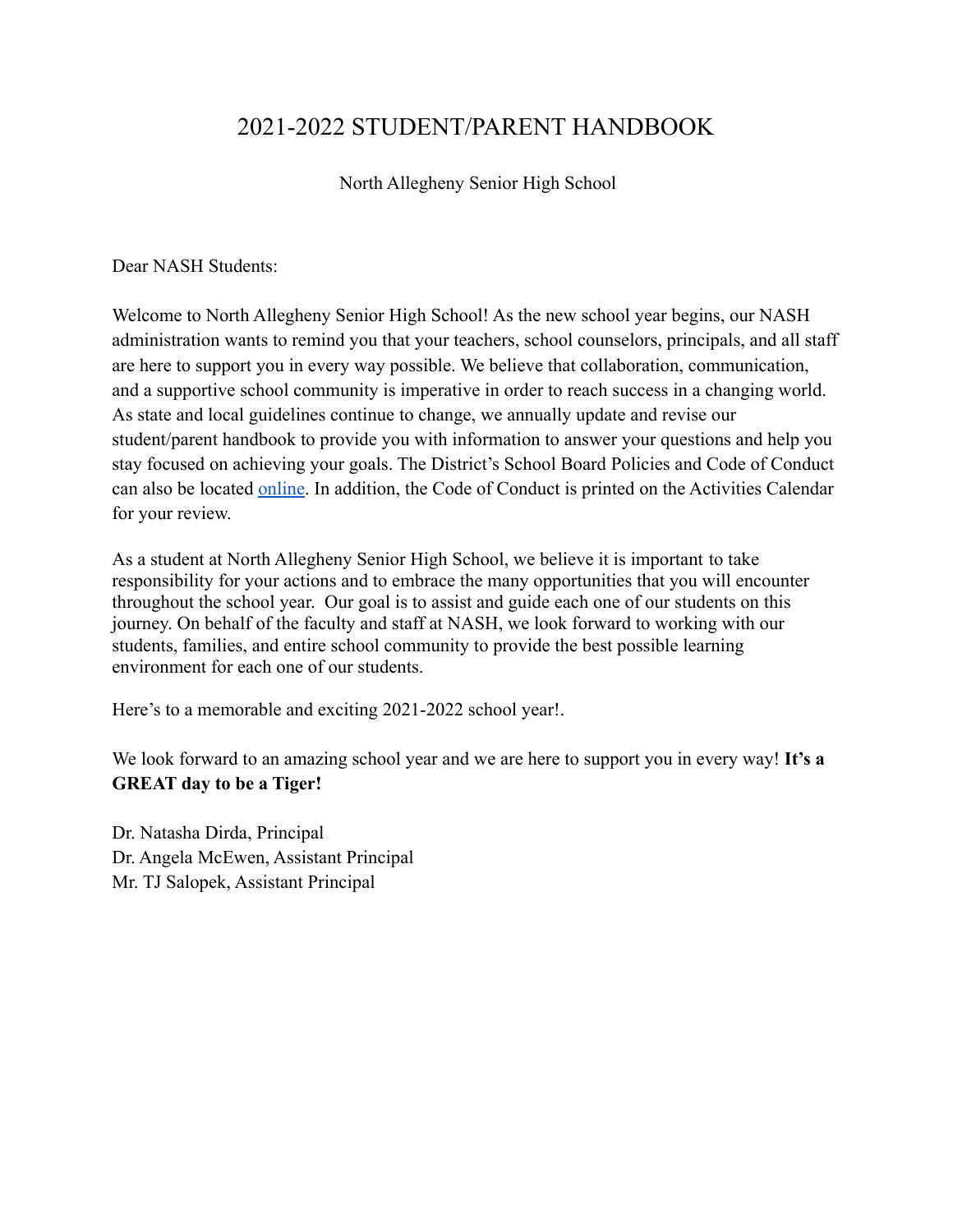# 2021-2022 STUDENT/PARENT HANDBOOK

North Allegheny Senior High School

Dear NASH Students:

Welcome to North Allegheny Senior High School! As the new school year begins, our NASH administration wants to remind you that your teachers, school counselors, principals, and all staff are here to support you in every way possible. We believe that collaboration, communication, and a supportive school community is imperative in order to reach success in a changing world. As state and local guidelines continue to change, we annually update and revise our student/parent handbook to provide you with information to answer your questions and help you stay focused on achieving your goals. The District's School Board Policies and Code of Conduct can also be located online. In addition, the Code of Conduct is printed on the Activities Calendar for your review.

As a student at North Allegheny Senior High School, we believe it is important to take responsibility for your actions and to embrace the many opportunities that you will encounter throughout the school year. Our goal is to assist and guide each one of our students on this journey. On behalf of the faculty and staff at NASH, we look forward to working with our students, families, and entire school community to provide the best possible learning environment for each one of our students.

Here's to a memorable and exciting 2021-2022 school year!.

We look forward to an amazing school year and we are here to support you in every way! **It's a GREAT day to be a Tiger!**

Dr. Natasha Dirda, Principal
Dr. Angela McEwen, Assistant Principal
Mr. TJ Salopek, Assistant Principal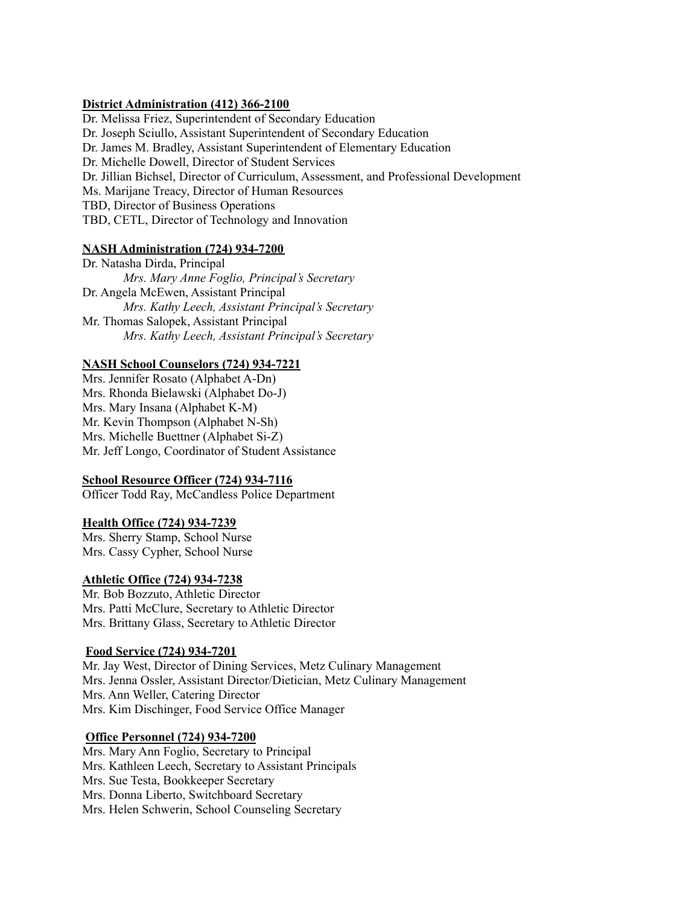**District Administration (412) 366-2100**

Dr. Melissa Friez, Superintendent of Secondary Education
Dr. Joseph Sciullo, Assistant Superintendent of Secondary Education
Dr. James M. Bradley, Assistant Superintendent of Elementary Education
Dr. Michelle Dowell, Director of Student Services
Dr. Jillian Bichsel, Director of Curriculum, Assessment, and Professional Development
Ms. Marijane Treacy, Director of Human Resources
TBD, Director of Business Operations
TBD, CETL, Director of Technology and Innovation

**NASH Administration (724) 934-7200**

Dr. Natasha Dirda, Principal
    *Mrs. Mary Anne Foglio, Principal's Secretary*
Dr. Angela McEwen, Assistant Principal
    *Mrs. Kathy Leech, Assistant Principal's Secretary*
Mr. Thomas Salopek, Assistant Principal
    *Mrs. Kathy Leech, Assistant Principal's Secretary*

**NASH School Counselors (724) 934-7221**

Mrs. Jennifer Rosato (Alphabet A-Dn)
Mrs. Rhonda Bielawski (Alphabet Do-J)
Mrs. Mary Insana (Alphabet K-M)
Mr. Kevin Thompson (Alphabet N-Sh)
Mrs. Michelle Buettner (Alphabet Si-Z)
Mr. Jeff Longo, Coordinator of Student Assistance

**School Resource Officer (724) 934-7116**

Officer Todd Ray, McCandless Police Department

**Health Office (724) 934-7239**

Mrs. Sherry Stamp, School Nurse
Mrs. Cassy Cypher, School Nurse

**Athletic Office (724) 934-7238**

Mr. Bob Bozzuto, Athletic Director
Mrs. Patti McClure, Secretary to Athletic Director
Mrs. Brittany Glass, Secretary to Athletic Director

**Food Service (724) 934-7201**

Mr. Jay West, Director of Dining Services, Metz Culinary Management
Mrs. Jenna Ossler, Assistant Director/Dietician, Metz Culinary Management
Mrs. Ann Weller, Catering Director
Mrs. Kim Dischinger, Food Service Office Manager

**Office Personnel (724) 934-7200**

Mrs. Mary Ann Foglio, Secretary to Principal
Mrs. Kathleen Leech, Secretary to Assistant Principals
Mrs. Sue Testa, Bookkeeper Secretary
Mrs. Donna Liberto, Switchboard Secretary
Mrs. Helen Schwerin, School Counseling Secretary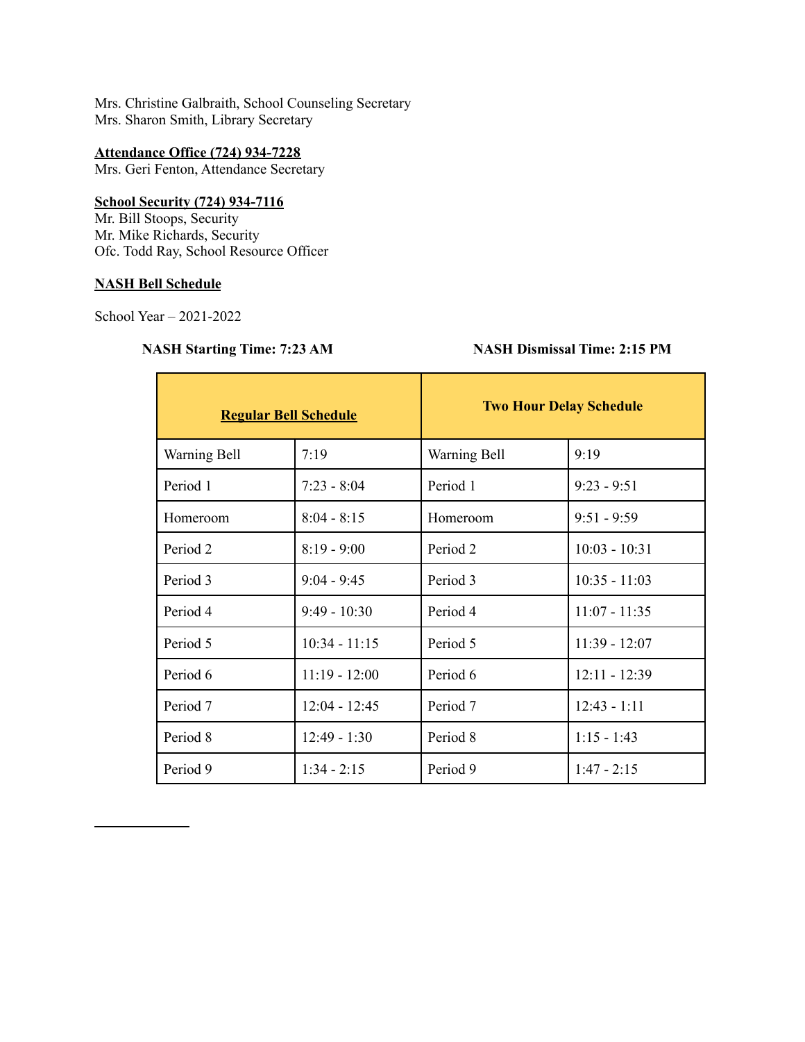Mrs. Christine Galbraith, School Counseling Secretary
Mrs. Sharon Smith, Library Secretary

**Attendance Office (724) 934-7228**
Mrs. Geri Fenton, Attendance Secretary

**School Security (724) 934-7116**
Mr. Bill Stoops, Security
Mr. Mike Richards, Security
Ofc. Todd Ray, School Resource Officer

**NASH Bell Schedule**

School Year – 2021-2022

**NASH Starting Time: 7:23 AM** **NASH Dismissal Time: 2:15 PM**

| **Regular Bell Schedule** | | **Two Hour Delay Schedule** | |
|---|---|---|---|
| Warning Bell | 7:19 | Warning Bell | 9:19 |
| Period 1 | 7:23 - 8:04 | Period 1 | 9:23 - 9:51 |
| Homeroom | 8:04 - 8:15 | Homeroom | 9:51 - 9:59 |
| Period 2 | 8:19 - 9:00 | Period 2 | 10:03 - 10:31 |
| Period 3 | 9:04 - 9:45 | Period 3 | 10:35 - 11:03 |
| Period 4 | 9:49 - 10:30 | Period 4 | 11:07 - 11:35 |
| Period 5 | 10:34 - 11:15 | Period 5 | 11:39 - 12:07 |
| Period 6 | 11:19 - 12:00 | Period 6 | 12:11 - 12:39 |
| Period 7 | 12:04 - 12:45 | Period 7 | 12:43 - 1:11 |
| Period 8 | 12:49 - 1:30 | Period 8 | 1:15 - 1:43 |
| Period 9 | 1:34 - 2:15 | Period 9 | 1:47 - 2:15 |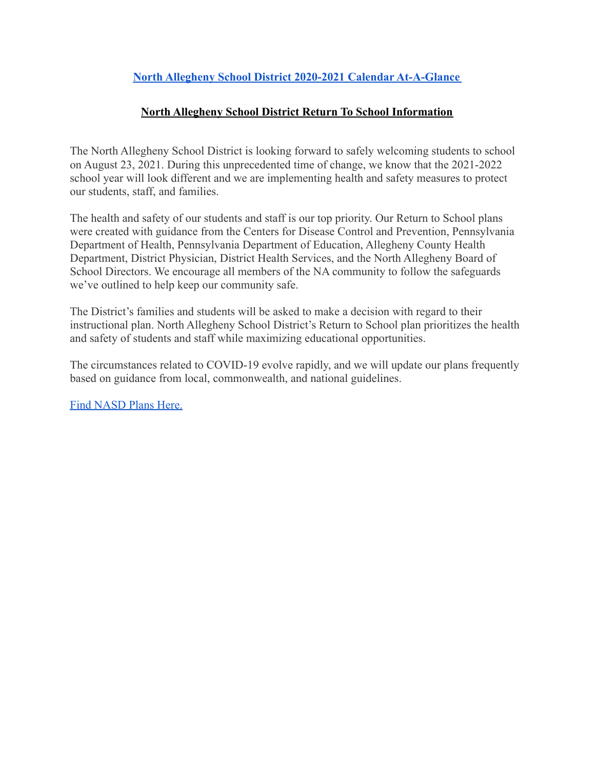**[North Allegheny School District 2020-2021 Calendar At-A-Glance]**

## North Allegheny School District Return To School Information

The North Allegheny School District is looking forward to safely welcoming students to school on August 23, 2021. During this unprecedented time of change, we know that the 2021-2022 school year will look different and we are implementing health and safety measures to protect our students, staff, and families.

The health and safety of our students and staff is our top priority. Our Return to School plans were created with guidance from the Centers for Disease Control and Prevention, Pennsylvania Department of Health, Pennsylvania Department of Education, Allegheny County Health Department, District Physician, District Health Services, and the North Allegheny Board of School Directors. We encourage all members of the NA community to follow the safeguards we've outlined to help keep our community safe.

The District's families and students will be asked to make a decision with regard to their instructional plan. North Allegheny School District's Return to School plan prioritizes the health and safety of students and staff while maximizing educational opportunities.

The circumstances related to COVID-19 evolve rapidly, and we will update our plans frequently based on guidance from local, commonwealth, and national guidelines.

[Find NASD Plans Here.]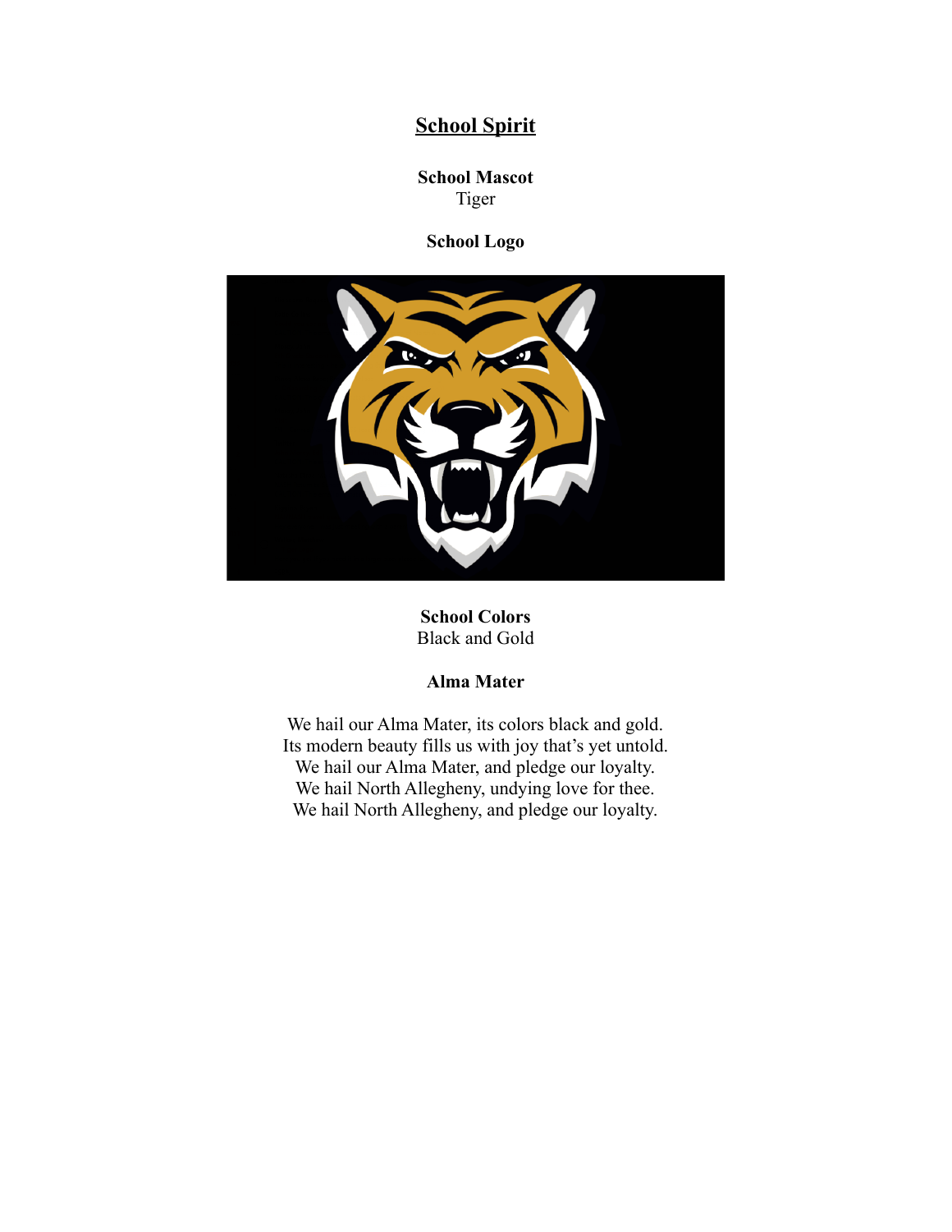# School Spirit

**School Mascot**
Tiger

**School Logo**

**School Colors**
Black and Gold

**Alma Mater**

We hail our Alma Mater, its colors black and gold.
Its modern beauty fills us with joy that's yet untold.
We hail our Alma Mater, and pledge our loyalty.
We hail North Allegheny, undying love for thee.
We hail North Allegheny, and pledge our loyalty.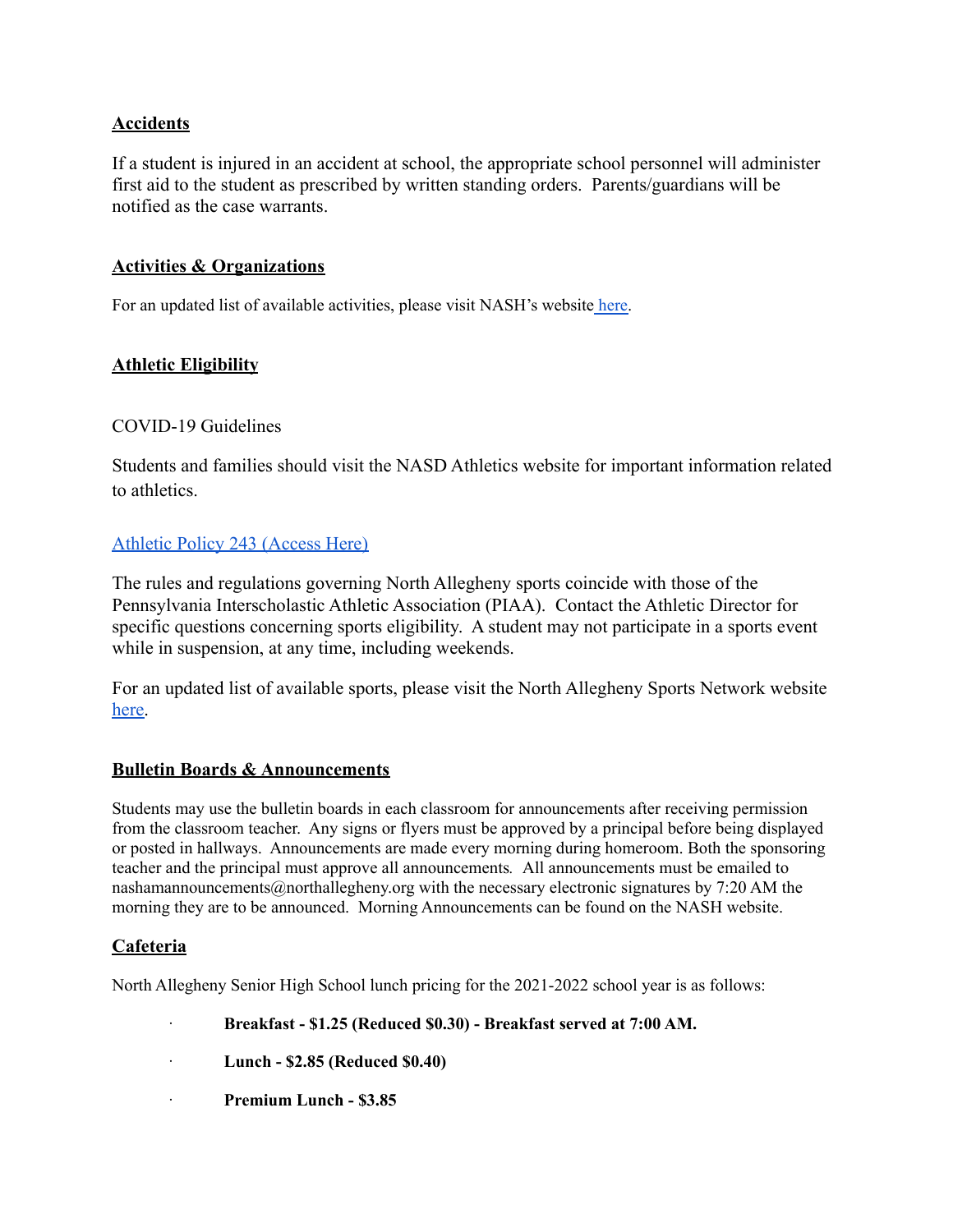## Accidents

If a student is injured in an accident at school, the appropriate school personnel will administer first aid to the student as prescribed by written standing orders. Parents/guardians will be notified as the case warrants.

## Activities & Organizations

For an updated list of available activities, please visit NASH's website here.

## Athletic Eligibility

COVID-19 Guidelines

Students and families should visit the NASD Athletics website for important information related to athletics.

Athletic Policy 243 (Access Here)

The rules and regulations governing North Allegheny sports coincide with those of the Pennsylvania Interscholastic Athletic Association (PIAA). Contact the Athletic Director for specific questions concerning sports eligibility. A student may not participate in a sports event while in suspension, at any time, including weekends.

For an updated list of available sports, please visit the North Allegheny Sports Network website here.

## Bulletin Boards & Announcements

Students may use the bulletin boards in each classroom for announcements after receiving permission from the classroom teacher. Any signs or flyers must be approved by a principal before being displayed or posted in hallways. Announcements are made every morning during homeroom. Both the sponsoring teacher and the principal must approve all announcements. All announcements must be emailed to nashamannouncements@northallegheny.org with the necessary electronic signatures by 7:20 AM the morning they are to be announced. Morning Announcements can be found on the NASH website.

## Cafeteria

North Allegheny Senior High School lunch pricing for the 2021-2022 school year is as follows:

- **Breakfast - $1.25 (Reduced $0.30) - Breakfast served at 7:00 AM.**
- **Lunch - $2.85 (Reduced $0.40)**
- **Premium Lunch - $3.85**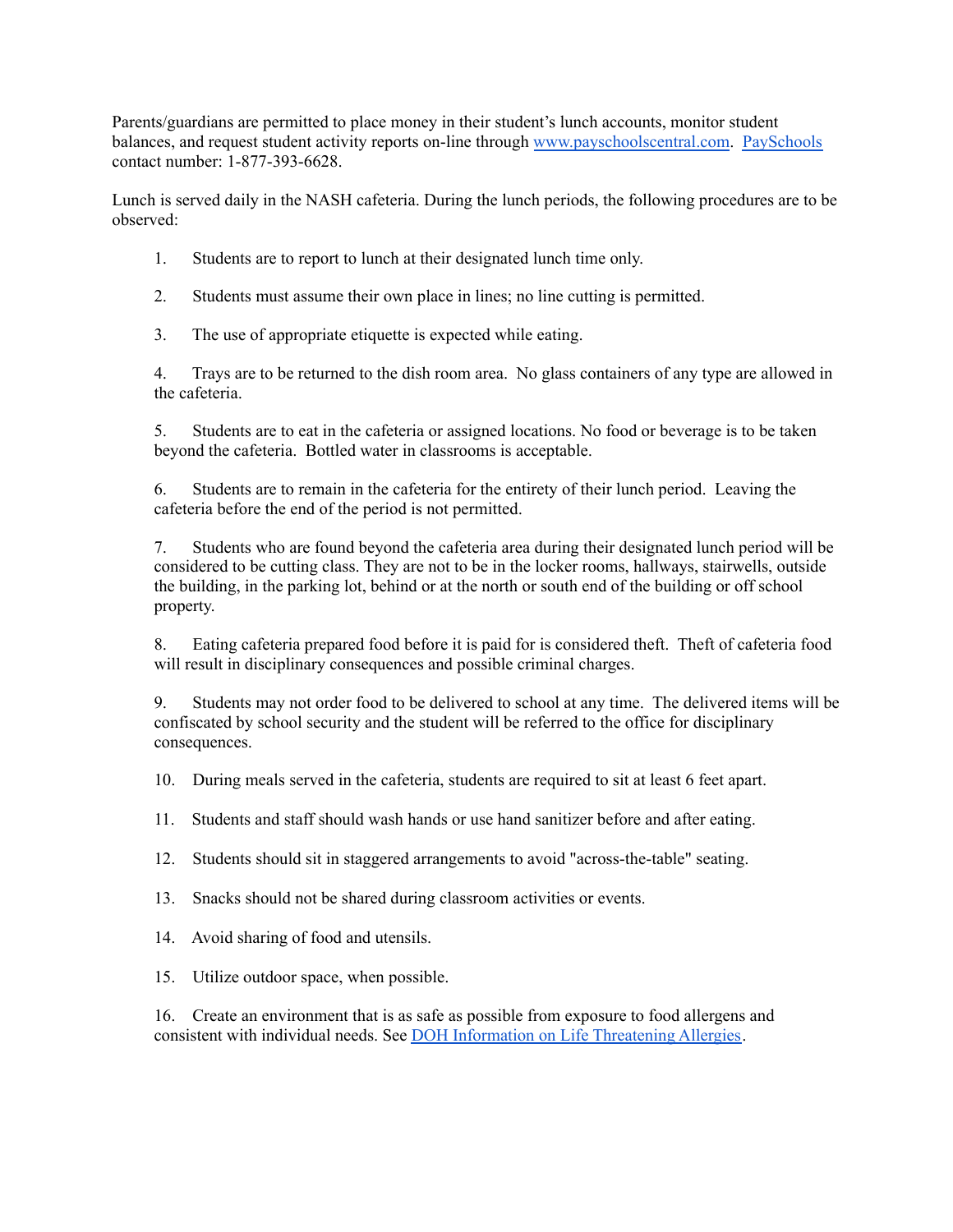Parents/guardians are permitted to place money in their student's lunch accounts, monitor student balances, and request student activity reports on-line through [www.payschoolscentral.com](http://www.payschoolscentral.com). [PaySchools](http://www.payschoolscentral.com) contact number: 1-877-393-6628.

Lunch is served daily in the NASH cafeteria. During the lunch periods, the following procedures are to be observed:

1. Students are to report to lunch at their designated lunch time only.
2. Students must assume their own place in lines; no line cutting is permitted.
3. The use of appropriate etiquette is expected while eating.
4. Trays are to be returned to the dish room area. No glass containers of any type are allowed in the cafeteria.
5. Students are to eat in the cafeteria or assigned locations. No food or beverage is to be taken beyond the cafeteria. Bottled water in classrooms is acceptable.
6. Students are to remain in the cafeteria for the entirety of their lunch period. Leaving the cafeteria before the end of the period is not permitted.
7. Students who are found beyond the cafeteria area during their designated lunch period will be considered to be cutting class. They are not to be in the locker rooms, hallways, stairwells, outside the building, in the parking lot, behind or at the north or south end of the building or off school property.
8. Eating cafeteria prepared food before it is paid for is considered theft. Theft of cafeteria food will result in disciplinary consequences and possible criminal charges.
9. Students may not order food to be delivered to school at any time. The delivered items will be confiscated by school security and the student will be referred to the office for disciplinary consequences.
10. During meals served in the cafeteria, students are required to sit at least 6 feet apart.
11. Students and staff should wash hands or use hand sanitizer before and after eating.
12. Students should sit in staggered arrangements to avoid "across-the-table" seating.
13. Snacks should not be shared during classroom activities or events.
14. Avoid sharing of food and utensils.
15. Utilize outdoor space, when possible.
16. Create an environment that is as safe as possible from exposure to food allergens and consistent with individual needs. See DOH Information on Life Threatening Allergies.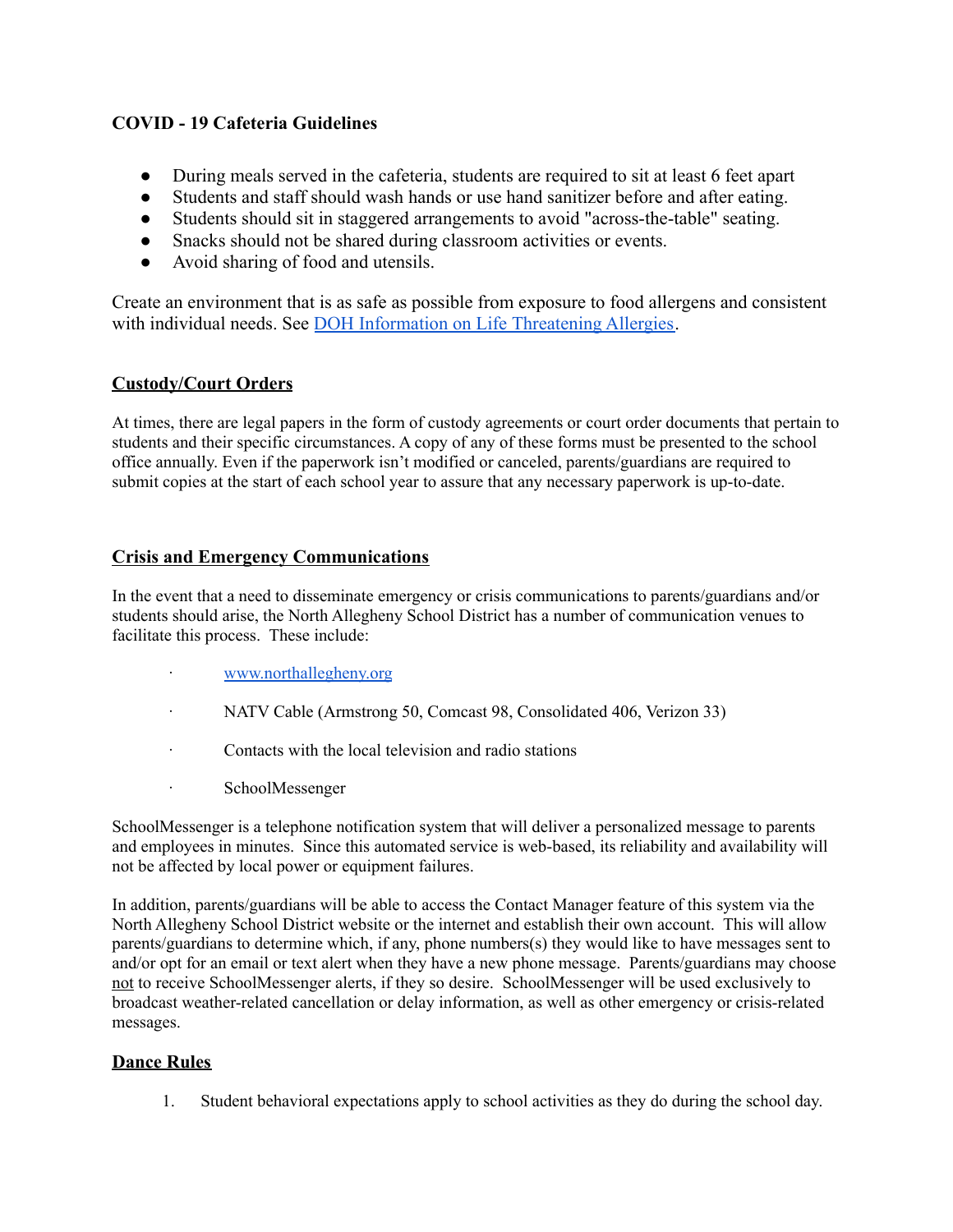**COVID - 19 Cafeteria Guidelines**

- During meals served in the cafeteria, students are required to sit at least 6 feet apart
- Students and staff should wash hands or use hand sanitizer before and after eating.
- Students should sit in staggered arrangements to avoid "across-the-table" seating.
- Snacks should not be shared during classroom activities or events.
- Avoid sharing of food and utensils.

Create an environment that is as safe as possible from exposure to food allergens and consistent with individual needs. See [DOH Information on Life Threatening Allergies](#).

## Custody/Court Orders

At times, there are legal papers in the form of custody agreements or court order documents that pertain to students and their specific circumstances. A copy of any of these forms must be presented to the school office annually. Even if the paperwork isn't modified or canceled, parents/guardians are required to submit copies at the start of each school year to assure that any necessary paperwork is up-to-date.

## Crisis and Emergency Communications

In the event that a need to disseminate emergency or crisis communications to parents/guardians and/or students should arise, the North Allegheny School District has a number of communication venues to facilitate this process. These include:

- [www.northallegheny.org](http://www.northallegheny.org)
- NATV Cable (Armstrong 50, Comcast 98, Consolidated 406, Verizon 33)
- Contacts with the local television and radio stations
- SchoolMessenger

SchoolMessenger is a telephone notification system that will deliver a personalized message to parents and employees in minutes. Since this automated service is web-based, its reliability and availability will not be affected by local power or equipment failures.

In addition, parents/guardians will be able to access the Contact Manager feature of this system via the North Allegheny School District website or the internet and establish their own account. This will allow parents/guardians to determine which, if any, phone numbers(s) they would like to have messages sent to and/or opt for an email or text alert when they have a new phone message. Parents/guardians may choose not to receive SchoolMessenger alerts, if they so desire. SchoolMessenger will be used exclusively to broadcast weather-related cancellation or delay information, as well as other emergency or crisis-related messages.

## Dance Rules

1. Student behavioral expectations apply to school activities as they do during the school day.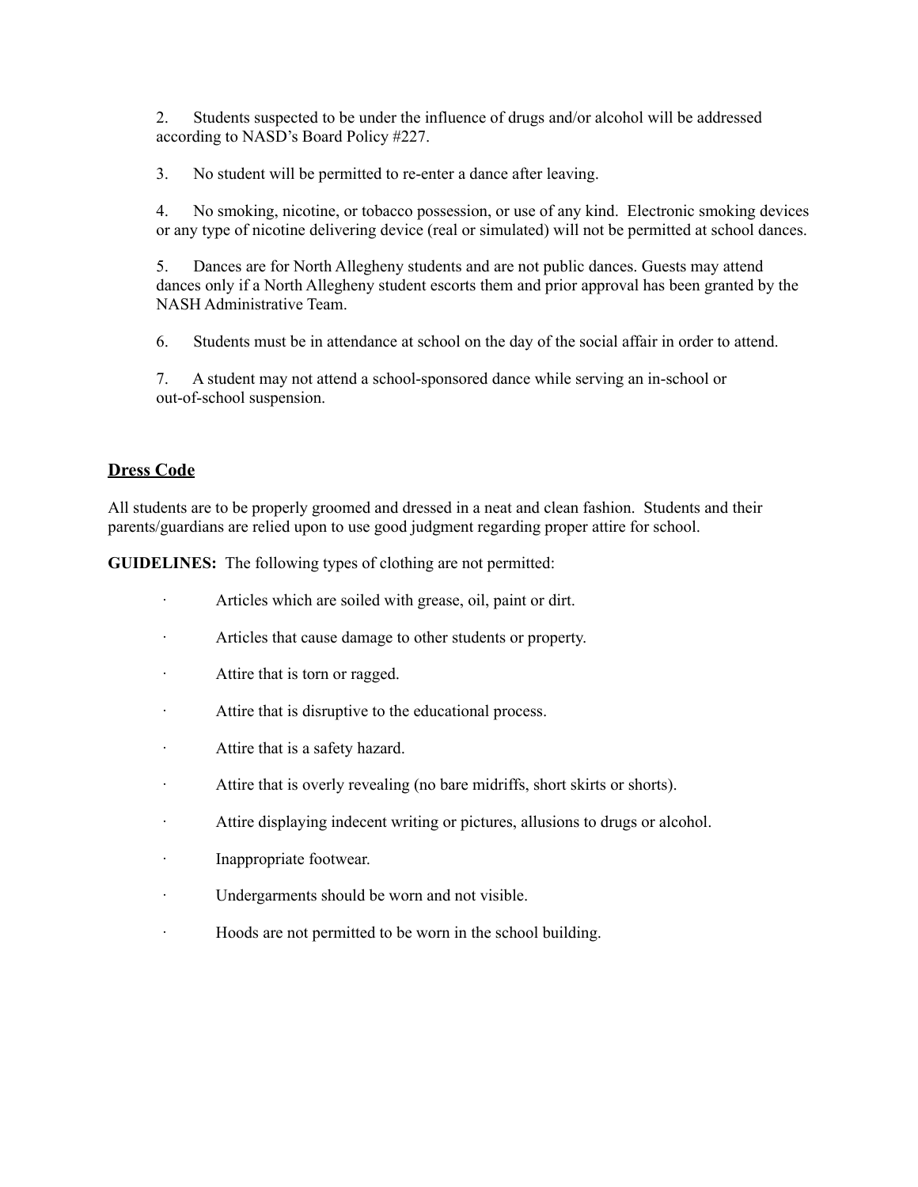2. Students suspected to be under the influence of drugs and/or alcohol will be addressed according to NASD's Board Policy #227.

3. No student will be permitted to re-enter a dance after leaving.

4. No smoking, nicotine, or tobacco possession, or use of any kind. Electronic smoking devices or any type of nicotine delivering device (real or simulated) will not be permitted at school dances.

5. Dances are for North Allegheny students and are not public dances. Guests may attend dances only if a North Allegheny student escorts them and prior approval has been granted by the NASH Administrative Team.

6. Students must be in attendance at school on the day of the social affair in order to attend.

7. A student may not attend a school-sponsored dance while serving an in-school or out-of-school suspension.

## Dress Code

All students are to be properly groomed and dressed in a neat and clean fashion. Students and their parents/guardians are relied upon to use good judgment regarding proper attire for school.

**GUIDELINES:** The following types of clothing are not permitted:

- Articles which are soiled with grease, oil, paint or dirt.
- Articles that cause damage to other students or property.
- Attire that is torn or ragged.
- Attire that is disruptive to the educational process.
- Attire that is a safety hazard.
- Attire that is overly revealing (no bare midriffs, short skirts or shorts).
- Attire displaying indecent writing or pictures, allusions to drugs or alcohol.
- Inappropriate footwear.
- Undergarments should be worn and not visible.
- Hoods are not permitted to be worn in the school building.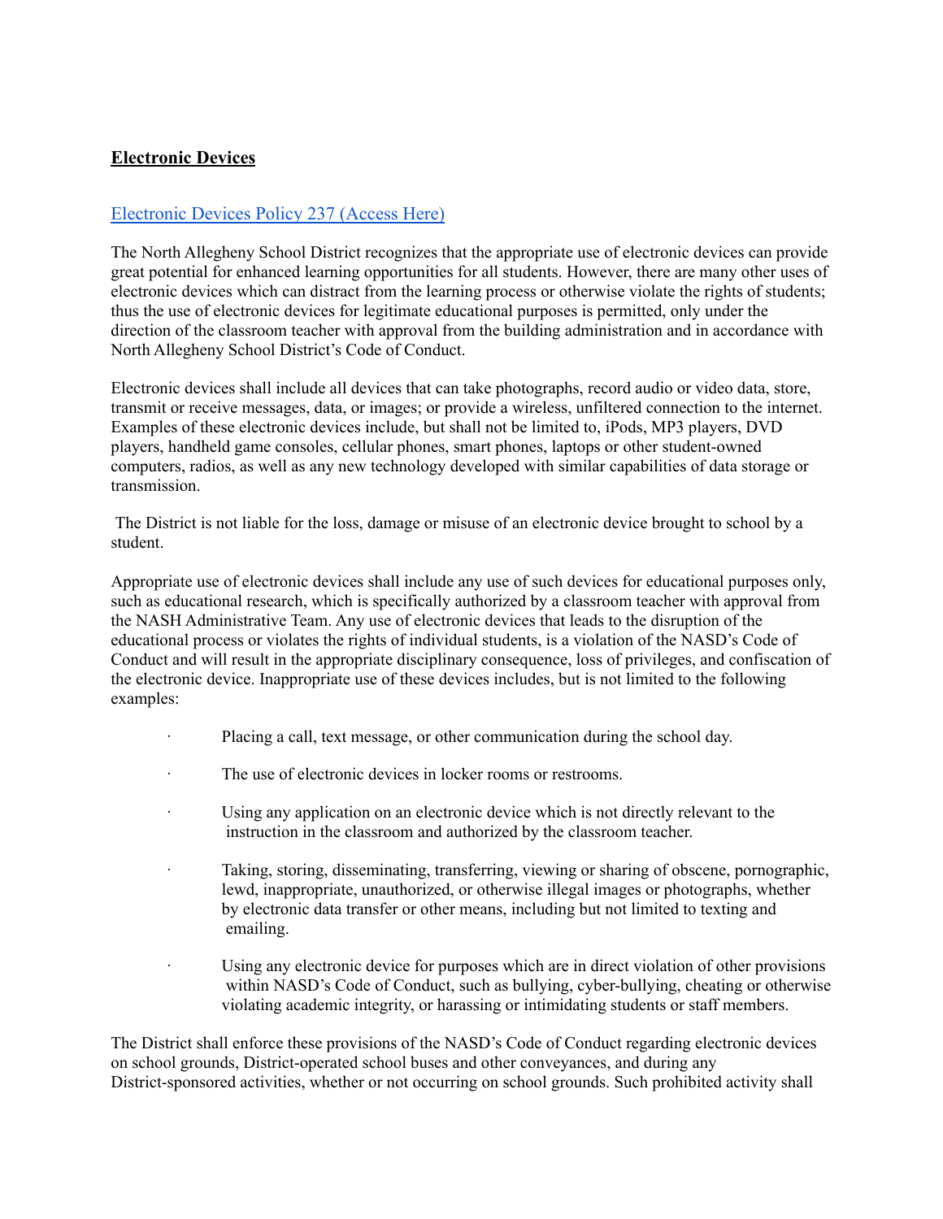**Electronic Devices**

[Electronic Devices Policy 237 (Access Here)]

The North Allegheny School District recognizes that the appropriate use of electronic devices can provide great potential for enhanced learning opportunities for all students. However, there are many other uses of electronic devices which can distract from the learning process or otherwise violate the rights of students; thus the use of electronic devices for legitimate educational purposes is permitted, only under the direction of the classroom teacher with approval from the building administration and in accordance with North Allegheny School District's Code of Conduct.

Electronic devices shall include all devices that can take photographs, record audio or video data, store, transmit or receive messages, data, or images; or provide a wireless, unfiltered connection to the internet. Examples of these electronic devices include, but shall not be limited to, iPods, MP3 players, DVD players, handheld game consoles, cellular phones, smart phones, laptops or other student-owned computers, radios, as well as any new technology developed with similar capabilities of data storage or transmission.

The District is not liable for the loss, damage or misuse of an electronic device brought to school by a student.

Appropriate use of electronic devices shall include any use of such devices for educational purposes only, such as educational research, which is specifically authorized by a classroom teacher with approval from the NASH Administrative Team. Any use of electronic devices that leads to the disruption of the educational process or violates the rights of individual students, is a violation of the NASD's Code of Conduct and will result in the appropriate disciplinary consequence, loss of privileges, and confiscation of the electronic device. Inappropriate use of these devices includes, but is not limited to the following examples:

- Placing a call, text message, or other communication during the school day.
- The use of electronic devices in locker rooms or restrooms.
- Using any application on an electronic device which is not directly relevant to the instruction in the classroom and authorized by the classroom teacher.
- Taking, storing, disseminating, transferring, viewing or sharing of obscene, pornographic, lewd, inappropriate, unauthorized, or otherwise illegal images or photographs, whether by electronic data transfer or other means, including but not limited to texting and emailing.
- Using any electronic device for purposes which are in direct violation of other provisions within NASD's Code of Conduct, such as bullying, cyber-bullying, cheating or otherwise violating academic integrity, or harassing or intimidating students or staff members.

The District shall enforce these provisions of the NASD's Code of Conduct regarding electronic devices on school grounds, District-operated school buses and other conveyances, and during any District-sponsored activities, whether or not occurring on school grounds. Such prohibited activity shall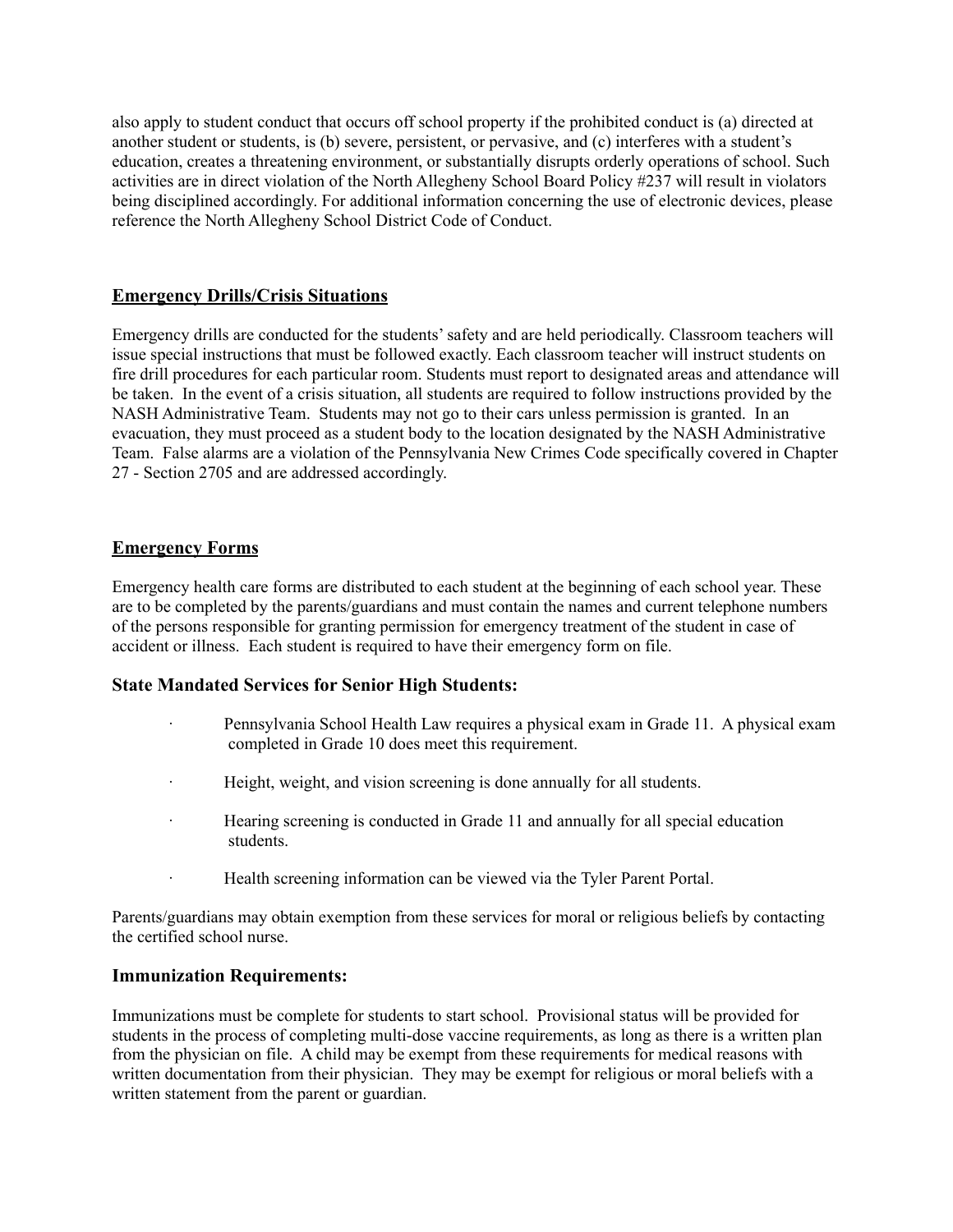also apply to student conduct that occurs off school property if the prohibited conduct is (a) directed at another student or students, is (b) severe, persistent, or pervasive, and (c) interferes with a student's education, creates a threatening environment, or substantially disrupts orderly operations of school. Such activities are in direct violation of the North Allegheny School Board Policy #237 will result in violators being disciplined accordingly. For additional information concerning the use of electronic devices, please reference the North Allegheny School District Code of Conduct.

## Emergency Drills/Crisis Situations

Emergency drills are conducted for the students' safety and are held periodically. Classroom teachers will issue special instructions that must be followed exactly. Each classroom teacher will instruct students on fire drill procedures for each particular room. Students must report to designated areas and attendance will be taken. In the event of a crisis situation, all students are required to follow instructions provided by the NASH Administrative Team. Students may not go to their cars unless permission is granted. In an evacuation, they must proceed as a student body to the location designated by the NASH Administrative Team. False alarms are a violation of the Pennsylvania New Crimes Code specifically covered in Chapter 27 - Section 2705 and are addressed accordingly.

## Emergency Forms

Emergency health care forms are distributed to each student at the beginning of each school year. These are to be completed by the parents/guardians and must contain the names and current telephone numbers of the persons responsible for granting permission for emergency treatment of the student in case of accident or illness. Each student is required to have their emergency form on file.

### State Mandated Services for Senior High Students:

- Pennsylvania School Health Law requires a physical exam in Grade 11. A physical exam completed in Grade 10 does meet this requirement.
- Height, weight, and vision screening is done annually for all students.
- Hearing screening is conducted in Grade 11 and annually for all special education students.
- Health screening information can be viewed via the Tyler Parent Portal.

Parents/guardians may obtain exemption from these services for moral or religious beliefs by contacting the certified school nurse.

### Immunization Requirements:

Immunizations must be complete for students to start school. Provisional status will be provided for students in the process of completing multi-dose vaccine requirements, as long as there is a written plan from the physician on file. A child may be exempt from these requirements for medical reasons with written documentation from their physician. They may be exempt for religious or moral beliefs with a written statement from the parent or guardian.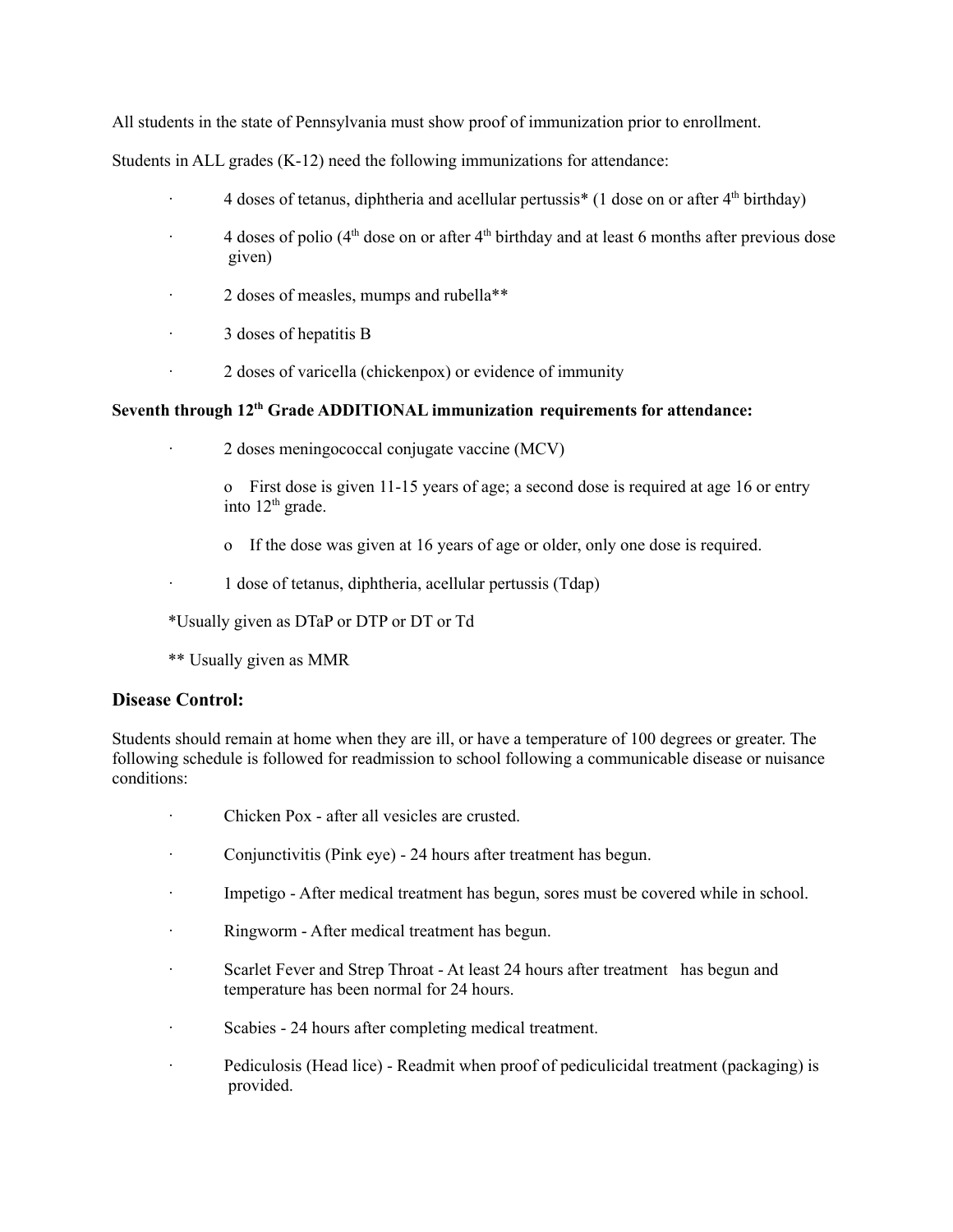All students in the state of Pennsylvania must show proof of immunization prior to enrollment.

Students in ALL grades (K-12) need the following immunizations for attendance:

- 4 doses of tetanus, diphtheria and acellular pertussis* (1 dose on or after 4th birthday)
- 4 doses of polio (4th dose on or after 4th birthday and at least 6 months after previous dose given)
- 2 doses of measles, mumps and rubella**
- 3 doses of hepatitis B
- 2 doses of varicella (chickenpox) or evidence of immunity

**Seventh through 12th Grade ADDITIONAL immunization requirements for attendance:**

- 2 doses meningococcal conjugate vaccine (MCV)
  - First dose is given 11-15 years of age; a second dose is required at age 16 or entry into 12th grade.
  - If the dose was given at 16 years of age or older, only one dose is required.
- 1 dose of tetanus, diphtheria, acellular pertussis (Tdap)

*Usually given as DTaP or DTP or DT or Td

** Usually given as MMR

## Disease Control:

Students should remain at home when they are ill, or have a temperature of 100 degrees or greater. The following schedule is followed for readmission to school following a communicable disease or nuisance conditions:

- Chicken Pox - after all vesicles are crusted.
- Conjunctivitis (Pink eye) - 24 hours after treatment has begun.
- Impetigo - After medical treatment has begun, sores must be covered while in school.
- Ringworm - After medical treatment has begun.
- Scarlet Fever and Strep Throat - At least 24 hours after treatment has begun and temperature has been normal for 24 hours.
- Scabies - 24 hours after completing medical treatment.
- Pediculosis (Head lice) - Readmit when proof of pediculicidal treatment (packaging) is provided.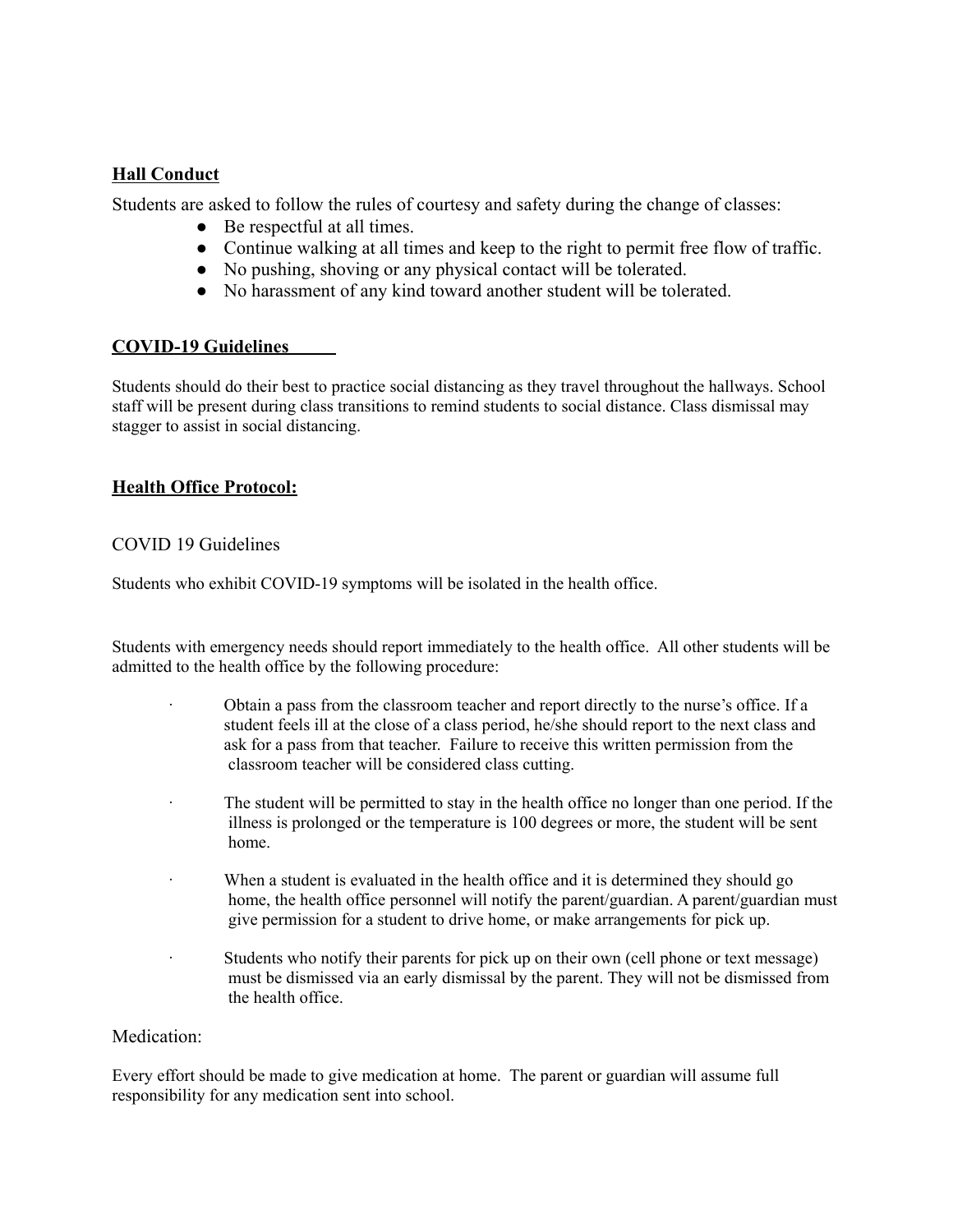## Hall Conduct

Students are asked to follow the rules of courtesy and safety during the change of classes:

- Be respectful at all times.
- Continue walking at all times and keep to the right to permit free flow of traffic.
- No pushing, shoving or any physical contact will be tolerated.
- No harassment of any kind toward another student will be tolerated.

## COVID-19 Guidelines

Students should do their best to practice social distancing as they travel throughout the hallways. School staff will be present during class transitions to remind students to social distance. Class dismissal may stagger to assist in social distancing.

## Health Office Protocol:

### COVID 19 Guidelines

Students who exhibit COVID-19 symptoms will be isolated in the health office.

Students with emergency needs should report immediately to the health office. All other students will be admitted to the health office by the following procedure:

- Obtain a pass from the classroom teacher and report directly to the nurse's office. If a student feels ill at the close of a class period, he/she should report to the next class and ask for a pass from that teacher. Failure to receive this written permission from the classroom teacher will be considered class cutting.
- The student will be permitted to stay in the health office no longer than one period. If the illness is prolonged or the temperature is 100 degrees or more, the student will be sent home.
- When a student is evaluated in the health office and it is determined they should go home, the health office personnel will notify the parent/guardian. A parent/guardian must give permission for a student to drive home, or make arrangements for pick up.
- Students who notify their parents for pick up on their own (cell phone or text message) must be dismissed via an early dismissal by the parent. They will not be dismissed from the health office.

### Medication:

Every effort should be made to give medication at home. The parent or guardian will assume full responsibility for any medication sent into school.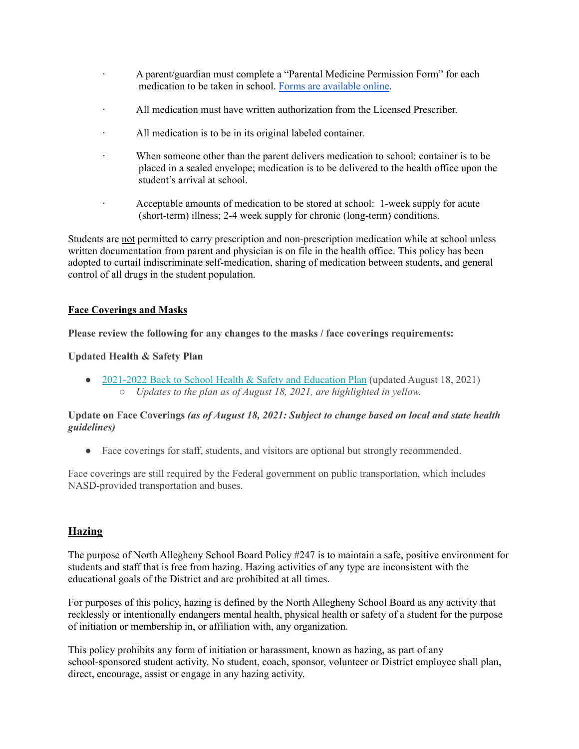- A parent/guardian must complete a "Parental Medicine Permission Form" for each medication to be taken in school. [Forms are available online](#).
- All medication must have written authorization from the Licensed Prescriber.
- All medication is to be in its original labeled container.
- When someone other than the parent delivers medication to school: container is to be placed in a sealed envelope; medication is to be delivered to the health office upon the student's arrival at school.
- Acceptable amounts of medication to be stored at school: 1-week supply for acute (short-term) illness; 2-4 week supply for chronic (long-term) conditions.

Students are <u>not</u> permitted to carry prescription and non-prescription medication while at school unless written documentation from parent and physician is on file in the health office. This policy has been adopted to curtail indiscriminate self-medication, sharing of medication between students, and general control of all drugs in the student population.

## Face Coverings and Masks

**Please review the following for any changes to the masks / face coverings requirements:**

**Updated Health & Safety Plan**

- [2021-2022 Back to School Health & Safety and Education Plan](#) (updated August 18, 2021)
  - *Updates to the plan as of August 18, 2021, are highlighted in yellow.*

**Update on Face Coverings** ***(as of August 18, 2021: Subject to change based on local and state health guidelines)***

- Face coverings for staff, students, and visitors are optional but strongly recommended.

Face coverings are still required by the Federal government on public transportation, which includes NASD-provided transportation and buses.

## Hazing

The purpose of North Allegheny School Board Policy #247 is to maintain a safe, positive environment for students and staff that is free from hazing. Hazing activities of any type are inconsistent with the educational goals of the District and are prohibited at all times.

For purposes of this policy, hazing is defined by the North Allegheny School Board as any activity that recklessly or intentionally endangers mental health, physical health or safety of a student for the purpose of initiation or membership in, or affiliation with, any organization.

This policy prohibits any form of initiation or harassment, known as hazing, as part of any school-sponsored student activity. No student, coach, sponsor, volunteer or District employee shall plan, direct, encourage, assist or engage in any hazing activity.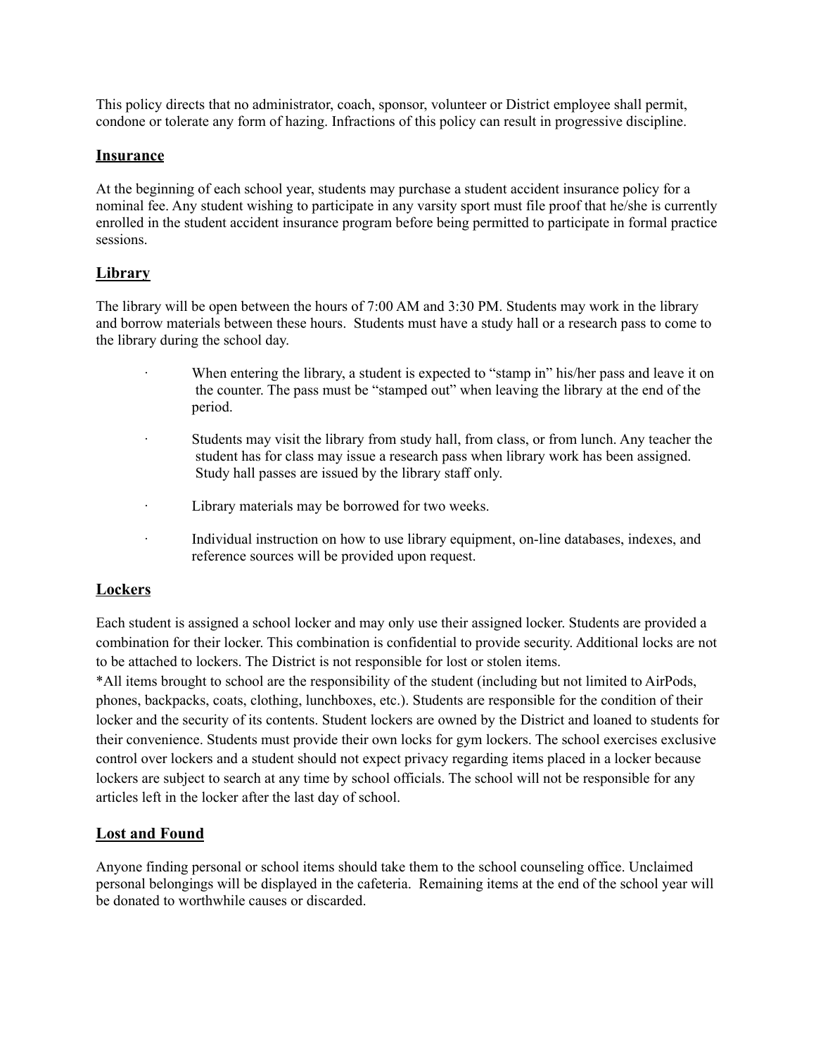This policy directs that no administrator, coach, sponsor, volunteer or District employee shall permit, condone or tolerate any form of hazing. Infractions of this policy can result in progressive discipline.

## Insurance

At the beginning of each school year, students may purchase a student accident insurance policy for a nominal fee. Any student wishing to participate in any varsity sport must file proof that he/she is currently enrolled in the student accident insurance program before being permitted to participate in formal practice sessions.

## Library

The library will be open between the hours of 7:00 AM and 3:30 PM. Students may work in the library and borrow materials between these hours. Students must have a study hall or a research pass to come to the library during the school day.

- When entering the library, a student is expected to "stamp in" his/her pass and leave it on the counter. The pass must be "stamped out" when leaving the library at the end of the period.
- Students may visit the library from study hall, from class, or from lunch. Any teacher the student has for class may issue a research pass when library work has been assigned. Study hall passes are issued by the library staff only.
- Library materials may be borrowed for two weeks.
- Individual instruction on how to use library equipment, on-line databases, indexes, and reference sources will be provided upon request.

## Lockers

Each student is assigned a school locker and may only use their assigned locker. Students are provided a combination for their locker. This combination is confidential to provide security. Additional locks are not to be attached to lockers. The District is not responsible for lost or stolen items.

*All items brought to school are the responsibility of the student (including but not limited to AirPods, phones, backpacks, coats, clothing, lunchboxes, etc.). Students are responsible for the condition of their locker and the security of its contents. Student lockers are owned by the District and loaned to students for their convenience. Students must provide their own locks for gym lockers. The school exercises exclusive control over lockers and a student should not expect privacy regarding items placed in a locker because lockers are subject to search at any time by school officials. The school will not be responsible for any articles left in the locker after the last day of school.

## Lost and Found

Anyone finding personal or school items should take them to the school counseling office. Unclaimed personal belongings will be displayed in the cafeteria. Remaining items at the end of the school year will be donated to worthwhile causes or discarded.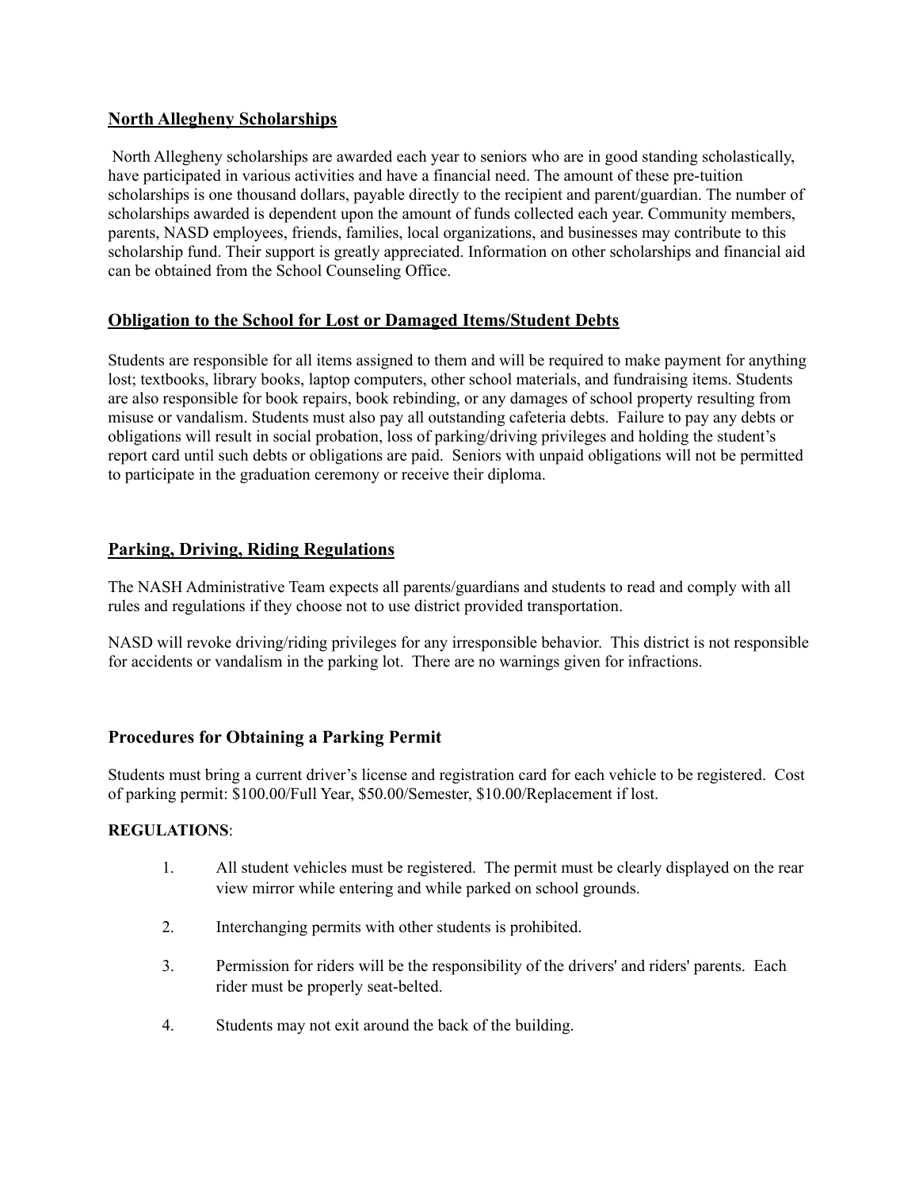## North Allegheny Scholarships

North Allegheny scholarships are awarded each year to seniors who are in good standing scholastically, have participated in various activities and have a financial need. The amount of these pre-tuition scholarships is one thousand dollars, payable directly to the recipient and parent/guardian. The number of scholarships awarded is dependent upon the amount of funds collected each year. Community members, parents, NASD employees, friends, families, local organizations, and businesses may contribute to this scholarship fund. Their support is greatly appreciated. Information on other scholarships and financial aid can be obtained from the School Counseling Office.

## Obligation to the School for Lost or Damaged Items/Student Debts

Students are responsible for all items assigned to them and will be required to make payment for anything lost; textbooks, library books, laptop computers, other school materials, and fundraising items. Students are also responsible for book repairs, book rebinding, or any damages of school property resulting from misuse or vandalism. Students must also pay all outstanding cafeteria debts. Failure to pay any debts or obligations will result in social probation, loss of parking/driving privileges and holding the student's report card until such debts or obligations are paid. Seniors with unpaid obligations will not be permitted to participate in the graduation ceremony or receive their diploma.

## Parking, Driving, Riding Regulations

The NASH Administrative Team expects all parents/guardians and students to read and comply with all rules and regulations if they choose not to use district provided transportation.

NASD will revoke driving/riding privileges for any irresponsible behavior. This district is not responsible for accidents or vandalism in the parking lot. There are no warnings given for infractions.

### Procedures for Obtaining a Parking Permit

Students must bring a current driver's license and registration card for each vehicle to be registered. Cost of parking permit: $100.00/Full Year, $50.00/Semester, $10.00/Replacement if lost.

**REGULATIONS**:

1. All student vehicles must be registered. The permit must be clearly displayed on the rear view mirror while entering and while parked on school grounds.
2. Interchanging permits with other students is prohibited.
3. Permission for riders will be the responsibility of the drivers' and riders' parents. Each rider must be properly seat-belted.
4. Students may not exit around the back of the building.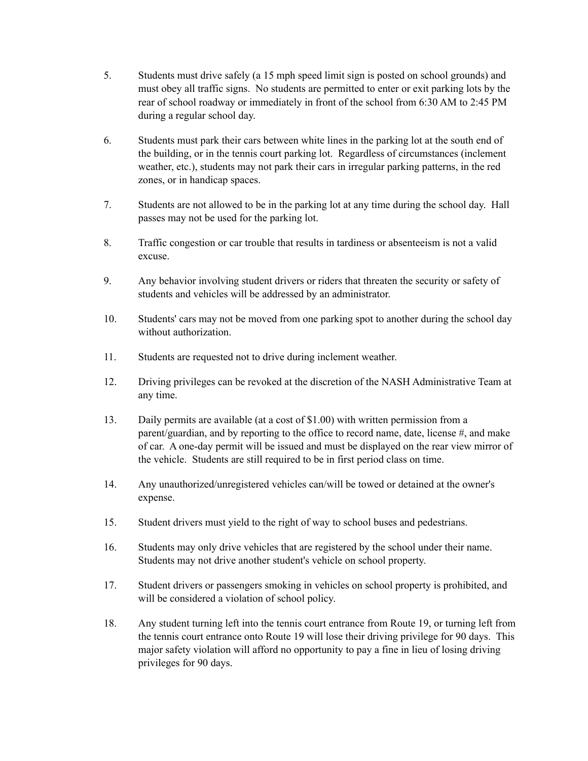5. Students must drive safely (a 15 mph speed limit sign is posted on school grounds) and must obey all traffic signs. No students are permitted to enter or exit parking lots by the rear of school roadway or immediately in front of the school from 6:30 AM to 2:45 PM during a regular school day.

6. Students must park their cars between white lines in the parking lot at the south end of the building, or in the tennis court parking lot. Regardless of circumstances (inclement weather, etc.), students may not park their cars in irregular parking patterns, in the red zones, or in handicap spaces.

7. Students are not allowed to be in the parking lot at any time during the school day. Hall passes may not be used for the parking lot.

8. Traffic congestion or car trouble that results in tardiness or absenteeism is not a valid excuse.

9. Any behavior involving student drivers or riders that threaten the security or safety of students and vehicles will be addressed by an administrator.

10. Students' cars may not be moved from one parking spot to another during the school day without authorization.

11. Students are requested not to drive during inclement weather.

12. Driving privileges can be revoked at the discretion of the NASH Administrative Team at any time.

13. Daily permits are available (at a cost of $1.00) with written permission from a parent/guardian, and by reporting to the office to record name, date, license #, and make of car. A one-day permit will be issued and must be displayed on the rear view mirror of the vehicle. Students are still required to be in first period class on time.

14. Any unauthorized/unregistered vehicles can/will be towed or detained at the owner's expense.

15. Student drivers must yield to the right of way to school buses and pedestrians.

16. Students may only drive vehicles that are registered by the school under their name. Students may not drive another student's vehicle on school property.

17. Student drivers or passengers smoking in vehicles on school property is prohibited, and will be considered a violation of school policy.

18. Any student turning left into the tennis court entrance from Route 19, or turning left from the tennis court entrance onto Route 19 will lose their driving privilege for 90 days. This major safety violation will afford no opportunity to pay a fine in lieu of losing driving privileges for 90 days.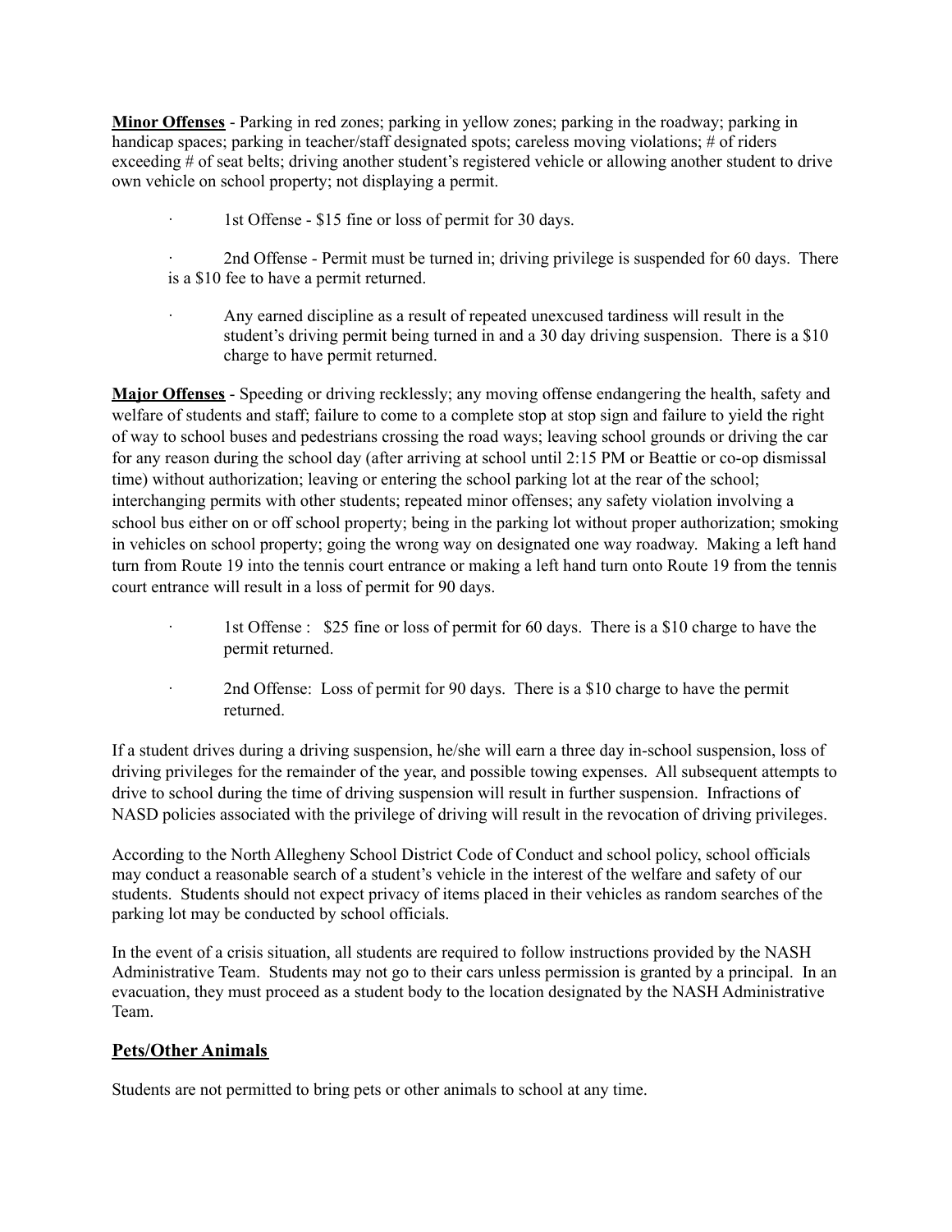**Minor Offenses** - Parking in red zones; parking in yellow zones; parking in the roadway; parking in handicap spaces; parking in teacher/staff designated spots; careless moving violations; # of riders exceeding # of seat belts; driving another student's registered vehicle or allowing another student to drive own vehicle on school property; not displaying a permit.

- 1st Offense - $15 fine or loss of permit for 30 days.
- 2nd Offense - Permit must be turned in; driving privilege is suspended for 60 days. There is a $10 fee to have a permit returned.
- Any earned discipline as a result of repeated unexcused tardiness will result in the student's driving permit being turned in and a 30 day driving suspension. There is a $10 charge to have permit returned.

**Major Offenses** - Speeding or driving recklessly; any moving offense endangering the health, safety and welfare of students and staff; failure to come to a complete stop at stop sign and failure to yield the right of way to school buses and pedestrians crossing the road ways; leaving school grounds or driving the car for any reason during the school day (after arriving at school until 2:15 PM or Beattie or co-op dismissal time) without authorization; leaving or entering the school parking lot at the rear of the school; interchanging permits with other students; repeated minor offenses; any safety violation involving a school bus either on or off school property; being in the parking lot without proper authorization; smoking in vehicles on school property; going the wrong way on designated one way roadway. Making a left hand turn from Route 19 into the tennis court entrance or making a left hand turn onto Route 19 from the tennis court entrance will result in a loss of permit for 90 days.

- 1st Offense : $25 fine or loss of permit for 60 days. There is a $10 charge to have the permit returned.
- 2nd Offense: Loss of permit for 90 days. There is a $10 charge to have the permit returned.

If a student drives during a driving suspension, he/she will earn a three day in-school suspension, loss of driving privileges for the remainder of the year, and possible towing expenses. All subsequent attempts to drive to school during the time of driving suspension will result in further suspension. Infractions of NASD policies associated with the privilege of driving will result in the revocation of driving privileges.

According to the North Allegheny School District Code of Conduct and school policy, school officials may conduct a reasonable search of a student's vehicle in the interest of the welfare and safety of our students. Students should not expect privacy of items placed in their vehicles as random searches of the parking lot may be conducted by school officials.

In the event of a crisis situation, all students are required to follow instructions provided by the NASH Administrative Team. Students may not go to their cars unless permission is granted by a principal. In an evacuation, they must proceed as a student body to the location designated by the NASH Administrative Team.

## Pets/Other Animals

Students are not permitted to bring pets or other animals to school at any time.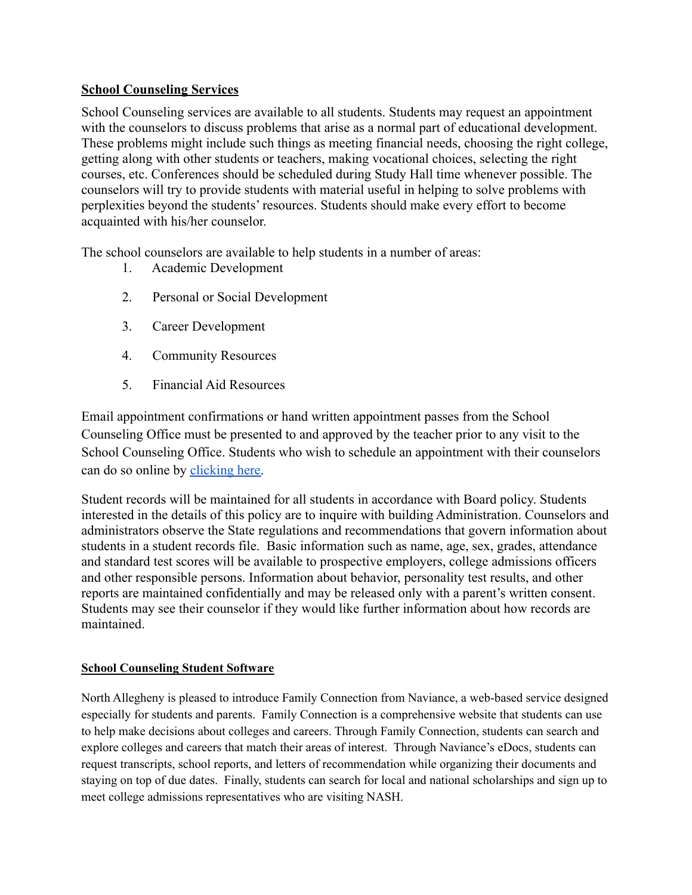## School Counseling Services

School Counseling services are available to all students. Students may request an appointment with the counselors to discuss problems that arise as a normal part of educational development. These problems might include such things as meeting financial needs, choosing the right college, getting along with other students or teachers, making vocational choices, selecting the right courses, etc. Conferences should be scheduled during Study Hall time whenever possible. The counselors will try to provide students with material useful in helping to solve problems with perplexities beyond the students' resources. Students should make every effort to become acquainted with his/her counselor.

The school counselors are available to help students in a number of areas:

1. Academic Development
2. Personal or Social Development
3. Career Development
4. Community Resources
5. Financial Aid Resources

Email appointment confirmations or hand written appointment passes from the School Counseling Office must be presented to and approved by the teacher prior to any visit to the School Counseling Office. Students who wish to schedule an appointment with their counselors can do so online by clicking here.

Student records will be maintained for all students in accordance with Board policy. Students interested in the details of this policy are to inquire with building Administration. Counselors and administrators observe the State regulations and recommendations that govern information about students in a student records file. Basic information such as name, age, sex, grades, attendance and standard test scores will be available to prospective employers, college admissions officers and other responsible persons. Information about behavior, personality test results, and other reports are maintained confidentially and may be released only with a parent's written consent. Students may see their counselor if they would like further information about how records are maintained.

## School Counseling Student Software

North Allegheny is pleased to introduce Family Connection from Naviance, a web-based service designed especially for students and parents. Family Connection is a comprehensive website that students can use to help make decisions about colleges and careers. Through Family Connection, students can search and explore colleges and careers that match their areas of interest. Through Naviance's eDocs, students can request transcripts, school reports, and letters of recommendation while organizing their documents and staying on top of due dates. Finally, students can search for local and national scholarships and sign up to meet college admissions representatives who are visiting NASH.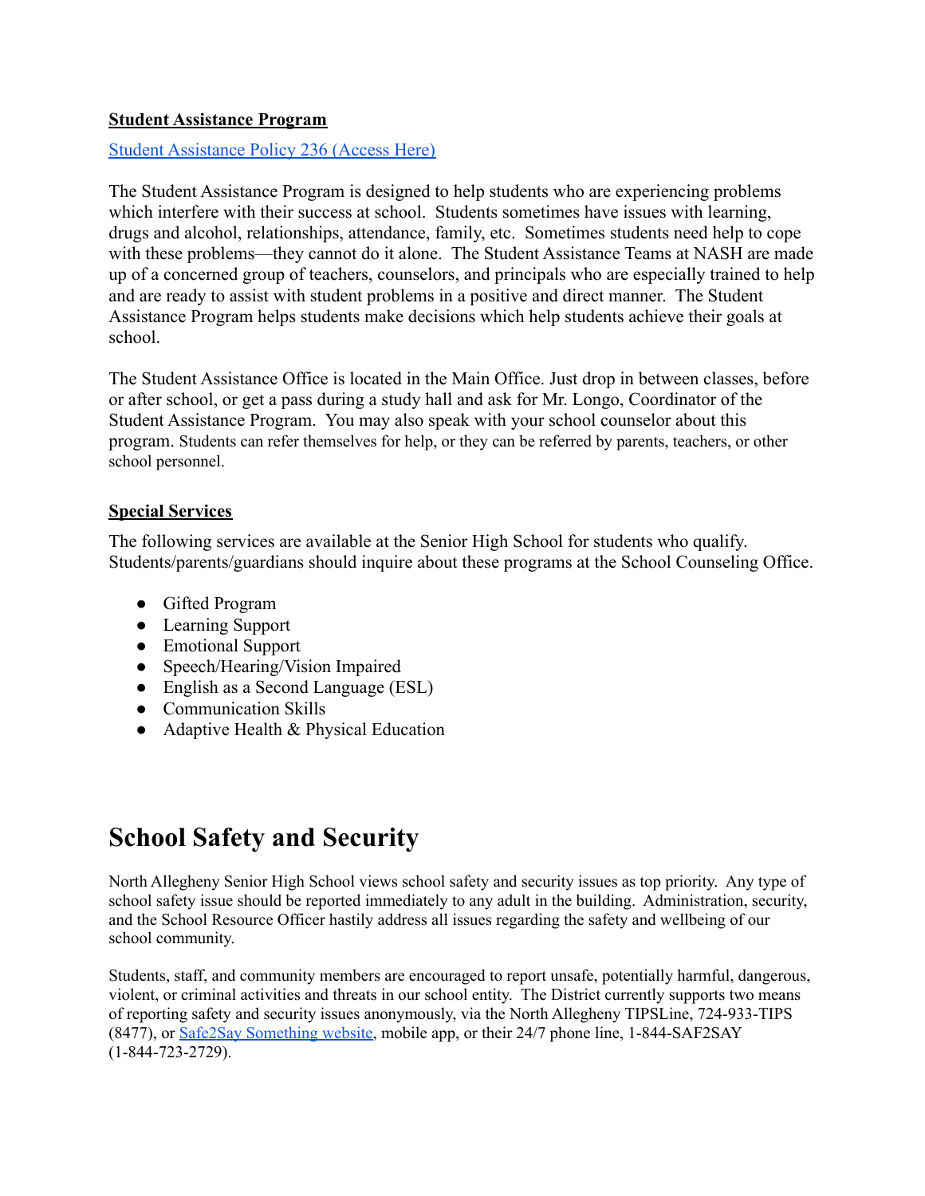**Student Assistance Program**

[Student Assistance Policy 236 (Access Here)]

The Student Assistance Program is designed to help students who are experiencing problems which interfere with their success at school. Students sometimes have issues with learning, drugs and alcohol, relationships, attendance, family, etc. Sometimes students need help to cope with these problems—they cannot do it alone. The Student Assistance Teams at NASH are made up of a concerned group of teachers, counselors, and principals who are especially trained to help and are ready to assist with student problems in a positive and direct manner. The Student Assistance Program helps students make decisions which help students achieve their goals at school.

The Student Assistance Office is located in the Main Office. Just drop in between classes, before or after school, or get a pass during a study hall and ask for Mr. Longo, Coordinator of the Student Assistance Program. You may also speak with your school counselor about this program. Students can refer themselves for help, or they can be referred by parents, teachers, or other school personnel.

**Special Services**

The following services are available at the Senior High School for students who qualify. Students/parents/guardians should inquire about these programs at the School Counseling Office.

- Gifted Program
- Learning Support
- Emotional Support
- Speech/Hearing/Vision Impaired
- English as a Second Language (ESL)
- Communication Skills
- Adaptive Health & Physical Education

# School Safety and Security

North Allegheny Senior High School views school safety and security issues as top priority. Any type of school safety issue should be reported immediately to any adult in the building. Administration, security, and the School Resource Officer hastily address all issues regarding the safety and wellbeing of our school community.

Students, staff, and community members are encouraged to report unsafe, potentially harmful, dangerous, violent, or criminal activities and threats in our school entity. The District currently supports two means of reporting safety and security issues anonymously, via the North Allegheny TIPSLine, 724-933-TIPS (8477), or Safe2Say Something website, mobile app, or their 24/7 phone line, 1-844-SAF2SAY (1-844-723-2729).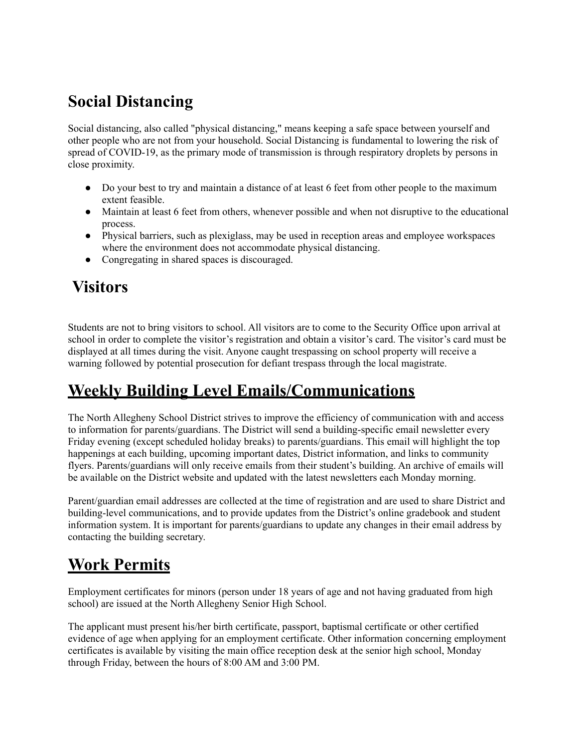## Social Distancing

Social distancing, also called "physical distancing," means keeping a safe space between yourself and other people who are not from your household. Social Distancing is fundamental to lowering the risk of spread of COVID-19, as the primary mode of transmission is through respiratory droplets by persons in close proximity.

- Do your best to try and maintain a distance of at least 6 feet from other people to the maximum extent feasible.
- Maintain at least 6 feet from others, whenever possible and when not disruptive to the educational process.
- Physical barriers, such as plexiglass, may be used in reception areas and employee workspaces where the environment does not accommodate physical distancing.
- Congregating in shared spaces is discouraged.

## Visitors

Students are not to bring visitors to school. All visitors are to come to the Security Office upon arrival at school in order to complete the visitor's registration and obtain a visitor's card. The visitor's card must be displayed at all times during the visit. Anyone caught trespassing on school property will receive a warning followed by potential prosecution for defiant trespass through the local magistrate.

## Weekly Building Level Emails/Communications

The North Allegheny School District strives to improve the efficiency of communication with and access to information for parents/guardians. The District will send a building-specific email newsletter every Friday evening (except scheduled holiday breaks) to parents/guardians. This email will highlight the top happenings at each building, upcoming important dates, District information, and links to community flyers. Parents/guardians will only receive emails from their student's building. An archive of emails will be available on the District website and updated with the latest newsletters each Monday morning.

Parent/guardian email addresses are collected at the time of registration and are used to share District and building-level communications, and to provide updates from the District's online gradebook and student information system. It is important for parents/guardians to update any changes in their email address by contacting the building secretary.

## Work Permits

Employment certificates for minors (person under 18 years of age and not having graduated from high school) are issued at the North Allegheny Senior High School.

The applicant must present his/her birth certificate, passport, baptismal certificate or other certified evidence of age when applying for an employment certificate. Other information concerning employment certificates is available by visiting the main office reception desk at the senior high school, Monday through Friday, between the hours of 8:00 AM and 3:00 PM.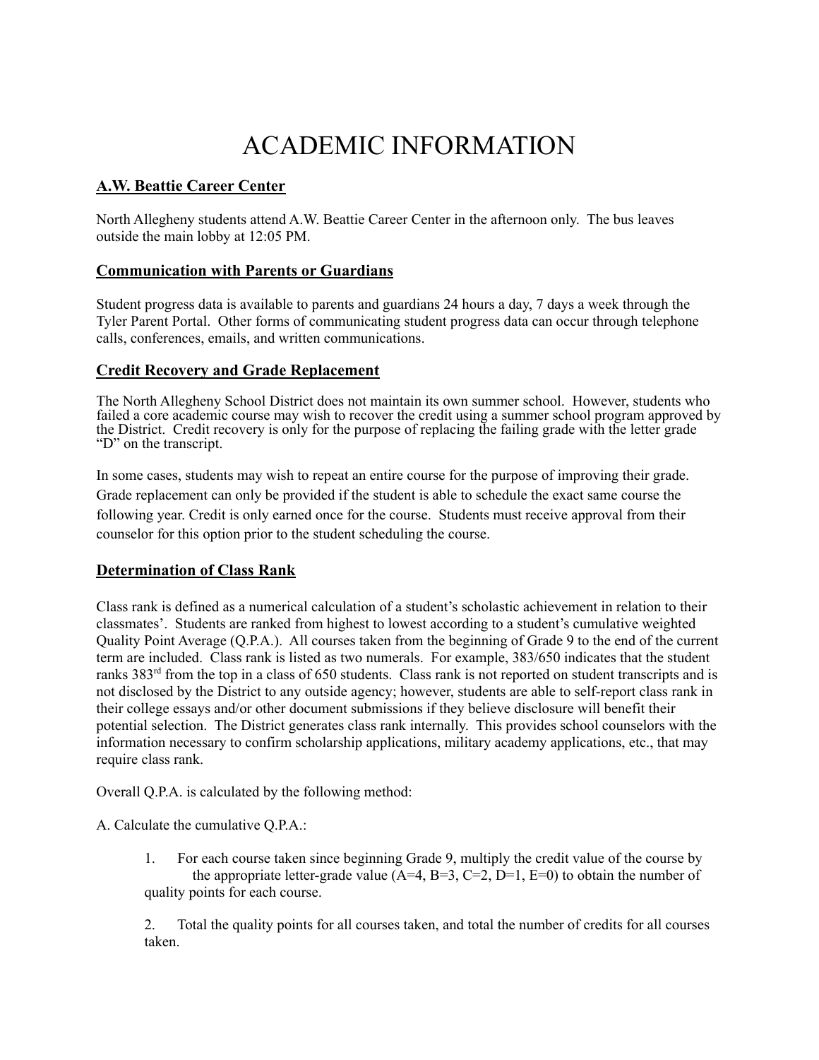# ACADEMIC INFORMATION

## A.W. Beattie Career Center

North Allegheny students attend A.W. Beattie Career Center in the afternoon only. The bus leaves outside the main lobby at 12:05 PM.

## Communication with Parents or Guardians

Student progress data is available to parents and guardians 24 hours a day, 7 days a week through the Tyler Parent Portal. Other forms of communicating student progress data can occur through telephone calls, conferences, emails, and written communications.

## Credit Recovery and Grade Replacement

The North Allegheny School District does not maintain its own summer school. However, students who failed a core academic course may wish to recover the credit using a summer school program approved by the District. Credit recovery is only for the purpose of replacing the failing grade with the letter grade "D" on the transcript.

In some cases, students may wish to repeat an entire course for the purpose of improving their grade. Grade replacement can only be provided if the student is able to schedule the exact same course the following year. Credit is only earned once for the course. Students must receive approval from their counselor for this option prior to the student scheduling the course.

## Determination of Class Rank

Class rank is defined as a numerical calculation of a student's scholastic achievement in relation to their classmates'. Students are ranked from highest to lowest according to a student's cumulative weighted Quality Point Average (Q.P.A.). All courses taken from the beginning of Grade 9 to the end of the current term are included. Class rank is listed as two numerals. For example, 383/650 indicates that the student ranks 383rd from the top in a class of 650 students. Class rank is not reported on student transcripts and is not disclosed by the District to any outside agency; however, students are able to self-report class rank in their college essays and/or other document submissions if they believe disclosure will benefit their potential selection. The District generates class rank internally. This provides school counselors with the information necessary to confirm scholarship applications, military academy applications, etc., that may require class rank.

Overall Q.P.A. is calculated by the following method:

A. Calculate the cumulative Q.P.A.:

1. For each course taken since beginning Grade 9, multiply the credit value of the course by the appropriate letter-grade value (A=4, B=3, C=2, D=1, E=0) to obtain the number of quality points for each course.

2. Total the quality points for all courses taken, and total the number of credits for all courses taken.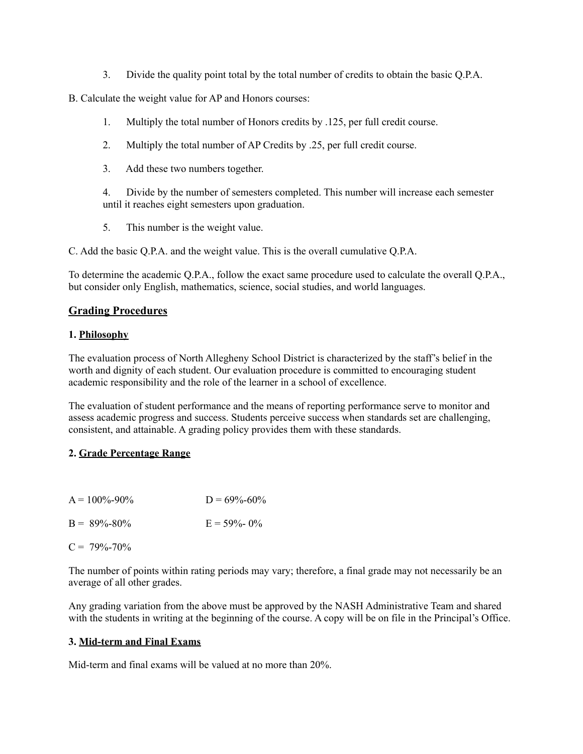3. Divide the quality point total by the total number of credits to obtain the basic Q.P.A.

B. Calculate the weight value for AP and Honors courses:

1. Multiply the total number of Honors credits by .125, per full credit course.

2. Multiply the total number of AP Credits by .25, per full credit course.

3. Add these two numbers together.

4. Divide by the number of semesters completed. This number will increase each semester until it reaches eight semesters upon graduation.

5. This number is the weight value.

C. Add the basic Q.P.A. and the weight value. This is the overall cumulative Q.P.A.

To determine the academic Q.P.A., follow the exact same procedure used to calculate the overall Q.P.A., but consider only English, mathematics, science, social studies, and world languages.

## Grading Procedures

### 1. Philosophy

The evaluation process of North Allegheny School District is characterized by the staff's belief in the worth and dignity of each student. Our evaluation procedure is committed to encouraging student academic responsibility and the role of the learner in a school of excellence.

The evaluation of student performance and the means of reporting performance serve to monitor and assess academic progress and success. Students perceive success when standards set are challenging, consistent, and attainable. A grading policy provides them with these standards.

### 2. Grade Percentage Range

A = 100%-90%

B = 89%-80%

C = 79%-70%

D = 69%-60%

E = 59%- 0%

The number of points within rating periods may vary; therefore, a final grade may not necessarily be an average of all other grades.

Any grading variation from the above must be approved by the NASH Administrative Team and shared with the students in writing at the beginning of the course. A copy will be on file in the Principal's Office.

### 3. Mid-term and Final Exams

Mid-term and final exams will be valued at no more than 20%.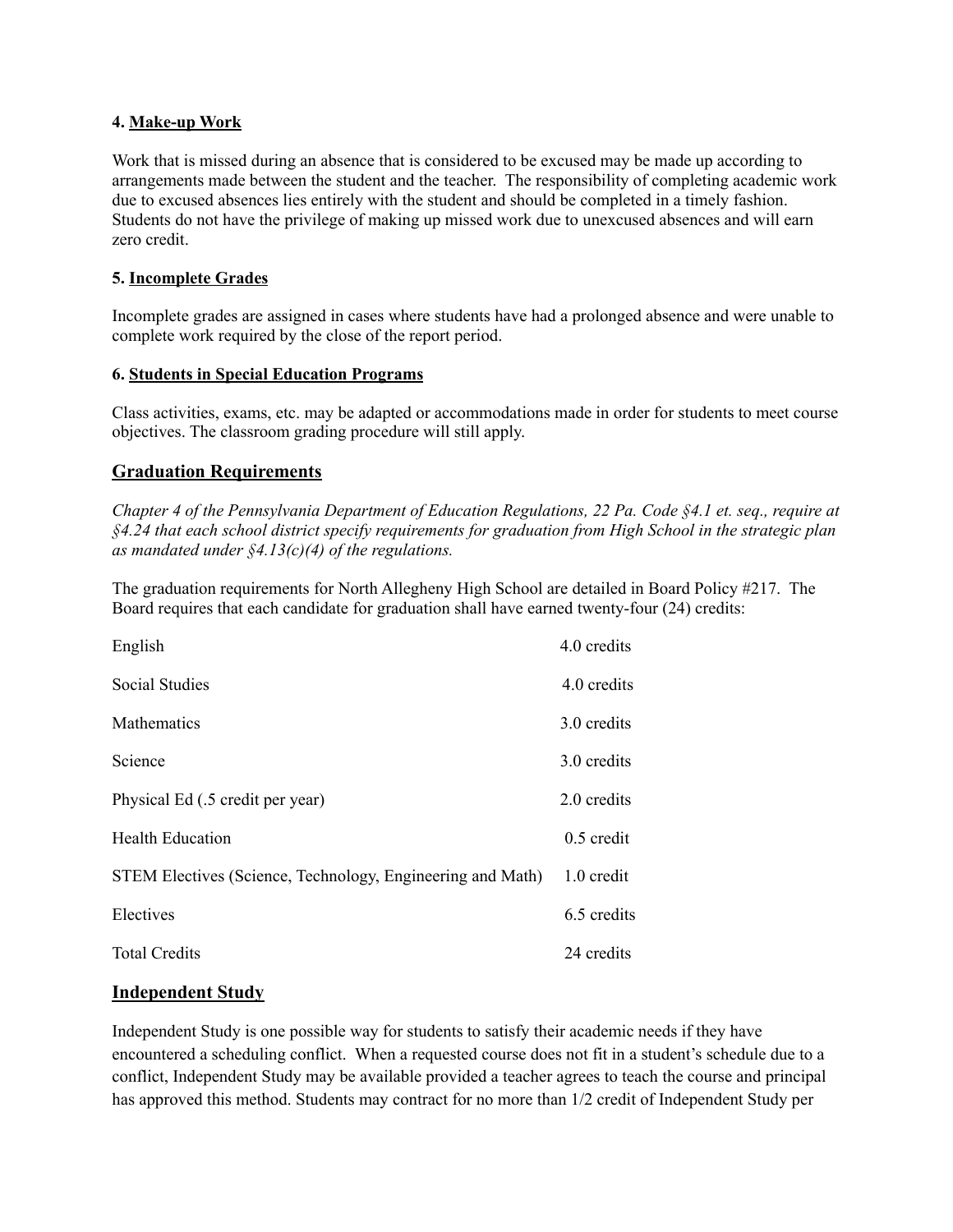**4. Make-up Work**

Work that is missed during an absence that is considered to be excused may be made up according to arrangements made between the student and the teacher. The responsibility of completing academic work due to excused absences lies entirely with the student and should be completed in a timely fashion. Students do not have the privilege of making up missed work due to unexcused absences and will earn zero credit.

**5. Incomplete Grades**

Incomplete grades are assigned in cases where students have had a prolonged absence and were unable to complete work required by the close of the report period.

**6. Students in Special Education Programs**

Class activities, exams, etc. may be adapted or accommodations made in order for students to meet course objectives. The classroom grading procedure will still apply.

## Graduation Requirements

*Chapter 4 of the Pennsylvania Department of Education Regulations, 22 Pa. Code §4.1 et. seq., require at §4.24 that each school district specify requirements for graduation from High School in the strategic plan as mandated under §4.13(c)(4) of the regulations.*

The graduation requirements for North Allegheny High School are detailed in Board Policy #217. The Board requires that each candidate for graduation shall have earned twenty-four (24) credits:

| Subject | Credits |
|---|---|
| English | 4.0 credits |
| Social Studies | 4.0 credits |
| Mathematics | 3.0 credits |
| Science | 3.0 credits |
| Physical Ed (.5 credit per year) | 2.0 credits |
| Health Education | 0.5 credit |
| STEM Electives (Science, Technology, Engineering and Math) | 1.0 credit |
| Electives | 6.5 credits |
| Total Credits | 24 credits |

## Independent Study

Independent Study is one possible way for students to satisfy their academic needs if they have encountered a scheduling conflict. When a requested course does not fit in a student's schedule due to a conflict, Independent Study may be available provided a teacher agrees to teach the course and principal has approved this method. Students may contract for no more than 1/2 credit of Independent Study per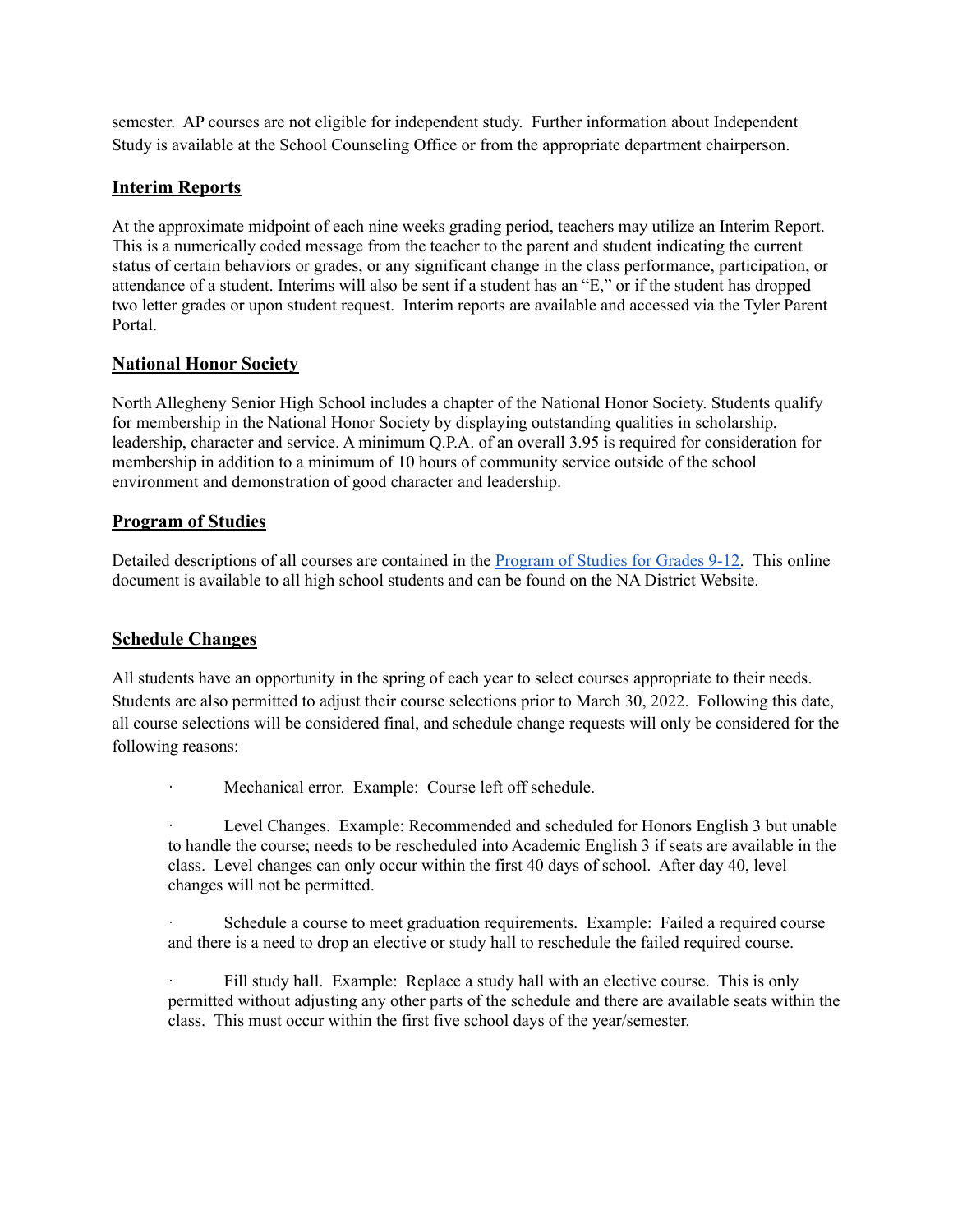semester. AP courses are not eligible for independent study. Further information about Independent Study is available at the School Counseling Office or from the appropriate department chairperson.

## Interim Reports

At the approximate midpoint of each nine weeks grading period, teachers may utilize an Interim Report. This is a numerically coded message from the teacher to the parent and student indicating the current status of certain behaviors or grades, or any significant change in the class performance, participation, or attendance of a student. Interims will also be sent if a student has an "E," or if the student has dropped two letter grades or upon student request. Interim reports are available and accessed via the Tyler Parent Portal.

## National Honor Society

North Allegheny Senior High School includes a chapter of the National Honor Society. Students qualify for membership in the National Honor Society by displaying outstanding qualities in scholarship, leadership, character and service. A minimum Q.P.A. of an overall 3.95 is required for consideration for membership in addition to a minimum of 10 hours of community service outside of the school environment and demonstration of good character and leadership.

## Program of Studies

Detailed descriptions of all courses are contained in the Program of Studies for Grades 9-12. This online document is available to all high school students and can be found on the NA District Website.

## Schedule Changes

All students have an opportunity in the spring of each year to select courses appropriate to their needs. Students are also permitted to adjust their course selections prior to March 30, 2022. Following this date, all course selections will be considered final, and schedule change requests will only be considered for the following reasons:

- Mechanical error. Example: Course left off schedule.
- Level Changes. Example: Recommended and scheduled for Honors English 3 but unable to handle the course; needs to be rescheduled into Academic English 3 if seats are available in the class. Level changes can only occur within the first 40 days of school. After day 40, level changes will not be permitted.
- Schedule a course to meet graduation requirements. Example: Failed a required course and there is a need to drop an elective or study hall to reschedule the failed required course.
- Fill study hall. Example: Replace a study hall with an elective course. This is only permitted without adjusting any other parts of the schedule and there are available seats within the class. This must occur within the first five school days of the year/semester.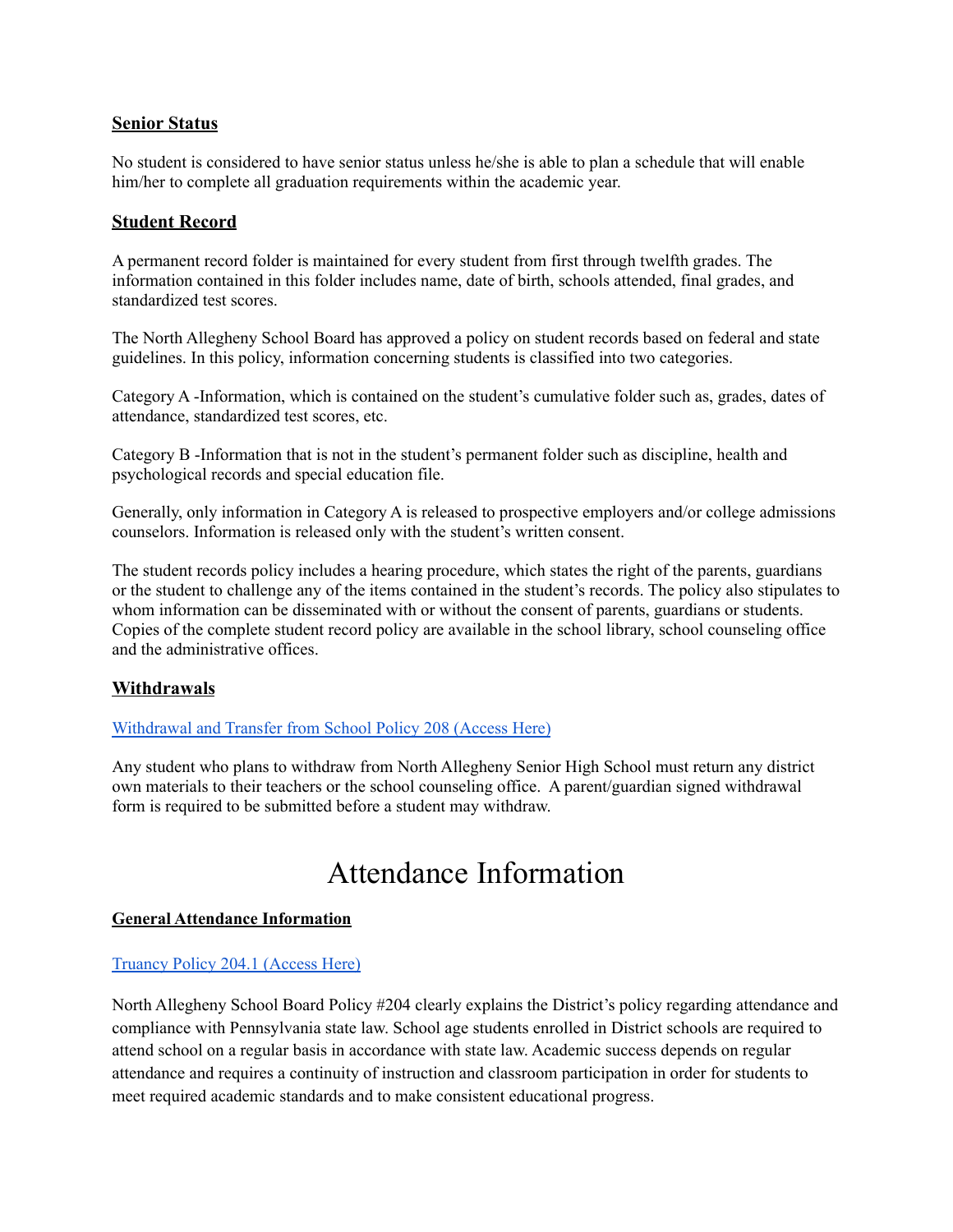**Senior Status**

No student is considered to have senior status unless he/she is able to plan a schedule that will enable him/her to complete all graduation requirements within the academic year.

**Student Record**

A permanent record folder is maintained for every student from first through twelfth grades. The information contained in this folder includes name, date of birth, schools attended, final grades, and standardized test scores.

The North Allegheny School Board has approved a policy on student records based on federal and state guidelines. In this policy, information concerning students is classified into two categories.

Category A -Information, which is contained on the student's cumulative folder such as, grades, dates of attendance, standardized test scores, etc.

Category B -Information that is not in the student's permanent folder such as discipline, health and psychological records and special education file.

Generally, only information in Category A is released to prospective employers and/or college admissions counselors. Information is released only with the student's written consent.

The student records policy includes a hearing procedure, which states the right of the parents, guardians or the student to challenge any of the items contained in the student's records. The policy also stipulates to whom information can be disseminated with or without the consent of parents, guardians or students. Copies of the complete student record policy are available in the school library, school counseling office and the administrative offices.

**Withdrawals**

Withdrawal and Transfer from School Policy 208 (Access Here)

Any student who plans to withdraw from North Allegheny Senior High School must return any district own materials to their teachers or the school counseling office. A parent/guardian signed withdrawal form is required to be submitted before a student may withdraw.

# Attendance Information

**General Attendance Information**

Truancy Policy 204.1 (Access Here)

North Allegheny School Board Policy #204 clearly explains the District's policy regarding attendance and compliance with Pennsylvania state law. School age students enrolled in District schools are required to attend school on a regular basis in accordance with state law. Academic success depends on regular attendance and requires a continuity of instruction and classroom participation in order for students to meet required academic standards and to make consistent educational progress.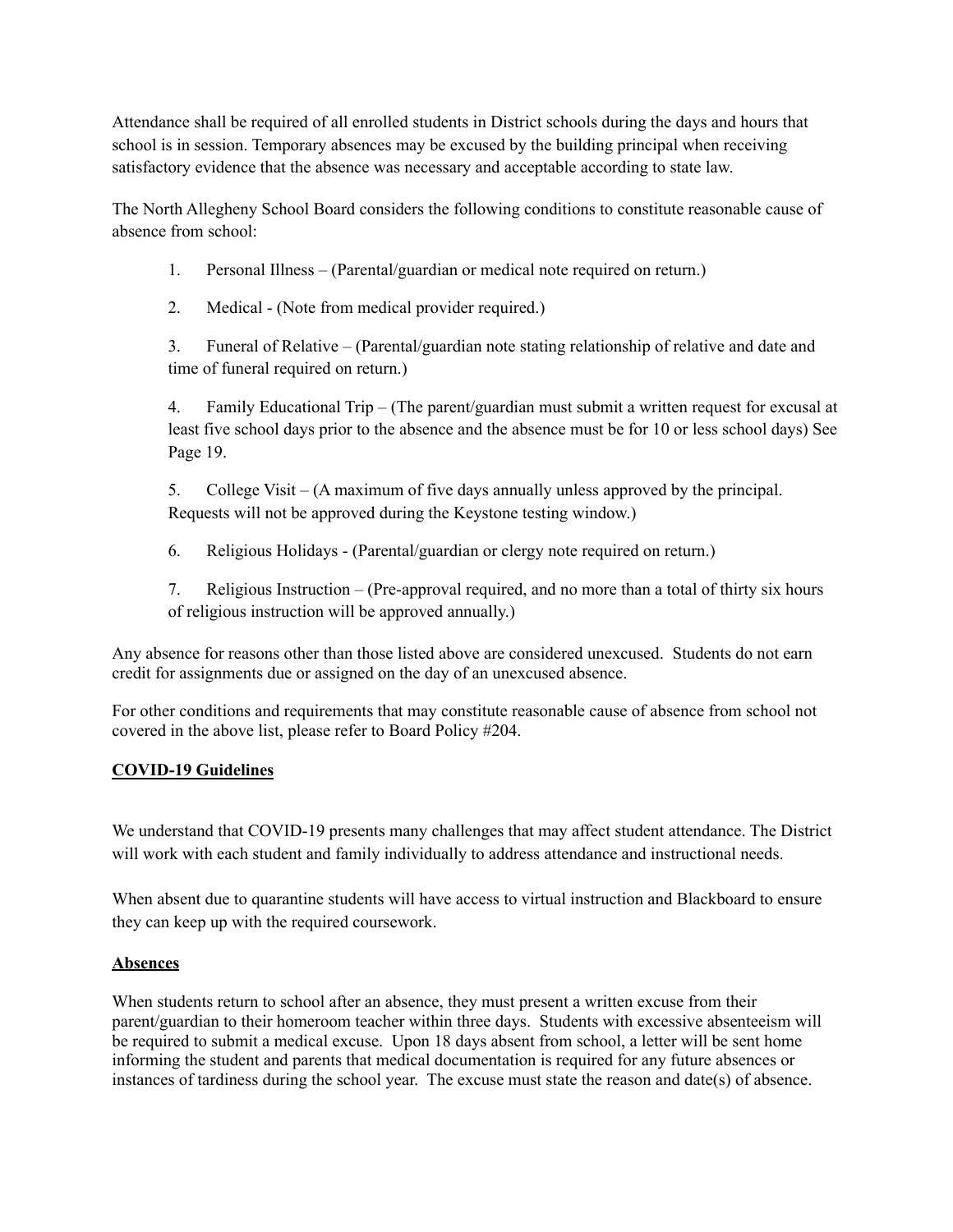Attendance shall be required of all enrolled students in District schools during the days and hours that school is in session. Temporary absences may be excused by the building principal when receiving satisfactory evidence that the absence was necessary and acceptable according to state law.

The North Allegheny School Board considers the following conditions to constitute reasonable cause of absence from school:

1. Personal Illness – (Parental/guardian or medical note required on return.)

2. Medical - (Note from medical provider required.)

3. Funeral of Relative – (Parental/guardian note stating relationship of relative and date and time of funeral required on return.)

4. Family Educational Trip – (The parent/guardian must submit a written request for excusal at least five school days prior to the absence and the absence must be for 10 or less school days) See Page 19.

5. College Visit – (A maximum of five days annually unless approved by the principal. Requests will not be approved during the Keystone testing window.)

6. Religious Holidays - (Parental/guardian or clergy note required on return.)

7. Religious Instruction – (Pre-approval required, and no more than a total of thirty six hours of religious instruction will be approved annually.)

Any absence for reasons other than those listed above are considered unexcused. Students do not earn credit for assignments due or assigned on the day of an unexcused absence.

For other conditions and requirements that may constitute reasonable cause of absence from school not covered in the above list, please refer to Board Policy #204.

**COVID-19 Guidelines**

We understand that COVID-19 presents many challenges that may affect student attendance. The District will work with each student and family individually to address attendance and instructional needs.

When absent due to quarantine students will have access to virtual instruction and Blackboard to ensure they can keep up with the required coursework.

**Absences**

When students return to school after an absence, they must present a written excuse from their parent/guardian to their homeroom teacher within three days. Students with excessive absenteeism will be required to submit a medical excuse. Upon 18 days absent from school, a letter will be sent home informing the student and parents that medical documentation is required for any future absences or instances of tardiness during the school year. The excuse must state the reason and date(s) of absence.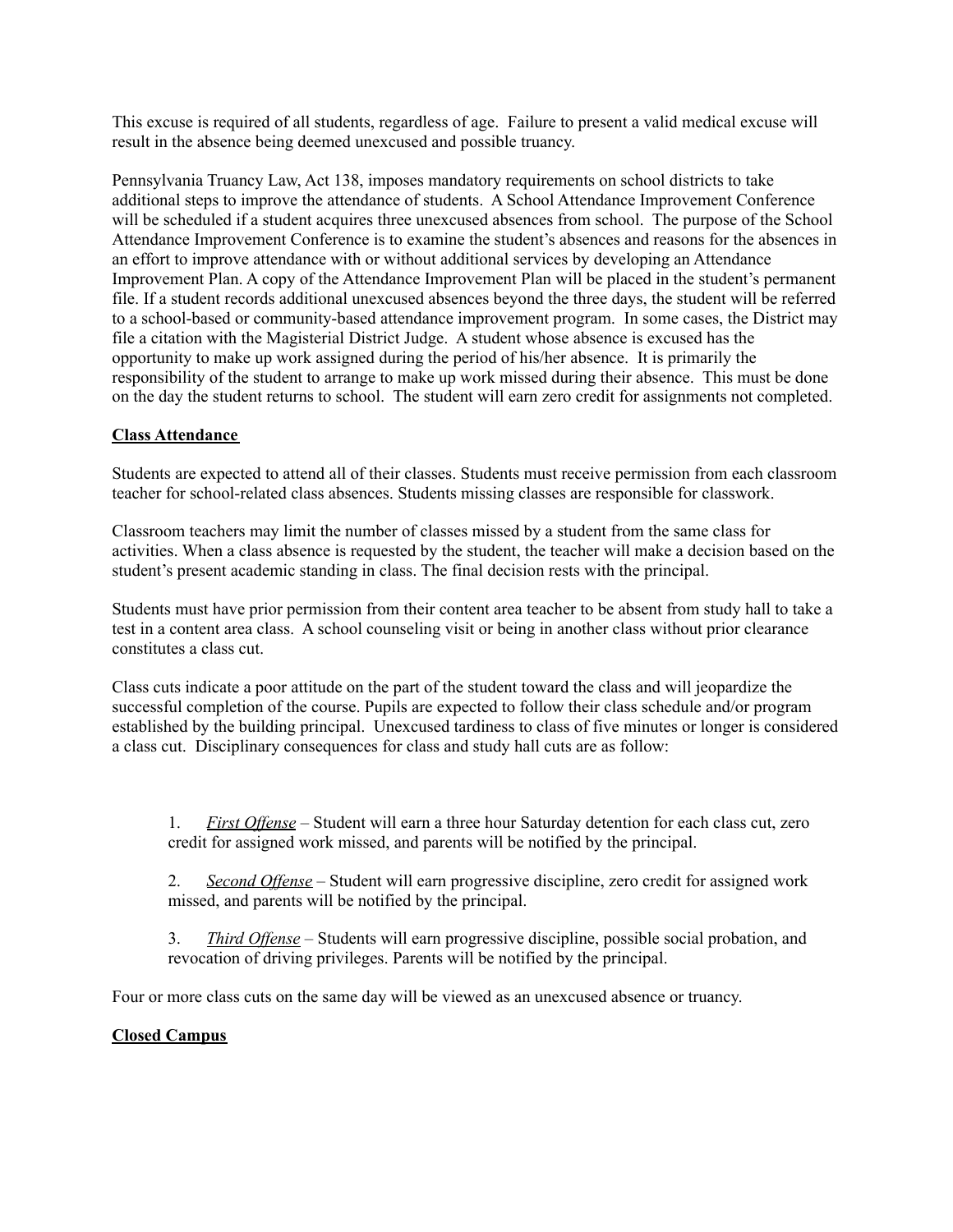This excuse is required of all students, regardless of age. Failure to present a valid medical excuse will result in the absence being deemed unexcused and possible truancy.

Pennsylvania Truancy Law, Act 138, imposes mandatory requirements on school districts to take additional steps to improve the attendance of students. A School Attendance Improvement Conference will be scheduled if a student acquires three unexcused absences from school. The purpose of the School Attendance Improvement Conference is to examine the student's absences and reasons for the absences in an effort to improve attendance with or without additional services by developing an Attendance Improvement Plan. A copy of the Attendance Improvement Plan will be placed in the student's permanent file. If a student records additional unexcused absences beyond the three days, the student will be referred to a school-based or community-based attendance improvement program. In some cases, the District may file a citation with the Magisterial District Judge. A student whose absence is excused has the opportunity to make up work assigned during the period of his/her absence. It is primarily the responsibility of the student to arrange to make up work missed during their absence. This must be done on the day the student returns to school. The student will earn zero credit for assignments not completed.

**Class Attendance**

Students are expected to attend all of their classes. Students must receive permission from each classroom teacher for school-related class absences. Students missing classes are responsible for classwork.

Classroom teachers may limit the number of classes missed by a student from the same class for activities. When a class absence is requested by the student, the teacher will make a decision based on the student's present academic standing in class. The final decision rests with the principal.

Students must have prior permission from their content area teacher to be absent from study hall to take a test in a content area class. A school counseling visit or being in another class without prior clearance constitutes a class cut.

Class cuts indicate a poor attitude on the part of the student toward the class and will jeopardize the successful completion of the course. Pupils are expected to follow their class schedule and/or program established by the building principal. Unexcused tardiness to class of five minutes or longer is considered a class cut. Disciplinary consequences for class and study hall cuts are as follow:

1. *First Offense* – Student will earn a three hour Saturday detention for each class cut, zero credit for assigned work missed, and parents will be notified by the principal.

2. *Second Offense* – Student will earn progressive discipline, zero credit for assigned work missed, and parents will be notified by the principal.

3. *Third Offense* – Students will earn progressive discipline, possible social probation, and revocation of driving privileges. Parents will be notified by the principal.

Four or more class cuts on the same day will be viewed as an unexcused absence or truancy.

**Closed Campus**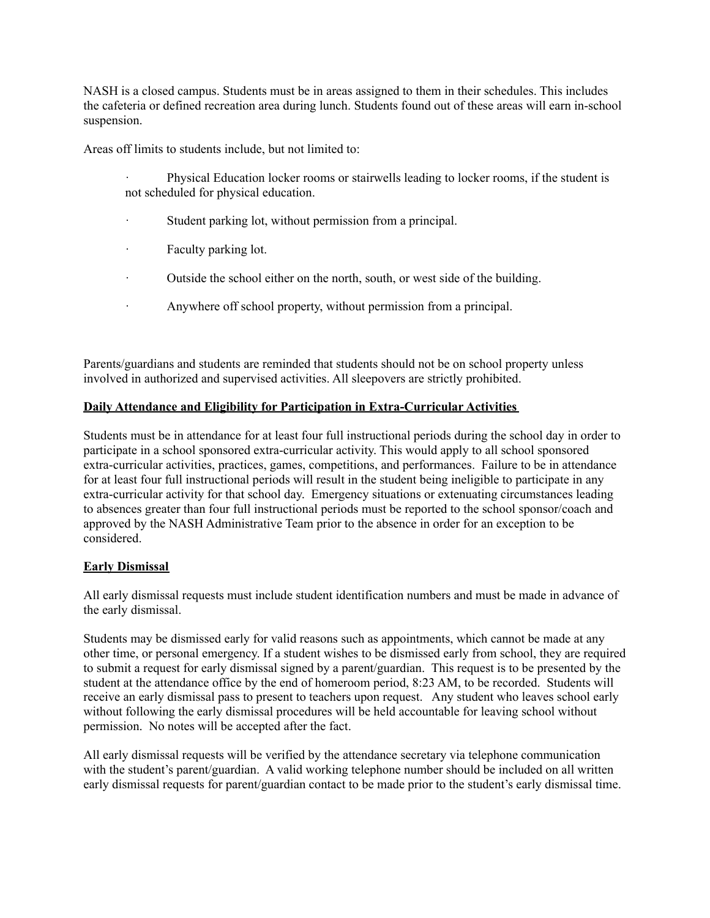NASH is a closed campus. Students must be in areas assigned to them in their schedules. This includes the cafeteria or defined recreation area during lunch. Students found out of these areas will earn in-school suspension.

Areas off limits to students include, but not limited to:

- Physical Education locker rooms or stairwells leading to locker rooms, if the student is not scheduled for physical education.
- Student parking lot, without permission from a principal.
- Faculty parking lot.
- Outside the school either on the north, south, or west side of the building.
- Anywhere off school property, without permission from a principal.

Parents/guardians and students are reminded that students should not be on school property unless involved in authorized and supervised activities. All sleepovers are strictly prohibited.

**Daily Attendance and Eligibility for Participation in Extra-Curricular Activities**

Students must be in attendance for at least four full instructional periods during the school day in order to participate in a school sponsored extra-curricular activity. This would apply to all school sponsored extra-curricular activities, practices, games, competitions, and performances. Failure to be in attendance for at least four full instructional periods will result in the student being ineligible to participate in any extra-curricular activity for that school day. Emergency situations or extenuating circumstances leading to absences greater than four full instructional periods must be reported to the school sponsor/coach and approved by the NASH Administrative Team prior to the absence in order for an exception to be considered.

**Early Dismissal**

All early dismissal requests must include student identification numbers and must be made in advance of the early dismissal.

Students may be dismissed early for valid reasons such as appointments, which cannot be made at any other time, or personal emergency. If a student wishes to be dismissed early from school, they are required to submit a request for early dismissal signed by a parent/guardian. This request is to be presented by the student at the attendance office by the end of homeroom period, 8:23 AM, to be recorded. Students will receive an early dismissal pass to present to teachers upon request. Any student who leaves school early without following the early dismissal procedures will be held accountable for leaving school without permission. No notes will be accepted after the fact.

All early dismissal requests will be verified by the attendance secretary via telephone communication with the student's parent/guardian. A valid working telephone number should be included on all written early dismissal requests for parent/guardian contact to be made prior to the student's early dismissal time.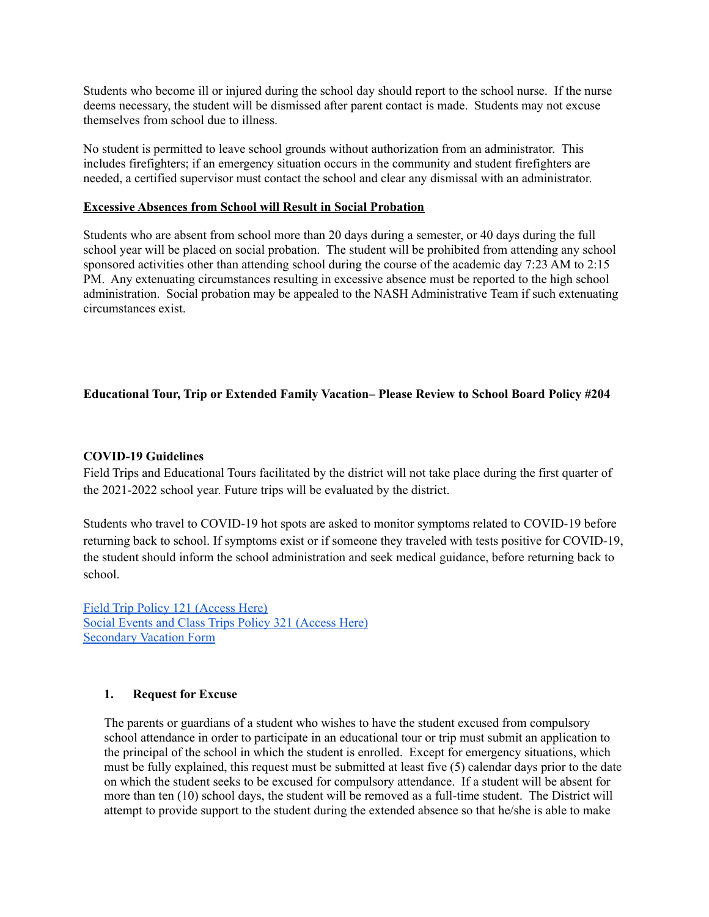Students who become ill or injured during the school day should report to the school nurse. If the nurse deems necessary, the student will be dismissed after parent contact is made. Students may not excuse themselves from school due to illness.

No student is permitted to leave school grounds without authorization from an administrator. This includes firefighters; if an emergency situation occurs in the community and student firefighters are needed, a certified supervisor must contact the school and clear any dismissal with an administrator.

**Excessive Absences from School will Result in Social Probation**

Students who are absent from school more than 20 days during a semester, or 40 days during the full school year will be placed on social probation. The student will be prohibited from attending any school sponsored activities other than attending school during the course of the academic day 7:23 AM to 2:15 PM. Any extenuating circumstances resulting in excessive absence must be reported to the high school administration. Social probation may be appealed to the NASH Administrative Team if such extenuating circumstances exist.

**Educational Tour, Trip or Extended Family Vacation– Please Review to School Board Policy #204**

**COVID-19 Guidelines**

Field Trips and Educational Tours facilitated by the district will not take place during the first quarter of the 2021-2022 school year. Future trips will be evaluated by the district.

Students who travel to COVID-19 hot spots are asked to monitor symptoms related to COVID-19 before returning back to school. If symptoms exist or if someone they traveled with tests positive for COVID-19, the student should inform the school administration and seek medical guidance, before returning back to school.

Field Trip Policy 121 (Access Here)
Social Events and Class Trips Policy 321 (Access Here)
Secondary Vacation Form

1. **Request for Excuse**

The parents or guardians of a student who wishes to have the student excused from compulsory school attendance in order to participate in an educational tour or trip must submit an application to the principal of the school in which the student is enrolled. Except for emergency situations, which must be fully explained, this request must be submitted at least five (5) calendar days prior to the date on which the student seeks to be excused for compulsory attendance. If a student will be absent for more than ten (10) school days, the student will be removed as a full-time student. The District will attempt to provide support to the student during the extended absence so that he/she is able to make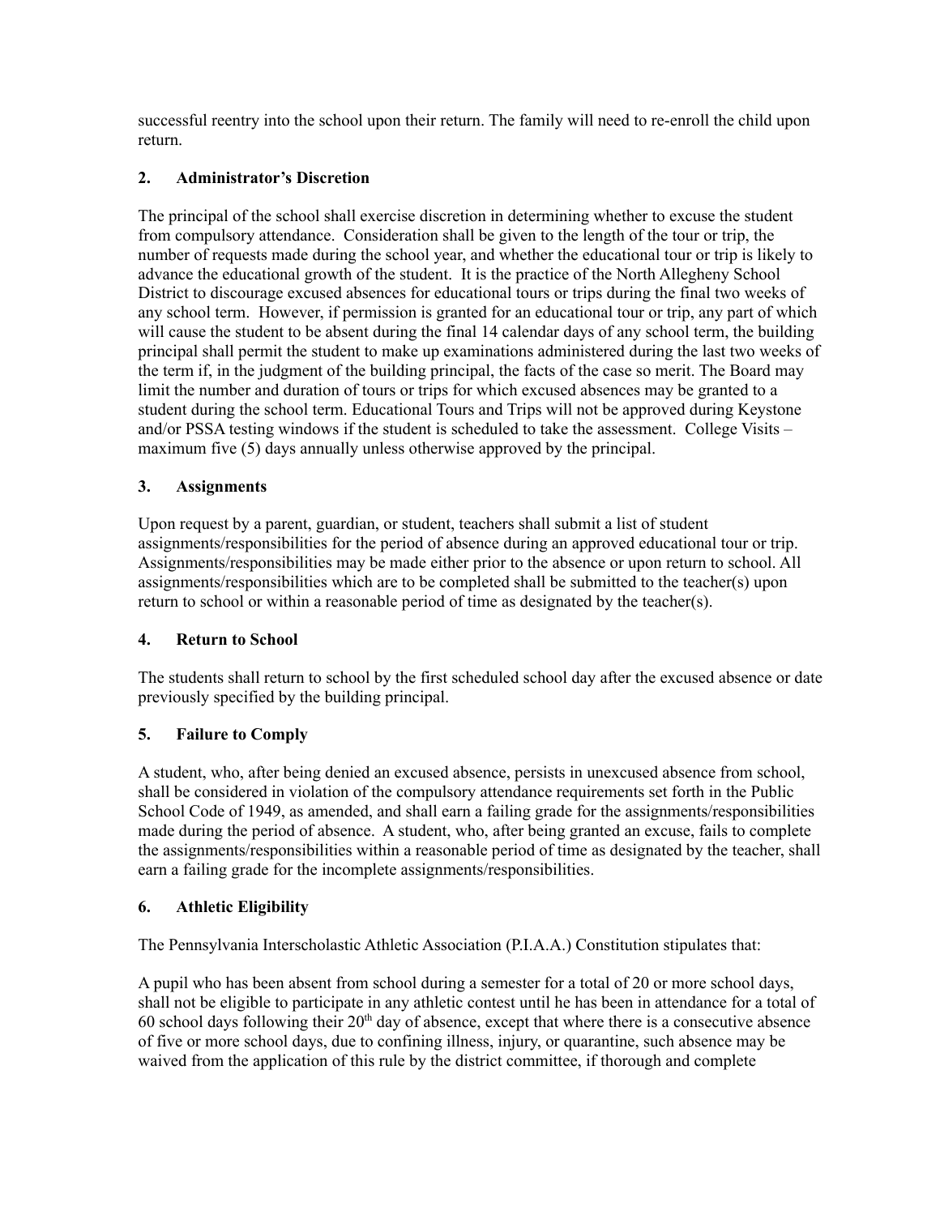successful reentry into the school upon their return. The family will need to re-enroll the child upon return.

### 2. Administrator's Discretion

The principal of the school shall exercise discretion in determining whether to excuse the student from compulsory attendance. Consideration shall be given to the length of the tour or trip, the number of requests made during the school year, and whether the educational tour or trip is likely to advance the educational growth of the student. It is the practice of the North Allegheny School District to discourage excused absences for educational tours or trips during the final two weeks of any school term. However, if permission is granted for an educational tour or trip, any part of which will cause the student to be absent during the final 14 calendar days of any school term, the building principal shall permit the student to make up examinations administered during the last two weeks of the term if, in the judgment of the building principal, the facts of the case so merit. The Board may limit the number and duration of tours or trips for which excused absences may be granted to a student during the school term. Educational Tours and Trips will not be approved during Keystone and/or PSSA testing windows if the student is scheduled to take the assessment. College Visits – maximum five (5) days annually unless otherwise approved by the principal.

### 3. Assignments

Upon request by a parent, guardian, or student, teachers shall submit a list of student assignments/responsibilities for the period of absence during an approved educational tour or trip. Assignments/responsibilities may be made either prior to the absence or upon return to school. All assignments/responsibilities which are to be completed shall be submitted to the teacher(s) upon return to school or within a reasonable period of time as designated by the teacher(s).

### 4. Return to School

The students shall return to school by the first scheduled school day after the excused absence or date previously specified by the building principal.

### 5. Failure to Comply

A student, who, after being denied an excused absence, persists in unexcused absence from school, shall be considered in violation of the compulsory attendance requirements set forth in the Public School Code of 1949, as amended, and shall earn a failing grade for the assignments/responsibilities made during the period of absence. A student, who, after being granted an excuse, fails to complete the assignments/responsibilities within a reasonable period of time as designated by the teacher, shall earn a failing grade for the incomplete assignments/responsibilities.

### 6. Athletic Eligibility

The Pennsylvania Interscholastic Athletic Association (P.I.A.A.) Constitution stipulates that:

A pupil who has been absent from school during a semester for a total of 20 or more school days, shall not be eligible to participate in any athletic contest until he has been in attendance for a total of 60 school days following their 20th day of absence, except that where there is a consecutive absence of five or more school days, due to confining illness, injury, or quarantine, such absence may be waived from the application of this rule by the district committee, if thorough and complete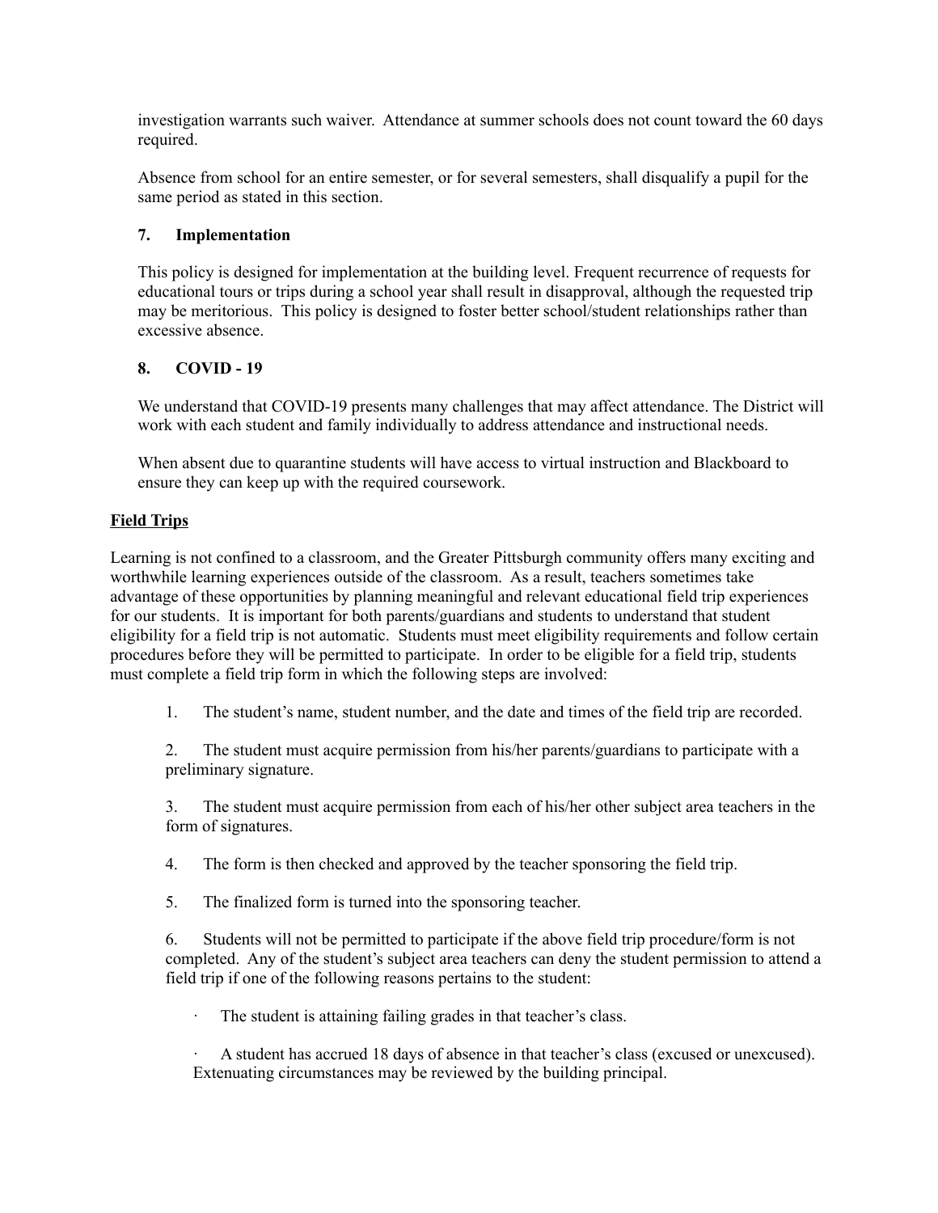investigation warrants such waiver. Attendance at summer schools does not count toward the 60 days required.

Absence from school for an entire semester, or for several semesters, shall disqualify a pupil for the same period as stated in this section.

### 7. Implementation

This policy is designed for implementation at the building level. Frequent recurrence of requests for educational tours or trips during a school year shall result in disapproval, although the requested trip may be meritorious. This policy is designed to foster better school/student relationships rather than excessive absence.

### 8. COVID - 19

We understand that COVID-19 presents many challenges that may affect attendance. The District will work with each student and family individually to address attendance and instructional needs.

When absent due to quarantine students will have access to virtual instruction and Blackboard to ensure they can keep up with the required coursework.

## Field Trips

Learning is not confined to a classroom, and the Greater Pittsburgh community offers many exciting and worthwhile learning experiences outside of the classroom. As a result, teachers sometimes take advantage of these opportunities by planning meaningful and relevant educational field trip experiences for our students. It is important for both parents/guardians and students to understand that student eligibility for a field trip is not automatic. Students must meet eligibility requirements and follow certain procedures before they will be permitted to participate. In order to be eligible for a field trip, students must complete a field trip form in which the following steps are involved:

1. The student's name, student number, and the date and times of the field trip are recorded.

2. The student must acquire permission from his/her parents/guardians to participate with a preliminary signature.

3. The student must acquire permission from each of his/her other subject area teachers in the form of signatures.

4. The form is then checked and approved by the teacher sponsoring the field trip.

5. The finalized form is turned into the sponsoring teacher.

6. Students will not be permitted to participate if the above field trip procedure/form is not completed. Any of the student's subject area teachers can deny the student permission to attend a field trip if one of the following reasons pertains to the student:

   - The student is attaining failing grades in that teacher's class.

   - A student has accrued 18 days of absence in that teacher's class (excused or unexcused). Extenuating circumstances may be reviewed by the building principal.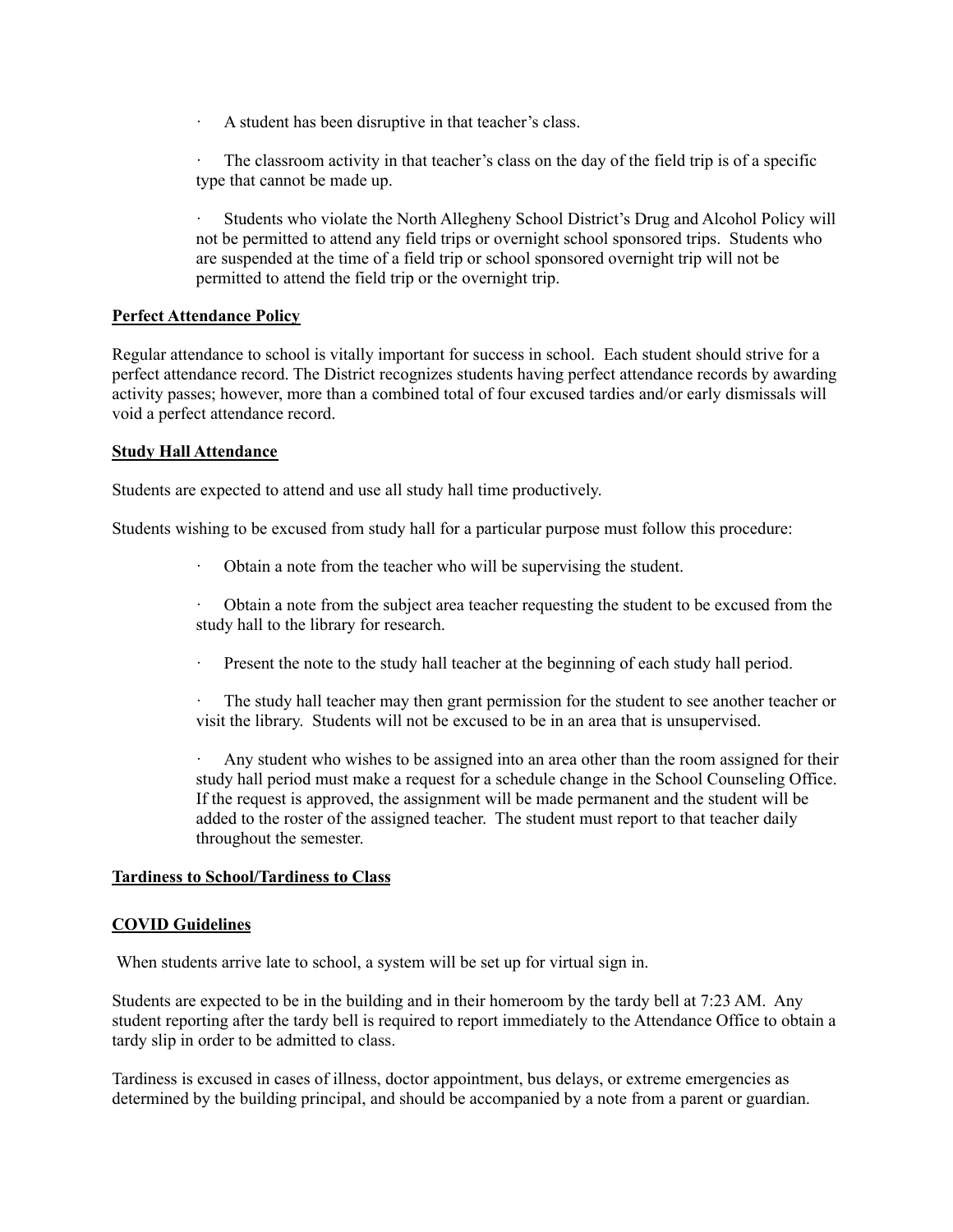- A student has been disruptive in that teacher's class.

- The classroom activity in that teacher's class on the day of the field trip is of a specific type that cannot be made up.

- Students who violate the North Allegheny School District's Drug and Alcohol Policy will not be permitted to attend any field trips or overnight school sponsored trips. Students who are suspended at the time of a field trip or school sponsored overnight trip will not be permitted to attend the field trip or the overnight trip.

**Perfect Attendance Policy**

Regular attendance to school is vitally important for success in school. Each student should strive for a perfect attendance record. The District recognizes students having perfect attendance records by awarding activity passes; however, more than a combined total of four excused tardies and/or early dismissals will void a perfect attendance record.

**Study Hall Attendance**

Students are expected to attend and use all study hall time productively.

Students wishing to be excused from study hall for a particular purpose must follow this procedure:

- Obtain a note from the teacher who will be supervising the student.

- Obtain a note from the subject area teacher requesting the student to be excused from the study hall to the library for research.

- Present the note to the study hall teacher at the beginning of each study hall period.

- The study hall teacher may then grant permission for the student to see another teacher or visit the library. Students will not be excused to be in an area that is unsupervised.

- Any student who wishes to be assigned into an area other than the room assigned for their study hall period must make a request for a schedule change in the School Counseling Office. If the request is approved, the assignment will be made permanent and the student will be added to the roster of the assigned teacher. The student must report to that teacher daily throughout the semester.

**Tardiness to School/Tardiness to Class**

**COVID Guidelines**

When students arrive late to school, a system will be set up for virtual sign in.

Students are expected to be in the building and in their homeroom by the tardy bell at 7:23 AM. Any student reporting after the tardy bell is required to report immediately to the Attendance Office to obtain a tardy slip in order to be admitted to class.

Tardiness is excused in cases of illness, doctor appointment, bus delays, or extreme emergencies as determined by the building principal, and should be accompanied by a note from a parent or guardian.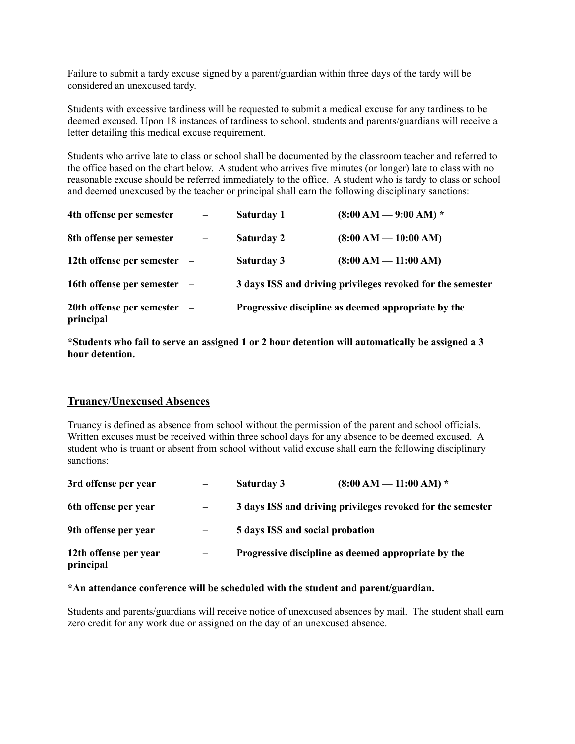Failure to submit a tardy excuse signed by a parent/guardian within three days of the tardy will be considered an unexcused tardy.

Students with excessive tardiness will be requested to submit a medical excuse for any tardiness to be deemed excused. Upon 18 instances of tardiness to school, students and parents/guardians will receive a letter detailing this medical excuse requirement.

Students who arrive late to class or school shall be documented by the classroom teacher and referred to the office based on the chart below. A student who arrives five minutes (or longer) late to class with no reasonable excuse should be referred immediately to the office. A student who is tardy to class or school and deemed unexcused by the teacher or principal shall earn the following disciplinary sanctions:

| | | | |
|---|---|---|---|
| **4th offense per semester** | **–** | **Saturday 1** | **(8:00 AM — 9:00 AM) \*** |
| **8th offense per semester** | **–** | **Saturday 2** | **(8:00 AM — 10:00 AM)** |
| **12th offense per semester** | **–** | **Saturday 3** | **(8:00 AM — 11:00 AM)** |
| **16th offense per semester** | **–** | **3 days ISS and driving privileges revoked for the semester** | |
| **20th offense per semester** | **–** | **Progressive discipline as deemed appropriate by the principal** | |

**\*Students who fail to serve an assigned 1 or 2 hour detention will automatically be assigned a 3 hour detention.**

## Truancy/Unexcused Absences

Truancy is defined as absence from school without the permission of the parent and school officials. Written excuses must be received within three school days for any absence to be deemed excused. A student who is truant or absent from school without valid excuse shall earn the following disciplinary sanctions:

| | | | |
|---|---|---|---|
| **3rd offense per year** | **–** | **Saturday 3** | **(8:00 AM — 11:00 AM) \*** |
| **6th offense per year** | **–** | **3 days ISS and driving privileges revoked for the semester** | |
| **9th offense per year** | **–** | **5 days ISS and social probation** | |
| **12th offense per year** | **–** | **Progressive discipline as deemed appropriate by the principal** | |

**\*An attendance conference will be scheduled with the student and parent/guardian.**

Students and parents/guardians will receive notice of unexcused absences by mail. The student shall earn zero credit for any work due or assigned on the day of an unexcused absence.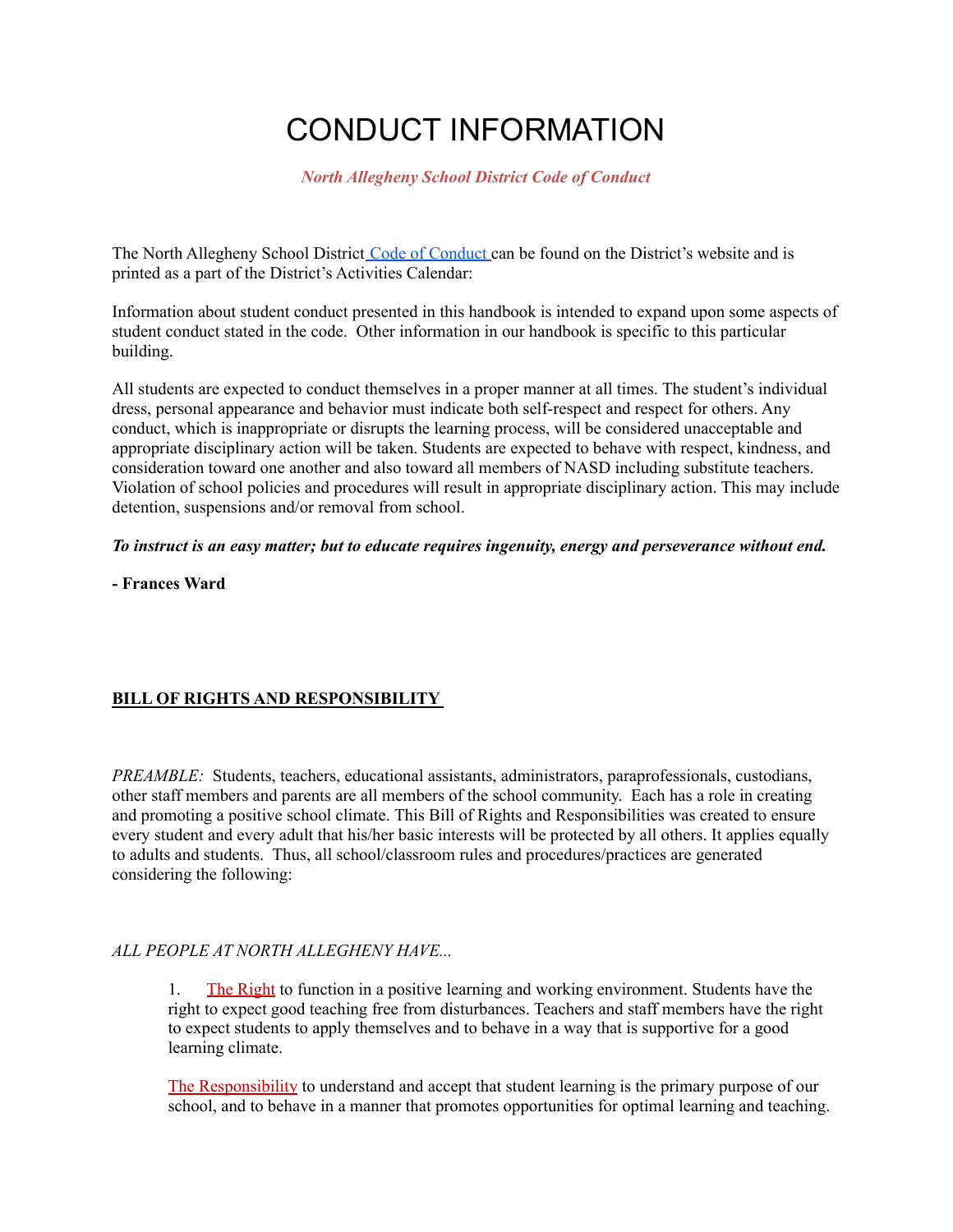# CONDUCT INFORMATION

***North Allegheny School District Code of Conduct***

The North Allegheny School District Code of Conduct can be found on the District's website and is printed as a part of the District's Activities Calendar:

Information about student conduct presented in this handbook is intended to expand upon some aspects of student conduct stated in the code. Other information in our handbook is specific to this particular building.

All students are expected to conduct themselves in a proper manner at all times. The student's individual dress, personal appearance and behavior must indicate both self-respect and respect for others. Any conduct, which is inappropriate or disrupts the learning process, will be considered unacceptable and appropriate disciplinary action will be taken. Students are expected to behave with respect, kindness, and consideration toward one another and also toward all members of NASD including substitute teachers. Violation of school policies and procedures will result in appropriate disciplinary action. This may include detention, suspensions and/or removal from school.

***To instruct is an easy matter; but to educate requires ingenuity, energy and perseverance without end.***

**- Frances Ward**

## BILL OF RIGHTS AND RESPONSIBILITY

*PREAMBLE:* Students, teachers, educational assistants, administrators, paraprofessionals, custodians, other staff members and parents are all members of the school community. Each has a role in creating and promoting a positive school climate. This Bill of Rights and Responsibilities was created to ensure every student and every adult that his/her basic interests will be protected by all others. It applies equally to adults and students. Thus, all school/classroom rules and procedures/practices are generated considering the following:

*ALL PEOPLE AT NORTH ALLEGHENY HAVE...*

1. The Right to function in a positive learning and working environment. Students have the right to expect good teaching free from disturbances. Teachers and staff members have the right to expect students to apply themselves and to behave in a way that is supportive for a good learning climate.

   The Responsibility to understand and accept that student learning is the primary purpose of our school, and to behave in a manner that promotes opportunities for optimal learning and teaching.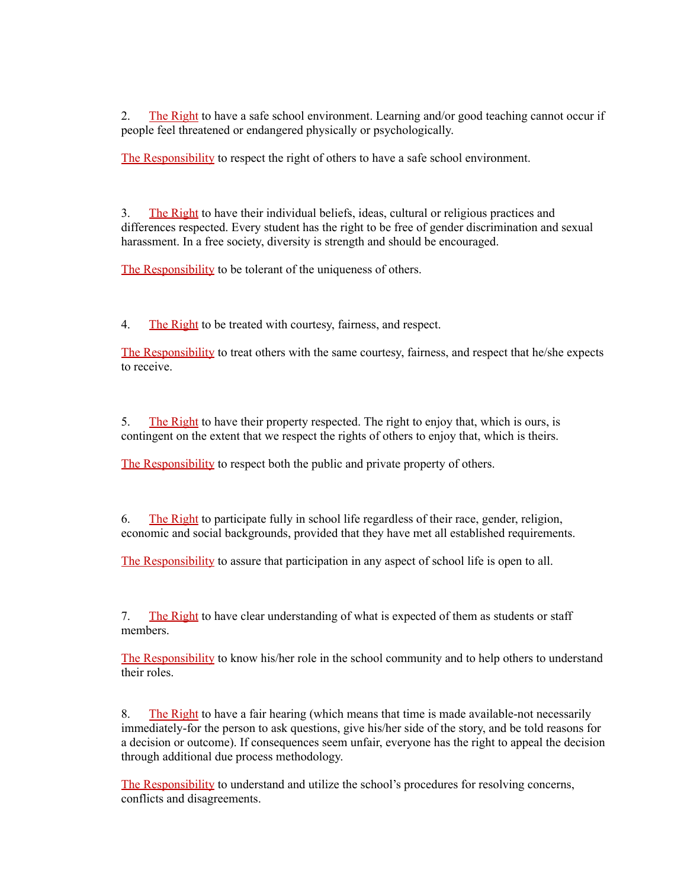2. The Right to have a safe school environment. Learning and/or good teaching cannot occur if people feel threatened or endangered physically or psychologically.

The Responsibility to respect the right of others to have a safe school environment.

3. The Right to have their individual beliefs, ideas, cultural or religious practices and differences respected. Every student has the right to be free of gender discrimination and sexual harassment. In a free society, diversity is strength and should be encouraged.

The Responsibility to be tolerant of the uniqueness of others.

4. The Right to be treated with courtesy, fairness, and respect.

The Responsibility to treat others with the same courtesy, fairness, and respect that he/she expects to receive.

5. The Right to have their property respected. The right to enjoy that, which is ours, is contingent on the extent that we respect the rights of others to enjoy that, which is theirs.

The Responsibility to respect both the public and private property of others.

6. The Right to participate fully in school life regardless of their race, gender, religion, economic and social backgrounds, provided that they have met all established requirements.

The Responsibility to assure that participation in any aspect of school life is open to all.

7. The Right to have clear understanding of what is expected of them as students or staff members.

The Responsibility to know his/her role in the school community and to help others to understand their roles.

8. The Right to have a fair hearing (which means that time is made available-not necessarily immediately-for the person to ask questions, give his/her side of the story, and be told reasons for a decision or outcome). If consequences seem unfair, everyone has the right to appeal the decision through additional due process methodology.

The Responsibility to understand and utilize the school's procedures for resolving concerns, conflicts and disagreements.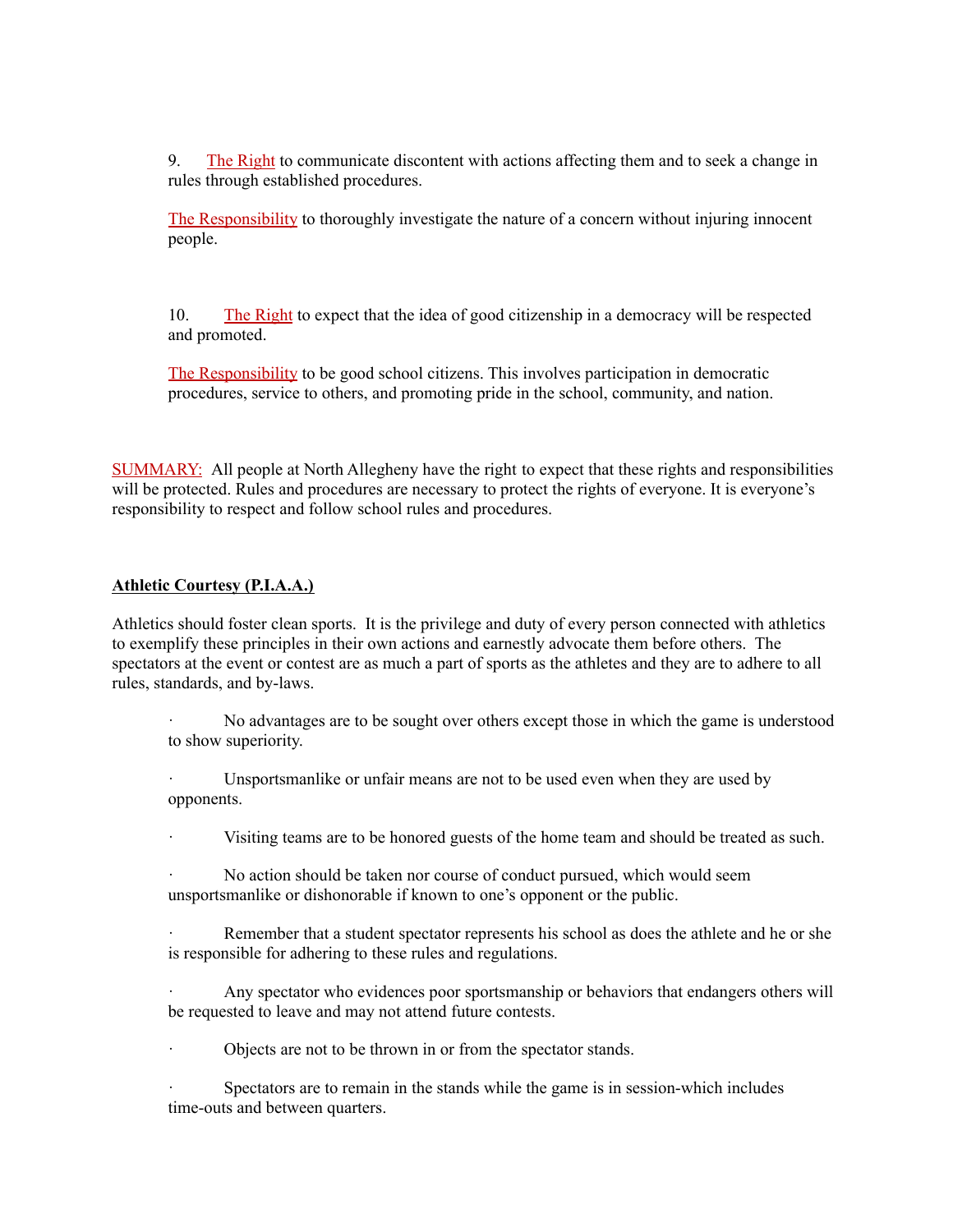9. The Right to communicate discontent with actions affecting them and to seek a change in rules through established procedures.

The Responsibility to thoroughly investigate the nature of a concern without injuring innocent people.

10. The Right to expect that the idea of good citizenship in a democracy will be respected and promoted.

The Responsibility to be good school citizens. This involves participation in democratic procedures, service to others, and promoting pride in the school, community, and nation.

SUMMARY: All people at North Allegheny have the right to expect that these rights and responsibilities will be protected. Rules and procedures are necessary to protect the rights of everyone. It is everyone's responsibility to respect and follow school rules and procedures.

**Athletic Courtesy (P.I.A.A.)**

Athletics should foster clean sports. It is the privilege and duty of every person connected with athletics to exemplify these principles in their own actions and earnestly advocate them before others. The spectators at the event or contest are as much a part of sports as the athletes and they are to adhere to all rules, standards, and by-laws.

- No advantages are to be sought over others except those in which the game is understood to show superiority.
- Unsportsmanlike or unfair means are not to be used even when they are used by opponents.
- Visiting teams are to be honored guests of the home team and should be treated as such.
- No action should be taken nor course of conduct pursued, which would seem unsportsmanlike or dishonorable if known to one's opponent or the public.
- Remember that a student spectator represents his school as does the athlete and he or she is responsible for adhering to these rules and regulations.
- Any spectator who evidences poor sportsmanship or behaviors that endangers others will be requested to leave and may not attend future contests.
- Objects are not to be thrown in or from the spectator stands.
- Spectators are to remain in the stands while the game is in session-which includes time-outs and between quarters.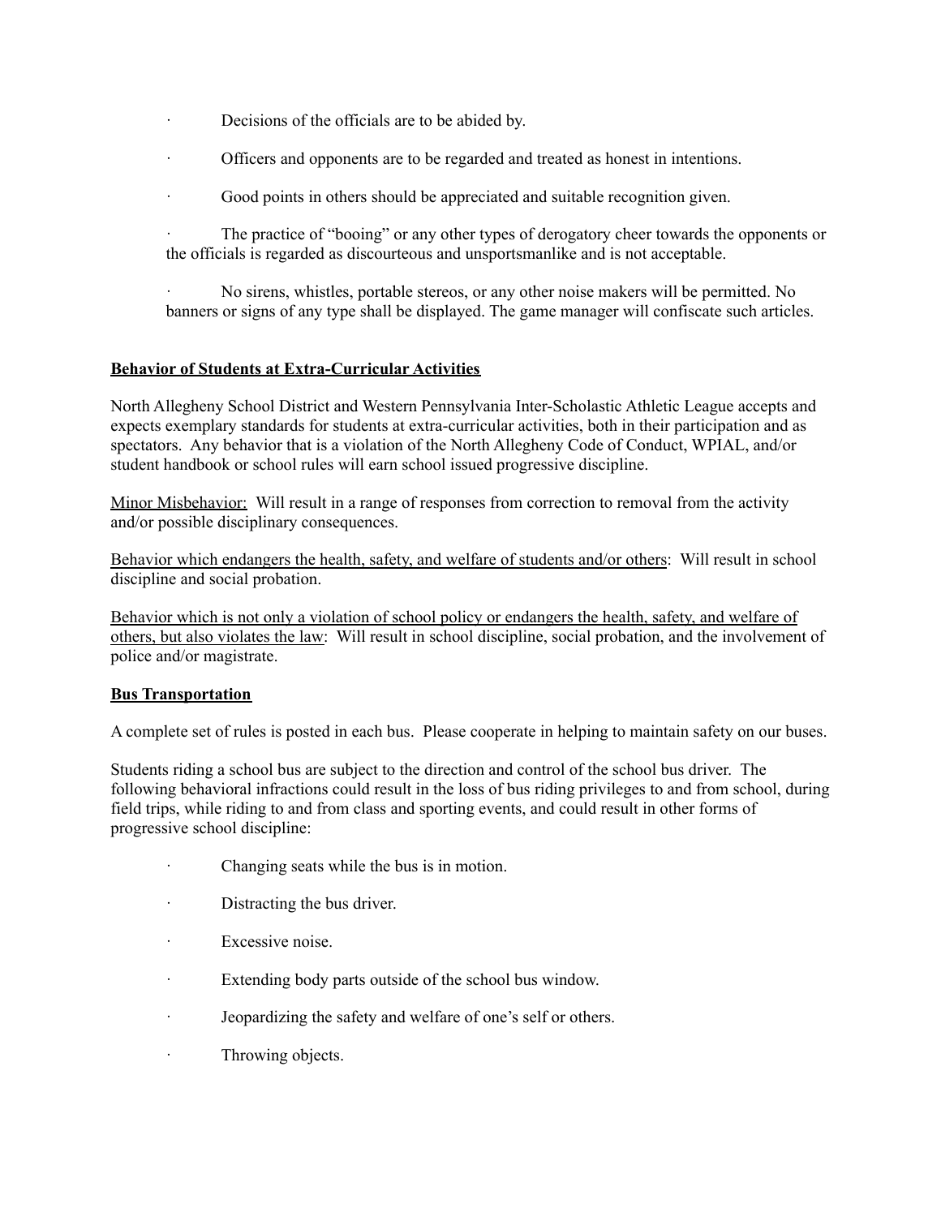- Decisions of the officials are to be abided by.
- Officers and opponents are to be regarded and treated as honest in intentions.
- Good points in others should be appreciated and suitable recognition given.
- The practice of "booing" or any other types of derogatory cheer towards the opponents or the officials is regarded as discourteous and unsportsmanlike and is not acceptable.
- No sirens, whistles, portable stereos, or any other noise makers will be permitted. No banners or signs of any type shall be displayed. The game manager will confiscate such articles.

**Behavior of Students at Extra-Curricular Activities**

North Allegheny School District and Western Pennsylvania Inter-Scholastic Athletic League accepts and expects exemplary standards for students at extra-curricular activities, both in their participation and as spectators. Any behavior that is a violation of the North Allegheny Code of Conduct, WPIAL, and/or student handbook or school rules will earn school issued progressive discipline.

Minor Misbehavior: Will result in a range of responses from correction to removal from the activity and/or possible disciplinary consequences.

Behavior which endangers the health, safety, and welfare of students and/or others: Will result in school discipline and social probation.

Behavior which is not only a violation of school policy or endangers the health, safety, and welfare of others, but also violates the law: Will result in school discipline, social probation, and the involvement of police and/or magistrate.

**Bus Transportation**

A complete set of rules is posted in each bus. Please cooperate in helping to maintain safety on our buses.

Students riding a school bus are subject to the direction and control of the school bus driver. The following behavioral infractions could result in the loss of bus riding privileges to and from school, during field trips, while riding to and from class and sporting events, and could result in other forms of progressive school discipline:

- Changing seats while the bus is in motion.
- Distracting the bus driver.
- Excessive noise.
- Extending body parts outside of the school bus window.
- Jeopardizing the safety and welfare of one's self or others.
- Throwing objects.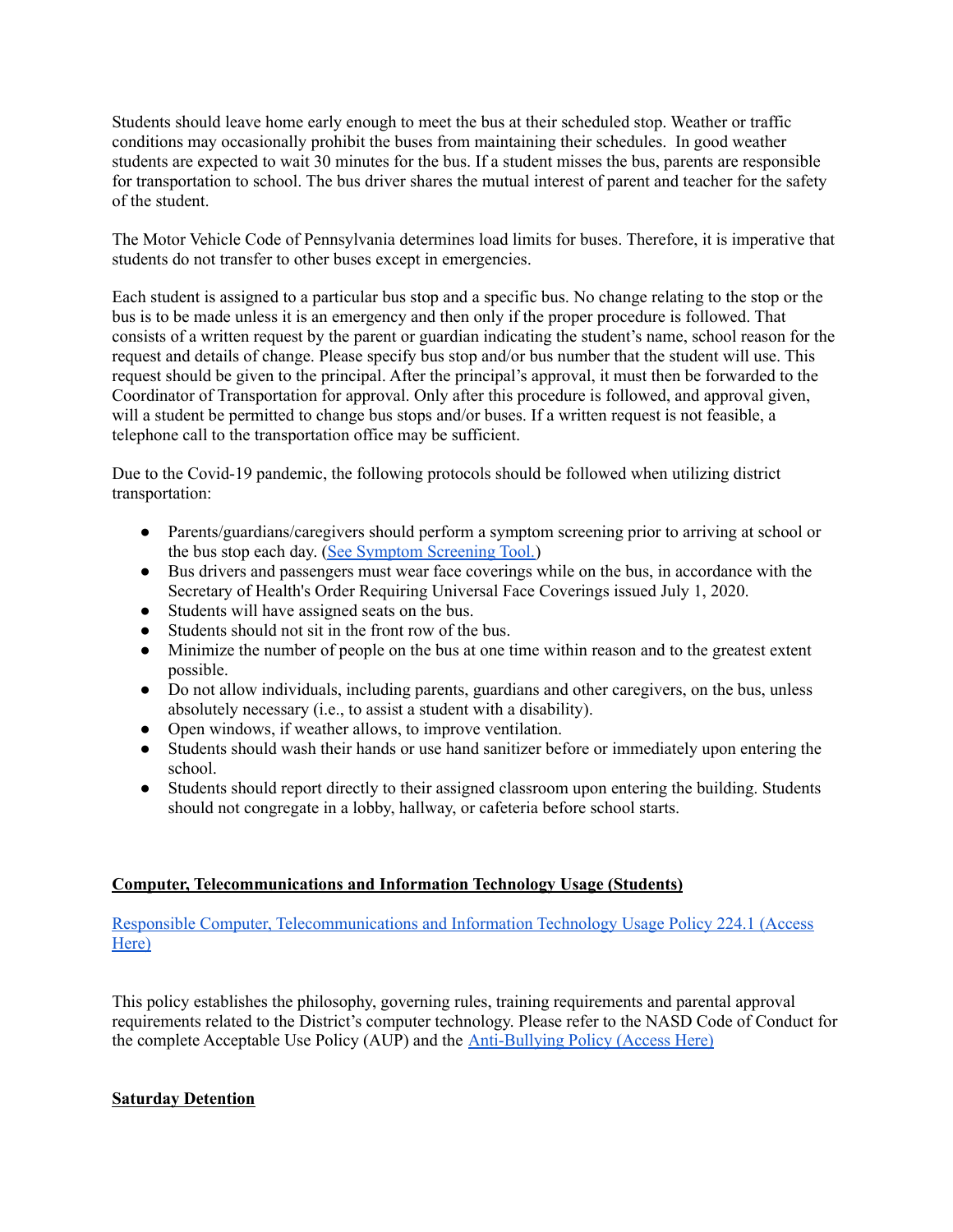Students should leave home early enough to meet the bus at their scheduled stop. Weather or traffic conditions may occasionally prohibit the buses from maintaining their schedules. In good weather students are expected to wait 30 minutes for the bus. If a student misses the bus, parents are responsible for transportation to school. The bus driver shares the mutual interest of parent and teacher for the safety of the student.

The Motor Vehicle Code of Pennsylvania determines load limits for buses. Therefore, it is imperative that students do not transfer to other buses except in emergencies.

Each student is assigned to a particular bus stop and a specific bus. No change relating to the stop or the bus is to be made unless it is an emergency and then only if the proper procedure is followed. That consists of a written request by the parent or guardian indicating the student's name, school reason for the request and details of change. Please specify bus stop and/or bus number that the student will use. This request should be given to the principal. After the principal's approval, it must then be forwarded to the Coordinator of Transportation for approval. Only after this procedure is followed, and approval given, will a student be permitted to change bus stops and/or buses. If a written request is not feasible, a telephone call to the transportation office may be sufficient.

Due to the Covid-19 pandemic, the following protocols should be followed when utilizing district transportation:

- Parents/guardians/caregivers should perform a symptom screening prior to arriving at school or the bus stop each day. ([See Symptom Screening Tool.](#))
- Bus drivers and passengers must wear face coverings while on the bus, in accordance with the Secretary of Health's Order Requiring Universal Face Coverings issued July 1, 2020.
- Students will have assigned seats on the bus.
- Students should not sit in the front row of the bus.
- Minimize the number of people on the bus at one time within reason and to the greatest extent possible.
- Do not allow individuals, including parents, guardians and other caregivers, on the bus, unless absolutely necessary (i.e., to assist a student with a disability).
- Open windows, if weather allows, to improve ventilation.
- Students should wash their hands or use hand sanitizer before or immediately upon entering the school.
- Students should report directly to their assigned classroom upon entering the building. Students should not congregate in a lobby, hallway, or cafeteria before school starts.

**Computer, Telecommunications and Information Technology Usage (Students)**

[Responsible Computer, Telecommunications and Information Technology Usage Policy 224.1 (Access Here)](#)

This policy establishes the philosophy, governing rules, training requirements and parental approval requirements related to the District's computer technology. Please refer to the NASD Code of Conduct for the complete Acceptable Use Policy (AUP) and the [Anti-Bullying Policy (Access Here)](#)

**Saturday Detention**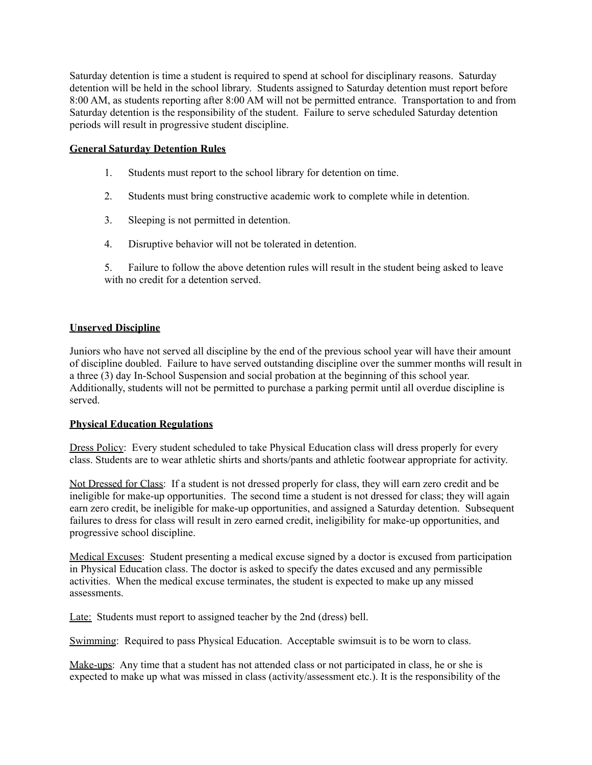Saturday detention is time a student is required to spend at school for disciplinary reasons. Saturday detention will be held in the school library. Students assigned to Saturday detention must report before 8:00 AM, as students reporting after 8:00 AM will not be permitted entrance. Transportation to and from Saturday detention is the responsibility of the student. Failure to serve scheduled Saturday detention periods will result in progressive student discipline.

**General Saturday Detention Rules**

1. Students must report to the school library for detention on time.
2. Students must bring constructive academic work to complete while in detention.
3. Sleeping is not permitted in detention.
4. Disruptive behavior will not be tolerated in detention.
5. Failure to follow the above detention rules will result in the student being asked to leave with no credit for a detention served.

**Unserved Discipline**

Juniors who have not served all discipline by the end of the previous school year will have their amount of discipline doubled. Failure to have served outstanding discipline over the summer months will result in a three (3) day In-School Suspension and social probation at the beginning of this school year. Additionally, students will not be permitted to purchase a parking permit until all overdue discipline is served.

**Physical Education Regulations**

Dress Policy: Every student scheduled to take Physical Education class will dress properly for every class. Students are to wear athletic shirts and shorts/pants and athletic footwear appropriate for activity.

Not Dressed for Class: If a student is not dressed properly for class, they will earn zero credit and be ineligible for make-up opportunities. The second time a student is not dressed for class; they will again earn zero credit, be ineligible for make-up opportunities, and assigned a Saturday detention. Subsequent failures to dress for class will result in zero earned credit, ineligibility for make-up opportunities, and progressive school discipline.

Medical Excuses: Student presenting a medical excuse signed by a doctor is excused from participation in Physical Education class. The doctor is asked to specify the dates excused and any permissible activities. When the medical excuse terminates, the student is expected to make up any missed assessments.

Late: Students must report to assigned teacher by the 2nd (dress) bell.

Swimming: Required to pass Physical Education. Acceptable swimsuit is to be worn to class.

Make-ups: Any time that a student has not attended class or not participated in class, he or she is expected to make up what was missed in class (activity/assessment etc.). It is the responsibility of the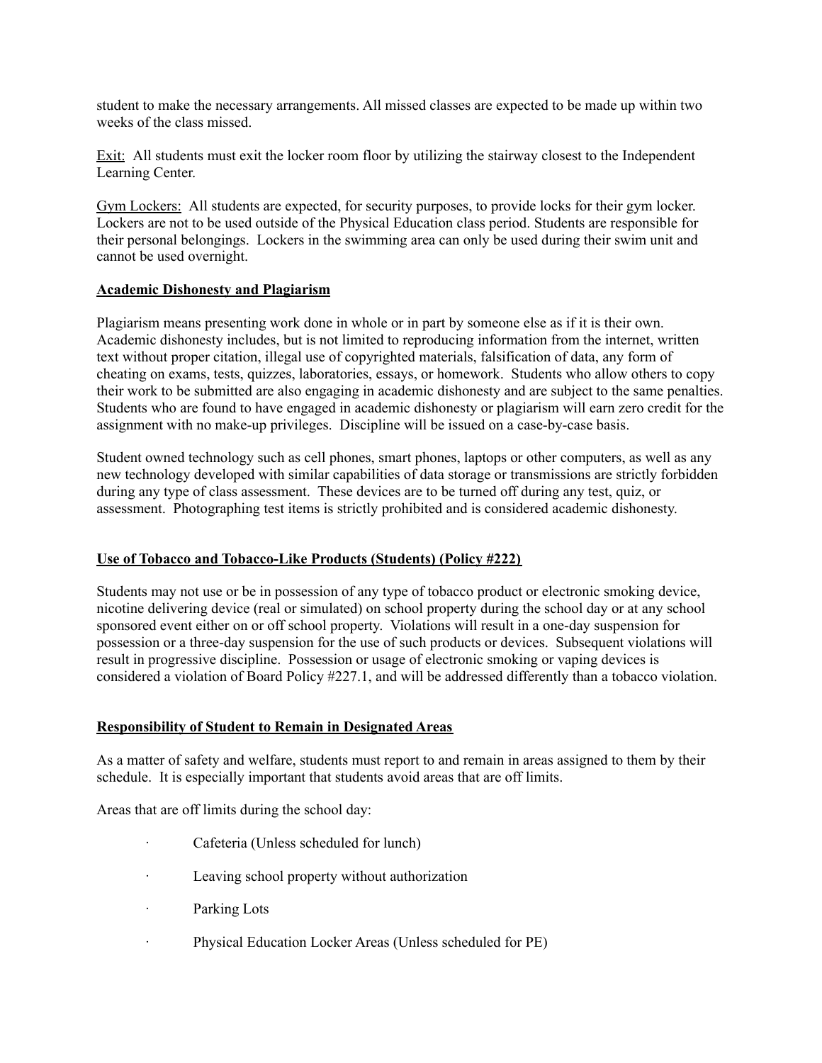student to make the necessary arrangements. All missed classes are expected to be made up within two weeks of the class missed.

Exit: All students must exit the locker room floor by utilizing the stairway closest to the Independent Learning Center.

Gym Lockers: All students are expected, for security purposes, to provide locks for their gym locker. Lockers are not to be used outside of the Physical Education class period. Students are responsible for their personal belongings. Lockers in the swimming area can only be used during their swim unit and cannot be used overnight.

**Academic Dishonesty and Plagiarism**

Plagiarism means presenting work done in whole or in part by someone else as if it is their own. Academic dishonesty includes, but is not limited to reproducing information from the internet, written text without proper citation, illegal use of copyrighted materials, falsification of data, any form of cheating on exams, tests, quizzes, laboratories, essays, or homework. Students who allow others to copy their work to be submitted are also engaging in academic dishonesty and are subject to the same penalties. Students who are found to have engaged in academic dishonesty or plagiarism will earn zero credit for the assignment with no make-up privileges. Discipline will be issued on a case-by-case basis.

Student owned technology such as cell phones, smart phones, laptops or other computers, as well as any new technology developed with similar capabilities of data storage or transmissions are strictly forbidden during any type of class assessment. These devices are to be turned off during any test, quiz, or assessment. Photographing test items is strictly prohibited and is considered academic dishonesty.

**Use of Tobacco and Tobacco-Like Products (Students) (Policy #222)**

Students may not use or be in possession of any type of tobacco product or electronic smoking device, nicotine delivering device (real or simulated) on school property during the school day or at any school sponsored event either on or off school property. Violations will result in a one-day suspension for possession or a three-day suspension for the use of such products or devices. Subsequent violations will result in progressive discipline. Possession or usage of electronic smoking or vaping devices is considered a violation of Board Policy #227.1, and will be addressed differently than a tobacco violation.

**Responsibility of Student to Remain in Designated Areas**

As a matter of safety and welfare, students must report to and remain in areas assigned to them by their schedule. It is especially important that students avoid areas that are off limits.

Areas that are off limits during the school day:

- Cafeteria (Unless scheduled for lunch)
- Leaving school property without authorization
- Parking Lots
- Physical Education Locker Areas (Unless scheduled for PE)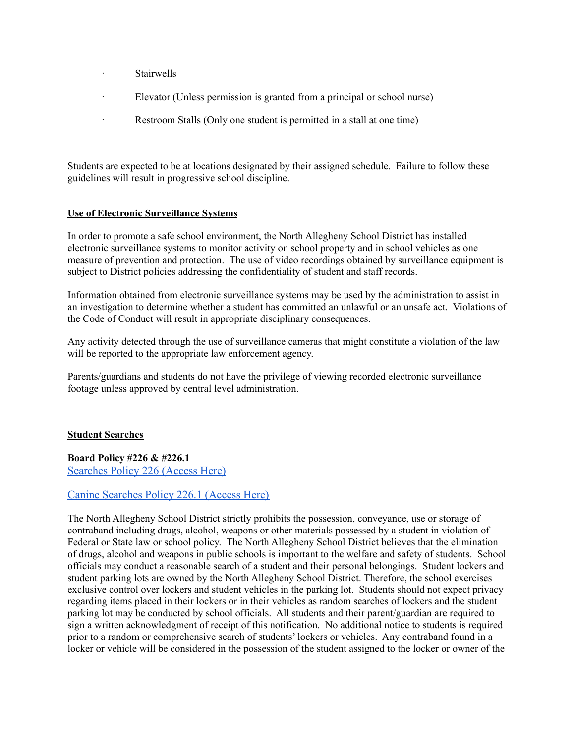- Stairwells
- Elevator (Unless permission is granted from a principal or school nurse)
- Restroom Stalls (Only one student is permitted in a stall at one time)

Students are expected to be at locations designated by their assigned schedule. Failure to follow these guidelines will result in progressive school discipline.

## Use of Electronic Surveillance Systems

In order to promote a safe school environment, the North Allegheny School District has installed electronic surveillance systems to monitor activity on school property and in school vehicles as one measure of prevention and protection. The use of video recordings obtained by surveillance equipment is subject to District policies addressing the confidentiality of student and staff records.

Information obtained from electronic surveillance systems may be used by the administration to assist in an investigation to determine whether a student has committed an unlawful or an unsafe act. Violations of the Code of Conduct will result in appropriate disciplinary consequences.

Any activity detected through the use of surveillance cameras that might constitute a violation of the law will be reported to the appropriate law enforcement agency.

Parents/guardians and students do not have the privilege of viewing recorded electronic surveillance footage unless approved by central level administration.

## Student Searches

**Board Policy #226 & #226.1**
Searches Policy 226 (Access Here)

Canine Searches Policy 226.1 (Access Here)

The North Allegheny School District strictly prohibits the possession, conveyance, use or storage of contraband including drugs, alcohol, weapons or other materials possessed by a student in violation of Federal or State law or school policy. The North Allegheny School District believes that the elimination of drugs, alcohol and weapons in public schools is important to the welfare and safety of students. School officials may conduct a reasonable search of a student and their personal belongings. Student lockers and student parking lots are owned by the North Allegheny School District. Therefore, the school exercises exclusive control over lockers and student vehicles in the parking lot. Students should not expect privacy regarding items placed in their lockers or in their vehicles as random searches of lockers and the student parking lot may be conducted by school officials. All students and their parent/guardian are required to sign a written acknowledgment of receipt of this notification. No additional notice to students is required prior to a random or comprehensive search of students' lockers or vehicles. Any contraband found in a locker or vehicle will be considered in the possession of the student assigned to the locker or owner of the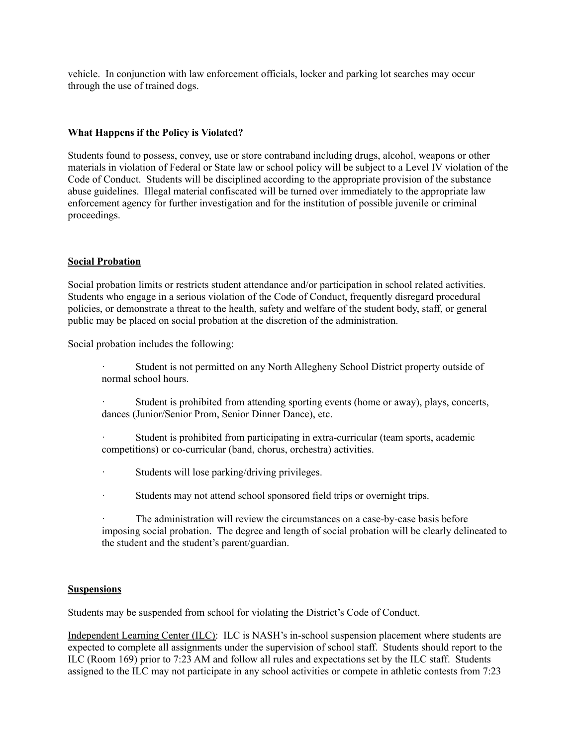vehicle. In conjunction with law enforcement officials, locker and parking lot searches may occur through the use of trained dogs.

**What Happens if the Policy is Violated?**

Students found to possess, convey, use or store contraband including drugs, alcohol, weapons or other materials in violation of Federal or State law or school policy will be subject to a Level IV violation of the Code of Conduct. Students will be disciplined according to the appropriate provision of the substance abuse guidelines. Illegal material confiscated will be turned over immediately to the appropriate law enforcement agency for further investigation and for the institution of possible juvenile or criminal proceedings.

**Social Probation**

Social probation limits or restricts student attendance and/or participation in school related activities. Students who engage in a serious violation of the Code of Conduct, frequently disregard procedural policies, or demonstrate a threat to the health, safety and welfare of the student body, staff, or general public may be placed on social probation at the discretion of the administration.

Social probation includes the following:

- Student is not permitted on any North Allegheny School District property outside of normal school hours.
- Student is prohibited from attending sporting events (home or away), plays, concerts, dances (Junior/Senior Prom, Senior Dinner Dance), etc.
- Student is prohibited from participating in extra-curricular (team sports, academic competitions) or co-curricular (band, chorus, orchestra) activities.
- Students will lose parking/driving privileges.
- Students may not attend school sponsored field trips or overnight trips.
- The administration will review the circumstances on a case-by-case basis before imposing social probation. The degree and length of social probation will be clearly delineated to the student and the student's parent/guardian.

**Suspensions**

Students may be suspended from school for violating the District's Code of Conduct.

Independent Learning Center (ILC): ILC is NASH's in-school suspension placement where students are expected to complete all assignments under the supervision of school staff. Students should report to the ILC (Room 169) prior to 7:23 AM and follow all rules and expectations set by the ILC staff. Students assigned to the ILC may not participate in any school activities or compete in athletic contests from 7:23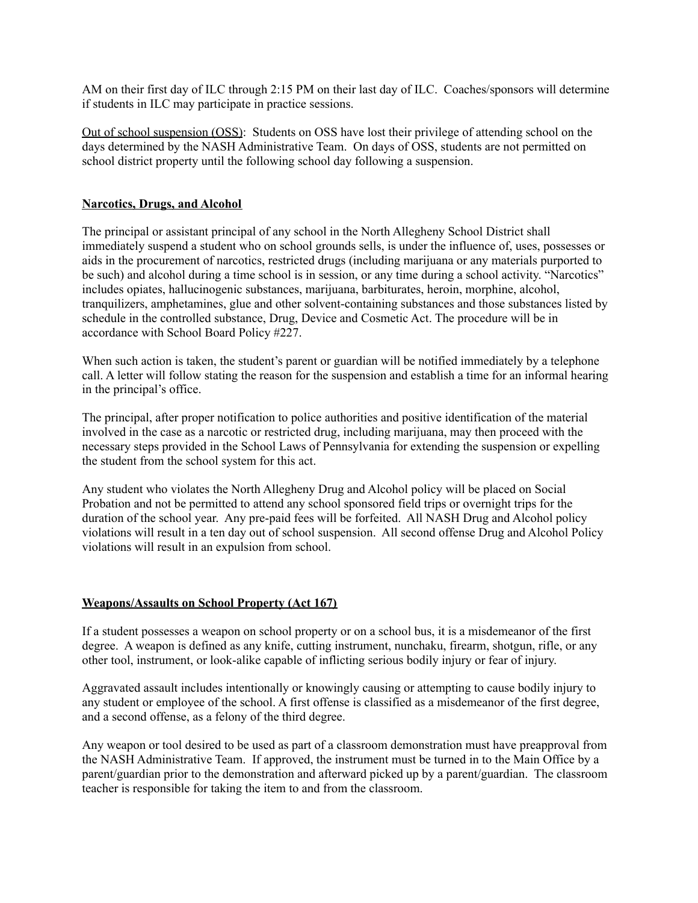AM on their first day of ILC through 2:15 PM on their last day of ILC. Coaches/sponsors will determine if students in ILC may participate in practice sessions.

Out of school suspension (OSS): Students on OSS have lost their privilege of attending school on the days determined by the NASH Administrative Team. On days of OSS, students are not permitted on school district property until the following school day following a suspension.

**Narcotics, Drugs, and Alcohol**

The principal or assistant principal of any school in the North Allegheny School District shall immediately suspend a student who on school grounds sells, is under the influence of, uses, possesses or aids in the procurement of narcotics, restricted drugs (including marijuana or any materials purported to be such) and alcohol during a time school is in session, or any time during a school activity. "Narcotics" includes opiates, hallucinogenic substances, marijuana, barbiturates, heroin, morphine, alcohol, tranquilizers, amphetamines, glue and other solvent-containing substances and those substances listed by schedule in the controlled substance, Drug, Device and Cosmetic Act. The procedure will be in accordance with School Board Policy #227.

When such action is taken, the student's parent or guardian will be notified immediately by a telephone call. A letter will follow stating the reason for the suspension and establish a time for an informal hearing in the principal's office.

The principal, after proper notification to police authorities and positive identification of the material involved in the case as a narcotic or restricted drug, including marijuana, may then proceed with the necessary steps provided in the School Laws of Pennsylvania for extending the suspension or expelling the student from the school system for this act.

Any student who violates the North Allegheny Drug and Alcohol policy will be placed on Social Probation and not be permitted to attend any school sponsored field trips or overnight trips for the duration of the school year. Any pre-paid fees will be forfeited. All NASH Drug and Alcohol policy violations will result in a ten day out of school suspension. All second offense Drug and Alcohol Policy violations will result in an expulsion from school.

**Weapons/Assaults on School Property (Act 167)**

If a student possesses a weapon on school property or on a school bus, it is a misdemeanor of the first degree. A weapon is defined as any knife, cutting instrument, nunchaku, firearm, shotgun, rifle, or any other tool, instrument, or look-alike capable of inflicting serious bodily injury or fear of injury.

Aggravated assault includes intentionally or knowingly causing or attempting to cause bodily injury to any student or employee of the school. A first offense is classified as a misdemeanor of the first degree, and a second offense, as a felony of the third degree.

Any weapon or tool desired to be used as part of a classroom demonstration must have preapproval from the NASH Administrative Team. If approved, the instrument must be turned in to the Main Office by a parent/guardian prior to the demonstration and afterward picked up by a parent/guardian. The classroom teacher is responsible for taking the item to and from the classroom.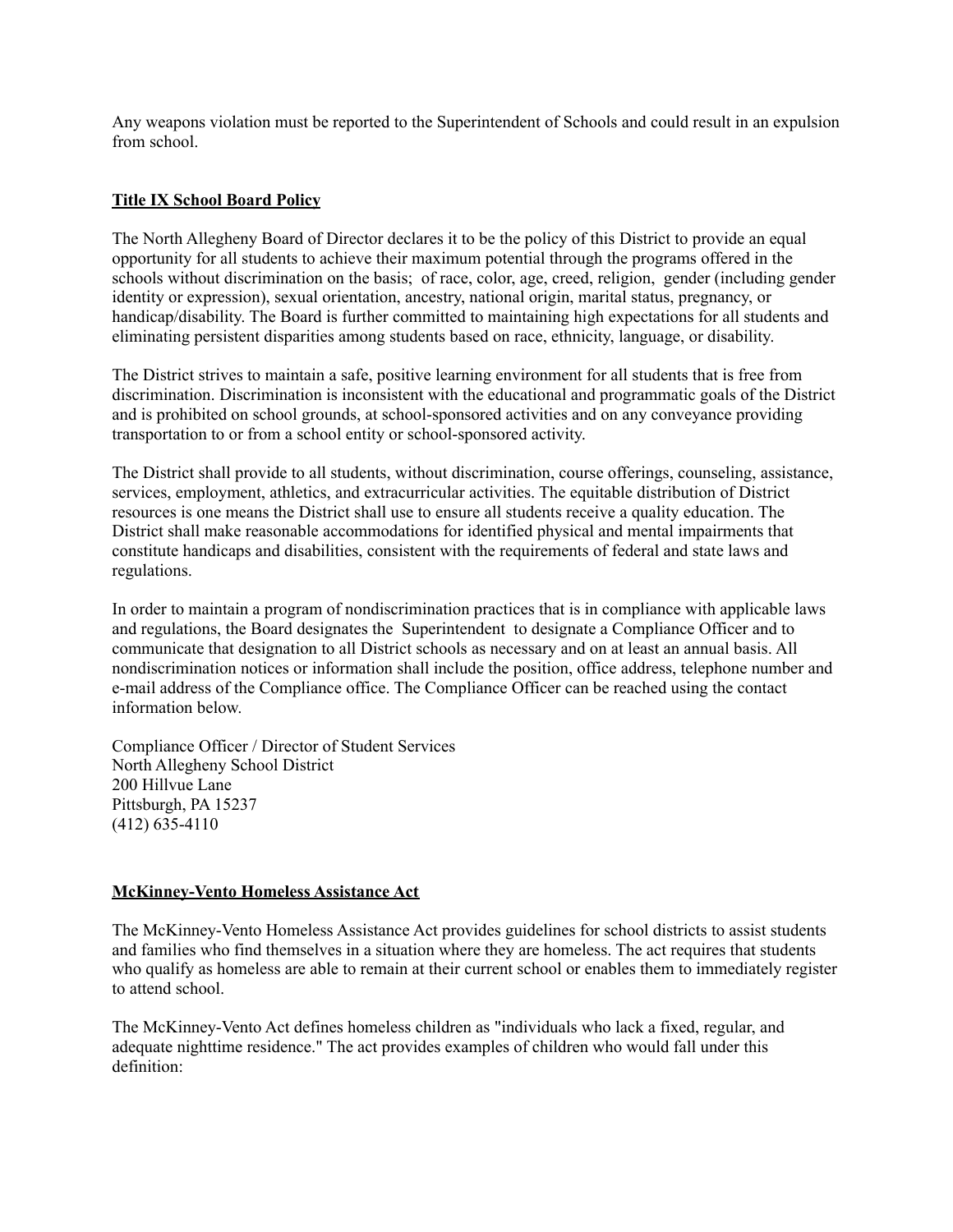Any weapons violation must be reported to the Superintendent of Schools and could result in an expulsion from school.

## Title IX School Board Policy

The North Allegheny Board of Director declares it to be the policy of this District to provide an equal opportunity for all students to achieve their maximum potential through the programs offered in the schools without discrimination on the basis; of race, color, age, creed, religion, gender (including gender identity or expression), sexual orientation, ancestry, national origin, marital status, pregnancy, or handicap/disability. The Board is further committed to maintaining high expectations for all students and eliminating persistent disparities among students based on race, ethnicity, language, or disability.

The District strives to maintain a safe, positive learning environment for all students that is free from discrimination. Discrimination is inconsistent with the educational and programmatic goals of the District and is prohibited on school grounds, at school-sponsored activities and on any conveyance providing transportation to or from a school entity or school-sponsored activity.

The District shall provide to all students, without discrimination, course offerings, counseling, assistance, services, employment, athletics, and extracurricular activities. The equitable distribution of District resources is one means the District shall use to ensure all students receive a quality education. The District shall make reasonable accommodations for identified physical and mental impairments that constitute handicaps and disabilities, consistent with the requirements of federal and state laws and regulations.

In order to maintain a program of nondiscrimination practices that is in compliance with applicable laws and regulations, the Board designates the Superintendent to designate a Compliance Officer and to communicate that designation to all District schools as necessary and on at least an annual basis. All nondiscrimination notices or information shall include the position, office address, telephone number and e-mail address of the Compliance office. The Compliance Officer can be reached using the contact information below.

Compliance Officer / Director of Student Services
North Allegheny School District
200 Hillvue Lane
Pittsburgh, PA 15237
(412) 635-4110

## McKinney-Vento Homeless Assistance Act

The McKinney-Vento Homeless Assistance Act provides guidelines for school districts to assist students and families who find themselves in a situation where they are homeless. The act requires that students who qualify as homeless are able to remain at their current school or enables them to immediately register to attend school.

The McKinney-Vento Act defines homeless children as "individuals who lack a fixed, regular, and adequate nighttime residence." The act provides examples of children who would fall under this definition: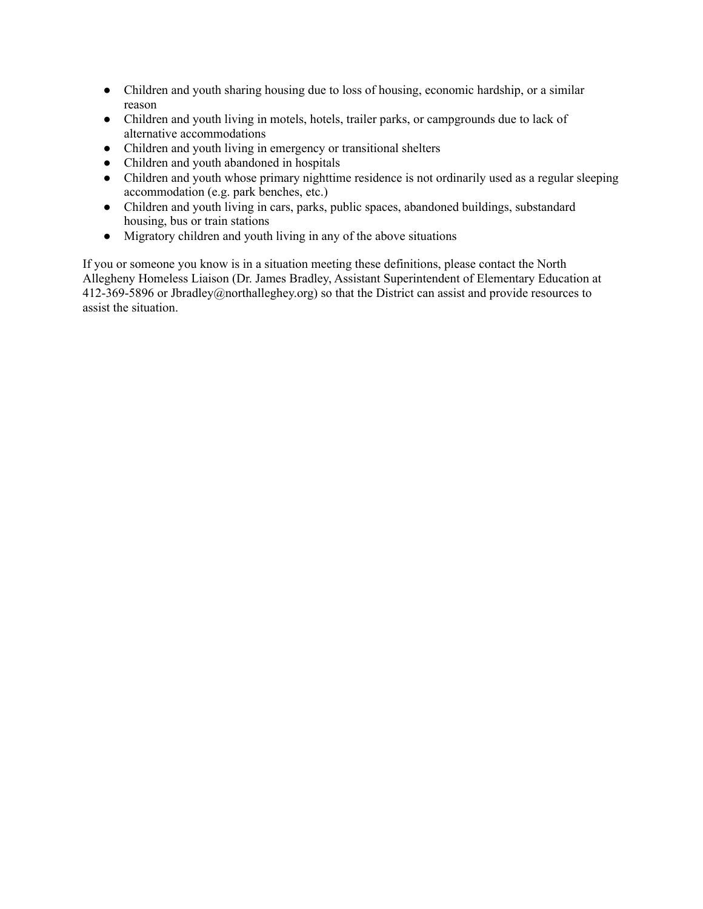- Children and youth sharing housing due to loss of housing, economic hardship, or a similar reason
- Children and youth living in motels, hotels, trailer parks, or campgrounds due to lack of alternative accommodations
- Children and youth living in emergency or transitional shelters
- Children and youth abandoned in hospitals
- Children and youth whose primary nighttime residence is not ordinarily used as a regular sleeping accommodation (e.g. park benches, etc.)
- Children and youth living in cars, parks, public spaces, abandoned buildings, substandard housing, bus or train stations
- Migratory children and youth living in any of the above situations

If you or someone you know is in a situation meeting these definitions, please contact the North Allegheny Homeless Liaison (Dr. James Bradley, Assistant Superintendent of Elementary Education at 412-369-5896 or Jbradley@northallegheny.org) so that the District can assist and provide resources to assist the situation.